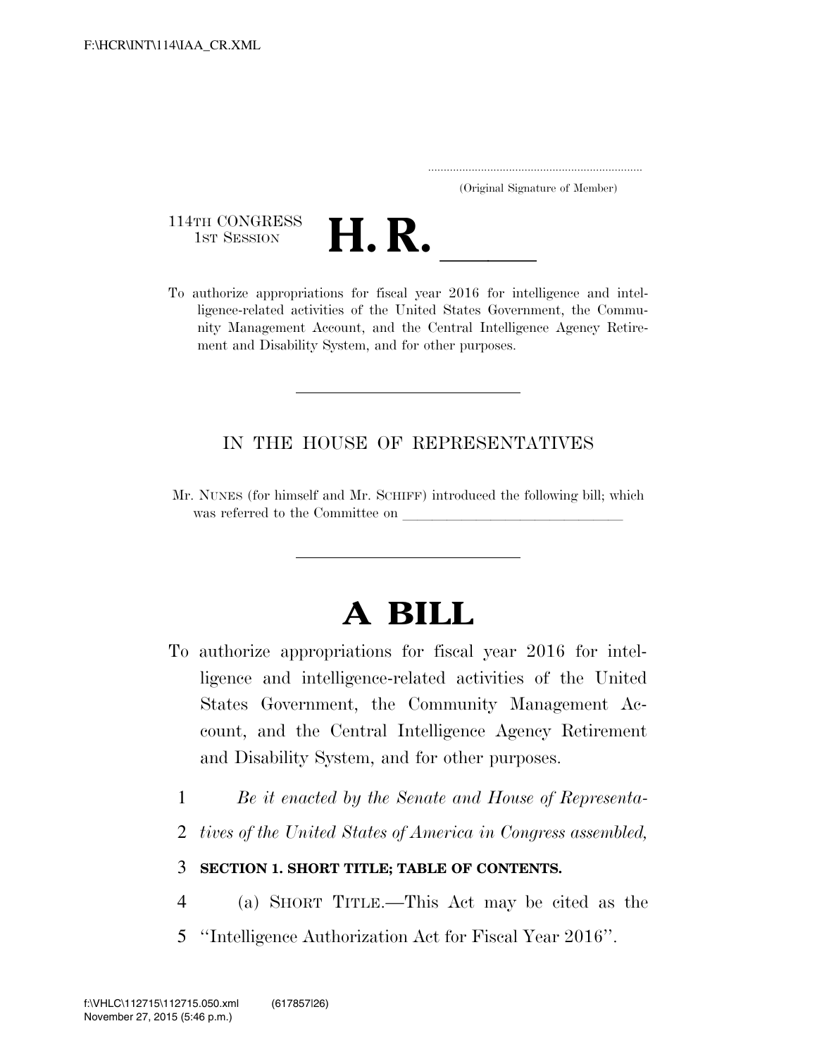(Original Signature of Member)

114TH CONGRESS
1ST SESSION

# H. R. \_\_\_\_\_

To authorize appropriations for fiscal year 2016 for intelligence and intelligence-related activities of the United States Government, the Community Management Account, and the Central Intelligence Agency Retirement and Disability System, and for other purposes.

IN THE HOUSE OF REPRESENTATIVES

Mr. NUNES (for himself and Mr. SCHIFF) introduced the following bill; which was referred to the Committee on \_\_\_\_\_\_\_\_\_\_\_\_\_\_\_\_\_\_\_\_\_\_\_\_\_\_\_\_\_\_

# A BILL

To authorize appropriations for fiscal year 2016 for intelligence and intelligence-related activities of the United States Government, the Community Management Account, and the Central Intelligence Agency Retirement and Disability System, and for other purposes.

1 *Be it enacted by the Senate and House of Representa-*
2 *tives of the United States of America in Congress assembled,*

3 **SECTION 1. SHORT TITLE; TABLE OF CONTENTS.**

4 (a) SHORT TITLE.—This Act may be cited as the
5 ''Intelligence Authorization Act for Fiscal Year 2016''.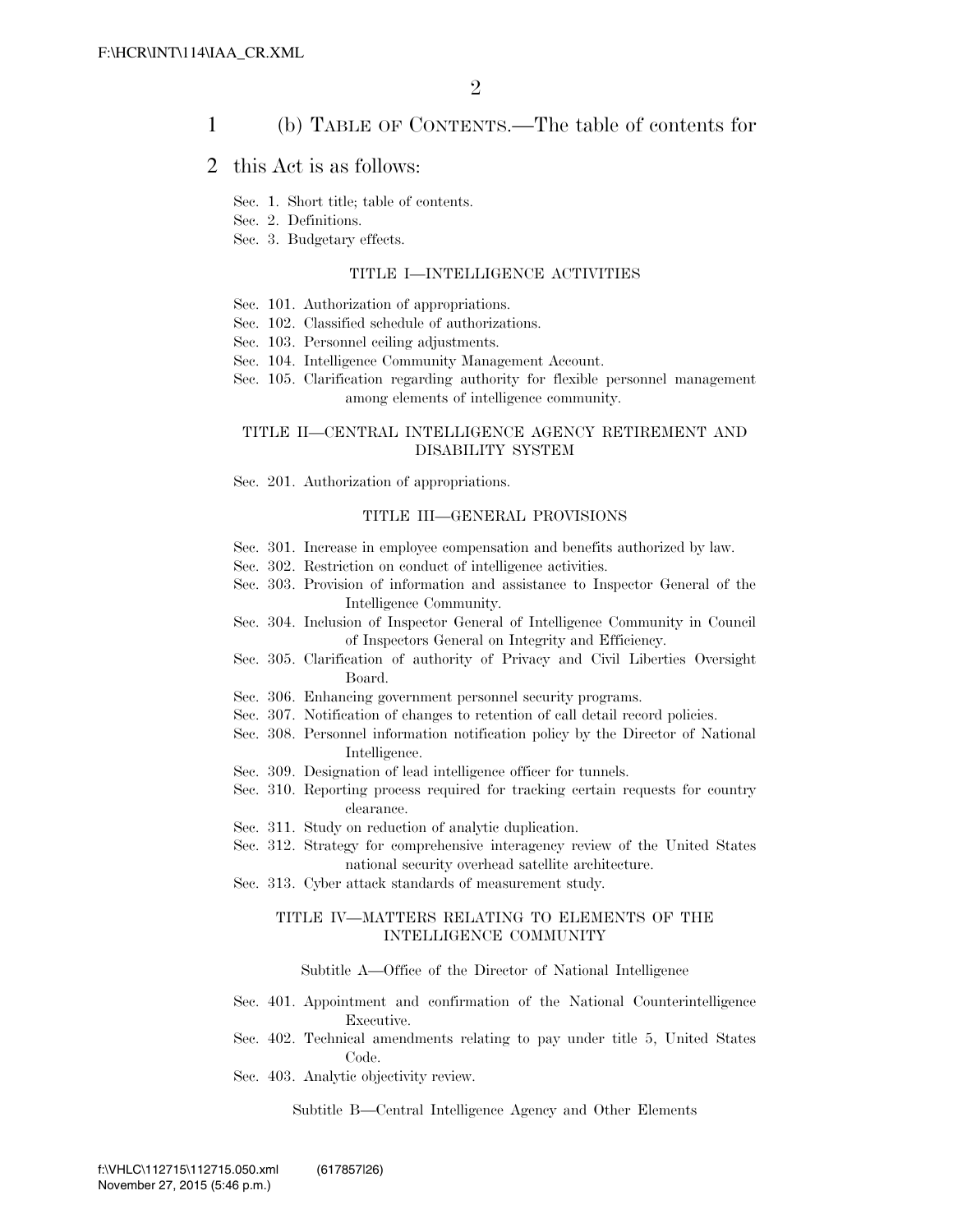(b) TABLE OF CONTENTS.—The table of contents for this Act is as follows:

Sec. 1. Short title; table of contents.
Sec. 2. Definitions.
Sec. 3. Budgetary effects.

TITLE I—INTELLIGENCE ACTIVITIES

Sec. 101. Authorization of appropriations.
Sec. 102. Classified schedule of authorizations.
Sec. 103. Personnel ceiling adjustments.
Sec. 104. Intelligence Community Management Account.
Sec. 105. Clarification regarding authority for flexible personnel management among elements of intelligence community.

TITLE II—CENTRAL INTELLIGENCE AGENCY RETIREMENT AND DISABILITY SYSTEM

Sec. 201. Authorization of appropriations.

TITLE III—GENERAL PROVISIONS

Sec. 301. Increase in employee compensation and benefits authorized by law.
Sec. 302. Restriction on conduct of intelligence activities.
Sec. 303. Provision of information and assistance to Inspector General of the Intelligence Community.
Sec. 304. Inclusion of Inspector General of Intelligence Community in Council of Inspectors General on Integrity and Efficiency.
Sec. 305. Clarification of authority of Privacy and Civil Liberties Oversight Board.
Sec. 306. Enhancing government personnel security programs.
Sec. 307. Notification of changes to retention of call detail record policies.
Sec. 308. Personnel information notification policy by the Director of National Intelligence.
Sec. 309. Designation of lead intelligence officer for tunnels.
Sec. 310. Reporting process required for tracking certain requests for country clearance.
Sec. 311. Study on reduction of analytic duplication.
Sec. 312. Strategy for comprehensive interagency review of the United States national security overhead satellite architecture.
Sec. 313. Cyber attack standards of measurement study.

TITLE IV—MATTERS RELATING TO ELEMENTS OF THE INTELLIGENCE COMMUNITY

Subtitle A—Office of the Director of National Intelligence

Sec. 401. Appointment and confirmation of the National Counterintelligence Executive.
Sec. 402. Technical amendments relating to pay under title 5, United States Code.
Sec. 403. Analytic objectivity review.

Subtitle B—Central Intelligence Agency and Other Elements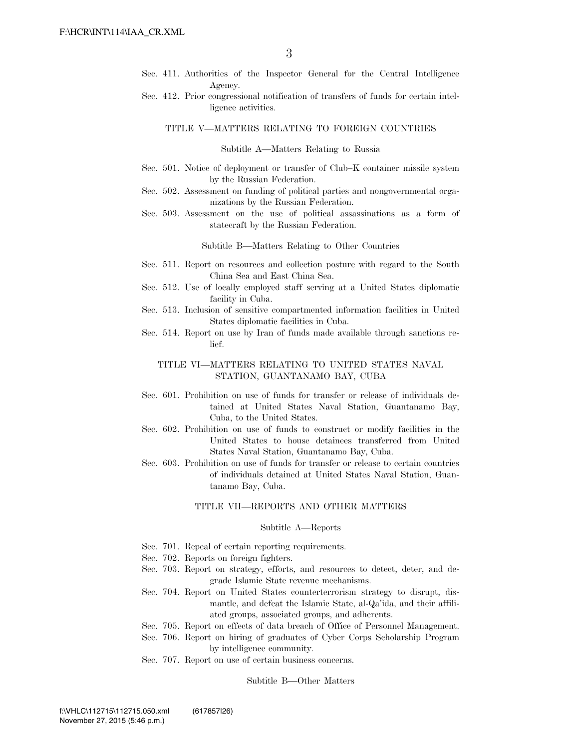Sec. 411. Authorities of the Inspector General for the Central Intelligence Agency.

Sec. 412. Prior congressional notification of transfers of funds for certain intelligence activities.

TITLE V—MATTERS RELATING TO FOREIGN COUNTRIES

Subtitle A—Matters Relating to Russia

Sec. 501. Notice of deployment or transfer of Club–K container missile system by the Russian Federation.

Sec. 502. Assessment on funding of political parties and nongovernmental organizations by the Russian Federation.

Sec. 503. Assessment on the use of political assassinations as a form of statecraft by the Russian Federation.

Subtitle B—Matters Relating to Other Countries

Sec. 511. Report on resources and collection posture with regard to the South China Sea and East China Sea.

Sec. 512. Use of locally employed staff serving at a United States diplomatic facility in Cuba.

Sec. 513. Inclusion of sensitive compartmented information facilities in United States diplomatic facilities in Cuba.

Sec. 514. Report on use by Iran of funds made available through sanctions relief.

TITLE VI—MATTERS RELATING TO UNITED STATES NAVAL STATION, GUANTANAMO BAY, CUBA

Sec. 601. Prohibition on use of funds for transfer or release of individuals detained at United States Naval Station, Guantanamo Bay, Cuba, to the United States.

Sec. 602. Prohibition on use of funds to construct or modify facilities in the United States to house detainees transferred from United States Naval Station, Guantanamo Bay, Cuba.

Sec. 603. Prohibition on use of funds for transfer or release to certain countries of individuals detained at United States Naval Station, Guantanamo Bay, Cuba.

TITLE VII—REPORTS AND OTHER MATTERS

Subtitle A—Reports

Sec. 701. Repeal of certain reporting requirements.

Sec. 702. Reports on foreign fighters.

Sec. 703. Report on strategy, efforts, and resources to detect, deter, and degrade Islamic State revenue mechanisms.

Sec. 704. Report on United States counterterrorism strategy to disrupt, dismantle, and defeat the Islamic State, al-Qa'ida, and their affiliated groups, associated groups, and adherents.

Sec. 705. Report on effects of data breach of Office of Personnel Management.

Sec. 706. Report on hiring of graduates of Cyber Corps Scholarship Program by intelligence community.

Sec. 707. Report on use of certain business concerns.

Subtitle B—Other Matters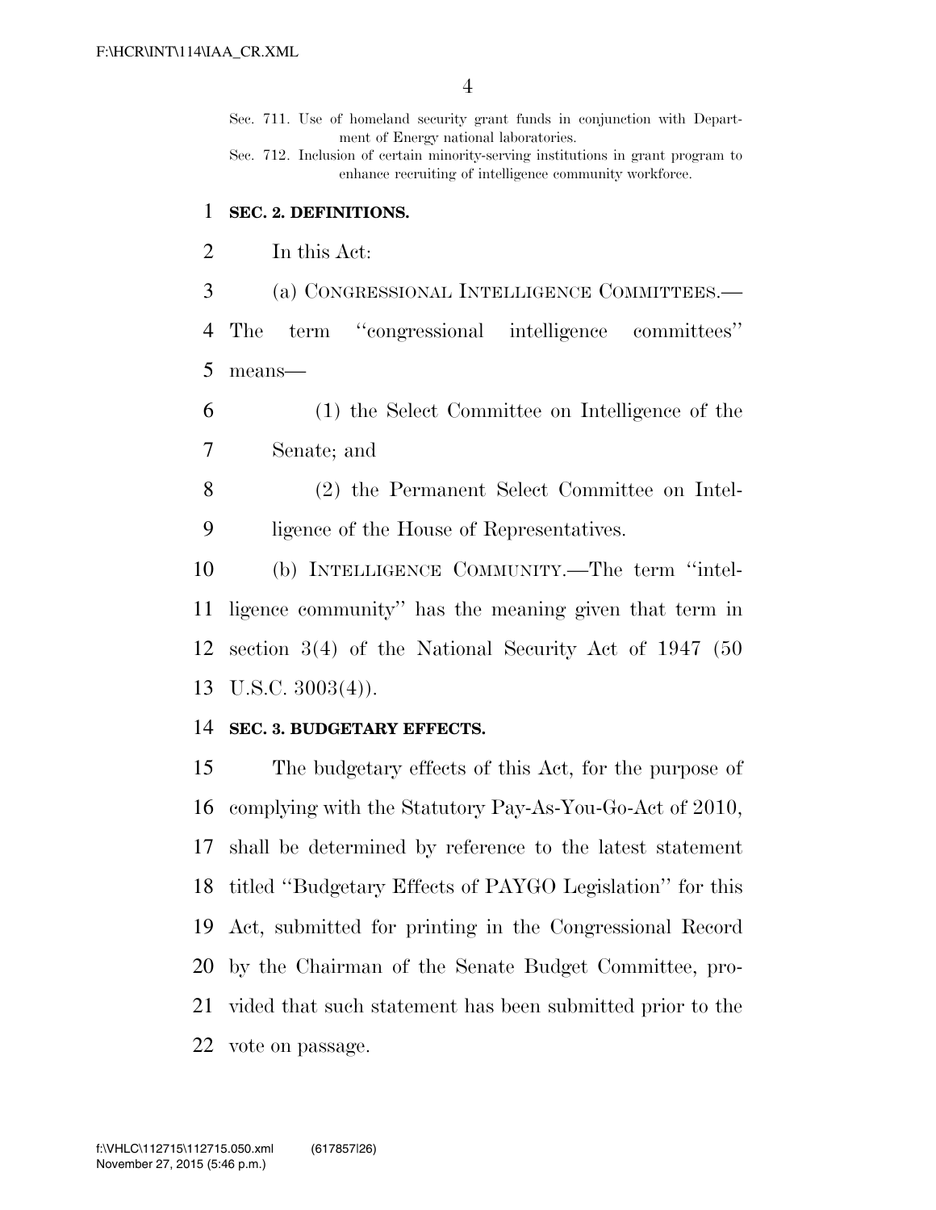Sec. 711. Use of homeland security grant funds in conjunction with Department of Energy national laboratories.
Sec. 712. Inclusion of certain minority-serving institutions in grant program to enhance recruiting of intelligence community workforce.

## SEC. 2. DEFINITIONS.

In this Act:

(a) CONGRESSIONAL INTELLIGENCE COMMITTEES.—The term ''congressional intelligence committees'' means—

(1) the Select Committee on Intelligence of the Senate; and

(2) the Permanent Select Committee on Intelligence of the House of Representatives.

(b) INTELLIGENCE COMMUNITY.—The term ''intelligence community'' has the meaning given that term in section 3(4) of the National Security Act of 1947 (50 U.S.C. 3003(4)).

## SEC. 3. BUDGETARY EFFECTS.

The budgetary effects of this Act, for the purpose of complying with the Statutory Pay-As-You-Go-Act of 2010, shall be determined by reference to the latest statement titled ''Budgetary Effects of PAYGO Legislation'' for this Act, submitted for printing in the Congressional Record by the Chairman of the Senate Budget Committee, provided that such statement has been submitted prior to the vote on passage.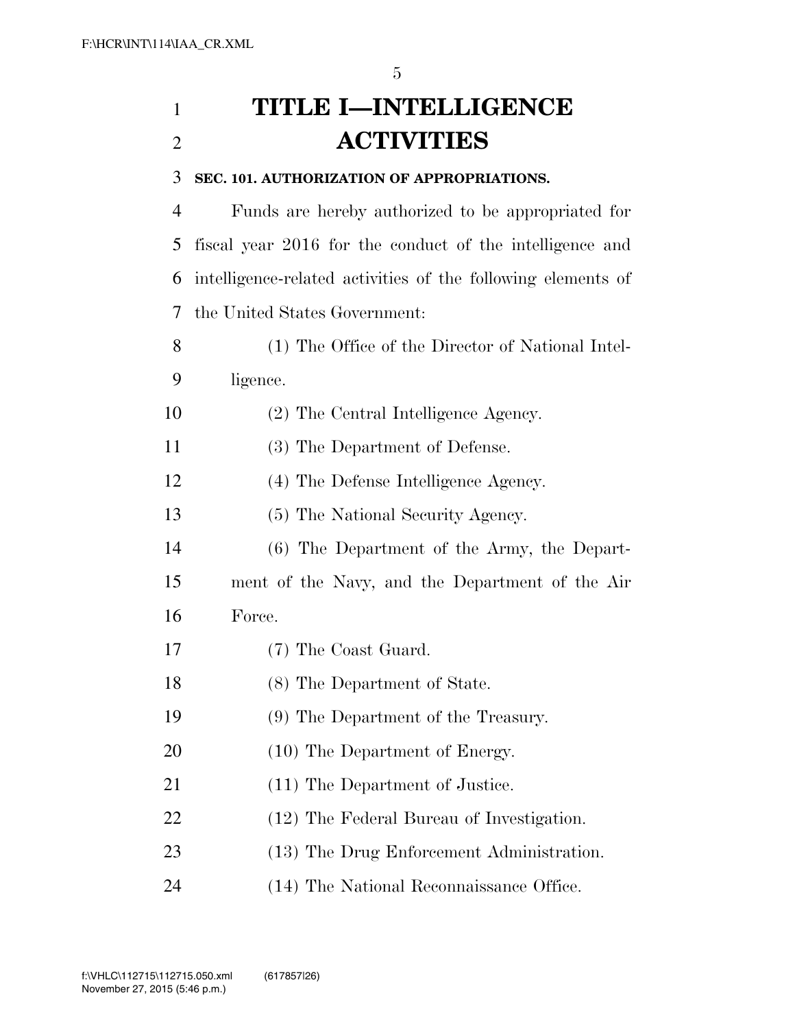# TITLE I—INTELLIGENCE ACTIVITIES

**SEC. 101. AUTHORIZATION OF APPROPRIATIONS.**

Funds are hereby authorized to be appropriated for fiscal year 2016 for the conduct of the intelligence and intelligence-related activities of the following elements of the United States Government:

(1) The Office of the Director of National Intelligence.

(2) The Central Intelligence Agency.

(3) The Department of Defense.

(4) The Defense Intelligence Agency.

(5) The National Security Agency.

(6) The Department of the Army, the Department of the Navy, and the Department of the Air Force.

(7) The Coast Guard.

(8) The Department of State.

(9) The Department of the Treasury.

(10) The Department of Energy.

(11) The Department of Justice.

(12) The Federal Bureau of Investigation.

(13) The Drug Enforcement Administration.

(14) The National Reconnaissance Office.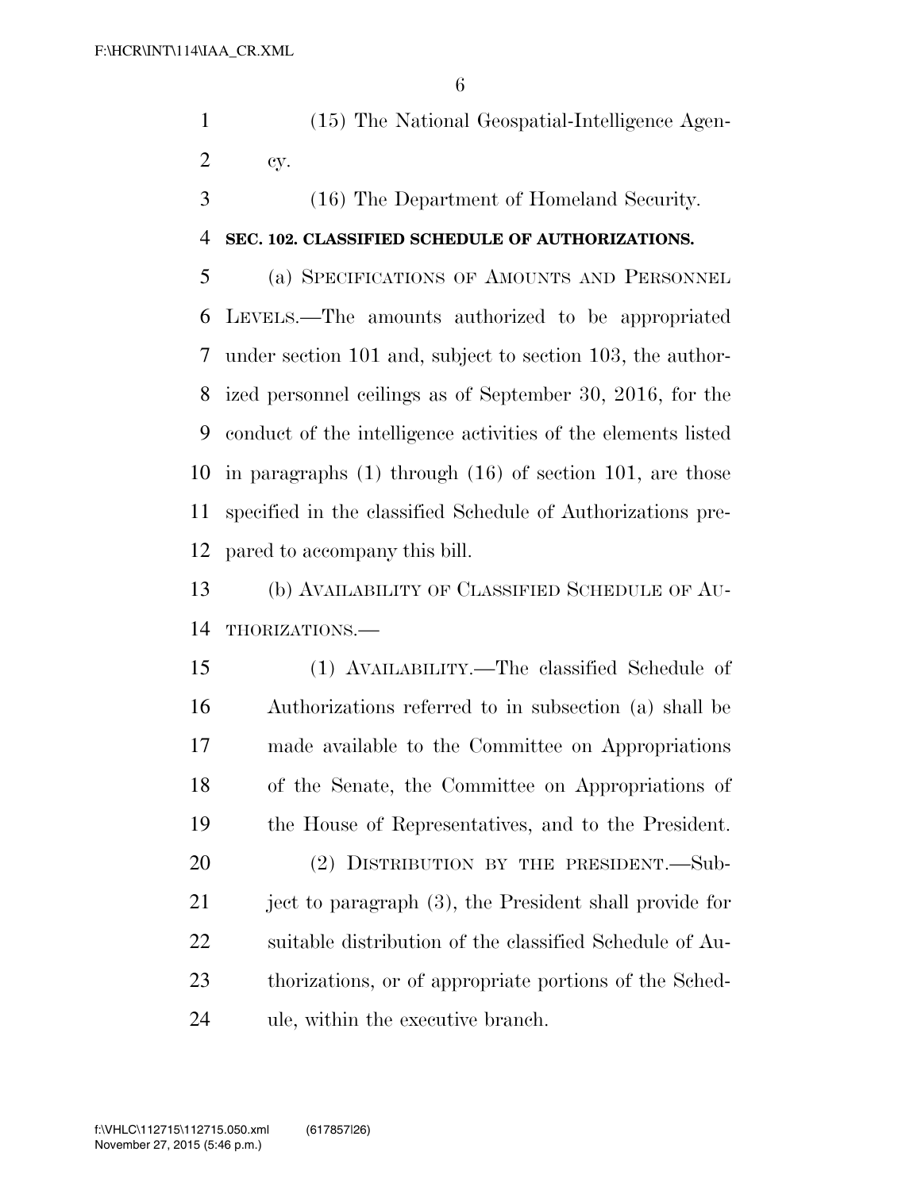(15) The National Geospatial-Intelligence Agency.

(16) The Department of Homeland Security.

**SEC. 102. CLASSIFIED SCHEDULE OF AUTHORIZATIONS.**

(a) SPECIFICATIONS OF AMOUNTS AND PERSONNEL LEVELS.—The amounts authorized to be appropriated under section 101 and, subject to section 103, the authorized personnel ceilings as of September 30, 2016, for the conduct of the intelligence activities of the elements listed in paragraphs (1) through (16) of section 101, are those specified in the classified Schedule of Authorizations prepared to accompany this bill.

(b) AVAILABILITY OF CLASSIFIED SCHEDULE OF AUTHORIZATIONS.—

(1) AVAILABILITY.—The classified Schedule of Authorizations referred to in subsection (a) shall be made available to the Committee on Appropriations of the Senate, the Committee on Appropriations of the House of Representatives, and to the President.

(2) DISTRIBUTION BY THE PRESIDENT.—Subject to paragraph (3), the President shall provide for suitable distribution of the classified Schedule of Authorizations, or of appropriate portions of the Schedule, within the executive branch.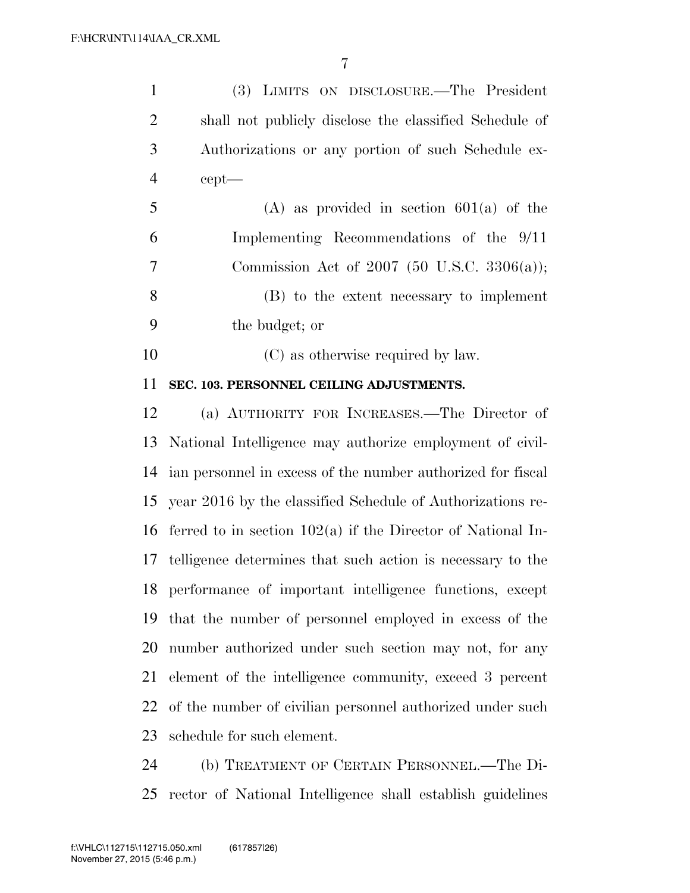(3) LIMITS ON DISCLOSURE.—The President shall not publicly disclose the classified Schedule of Authorizations or any portion of such Schedule except—

(A) as provided in section 601(a) of the Implementing Recommendations of the 9/11 Commission Act of 2007 (50 U.S.C. 3306(a));

(B) to the extent necessary to implement the budget; or

(C) as otherwise required by law.

**SEC. 103. PERSONNEL CEILING ADJUSTMENTS.**

(a) AUTHORITY FOR INCREASES.—The Director of National Intelligence may authorize employment of civilian personnel in excess of the number authorized for fiscal year 2016 by the classified Schedule of Authorizations referred to in section 102(a) if the Director of National Intelligence determines that such action is necessary to the performance of important intelligence functions, except that the number of personnel employed in excess of the number authorized under such section may not, for any element of the intelligence community, exceed 3 percent of the number of civilian personnel authorized under such schedule for such element.

(b) TREATMENT OF CERTAIN PERSONNEL.—The Director of National Intelligence shall establish guidelines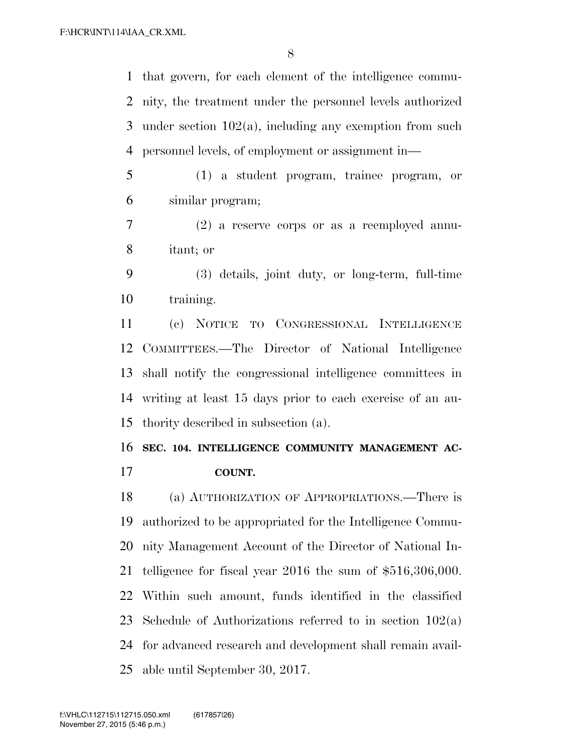that govern, for each element of the intelligence community, the treatment under the personnel levels authorized under section 102(a), including any exemption from such personnel levels, of employment or assignment in—

(1) a student program, trainee program, or similar program;

(2) a reserve corps or as a reemployed annuitant; or

(3) details, joint duty, or long-term, full-time training.

(c) NOTICE TO CONGRESSIONAL INTELLIGENCE COMMITTEES.—The Director of National Intelligence shall notify the congressional intelligence committees in writing at least 15 days prior to each exercise of an authority described in subsection (a).

## SEC. 104. INTELLIGENCE COMMUNITY MANAGEMENT ACCOUNT.

(a) AUTHORIZATION OF APPROPRIATIONS.—There is authorized to be appropriated for the Intelligence Community Management Account of the Director of National Intelligence for fiscal year 2016 the sum of $516,306,000. Within such amount, funds identified in the classified Schedule of Authorizations referred to in section 102(a) for advanced research and development shall remain available until September 30, 2017.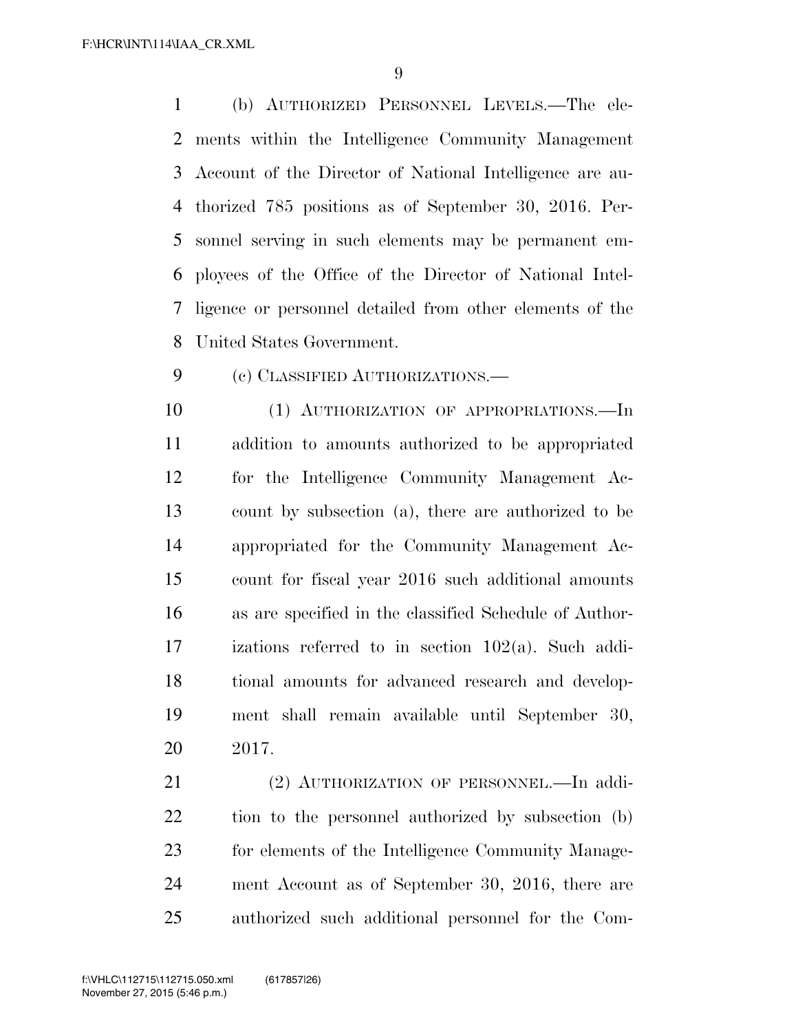(b) AUTHORIZED PERSONNEL LEVELS.—The elements within the Intelligence Community Management Account of the Director of National Intelligence are authorized 785 positions as of September 30, 2016. Personnel serving in such elements may be permanent employees of the Office of the Director of National Intelligence or personnel detailed from other elements of the United States Government.

(c) CLASSIFIED AUTHORIZATIONS.—

(1) AUTHORIZATION OF APPROPRIATIONS.—In addition to amounts authorized to be appropriated for the Intelligence Community Management Account by subsection (a), there are authorized to be appropriated for the Community Management Account for fiscal year 2016 such additional amounts as are specified in the classified Schedule of Authorizations referred to in section 102(a). Such additional amounts for advanced research and development shall remain available until September 30, 2017.

(2) AUTHORIZATION OF PERSONNEL.—In addition to the personnel authorized by subsection (b) for elements of the Intelligence Community Management Account as of September 30, 2016, there are authorized such additional personnel for the Com-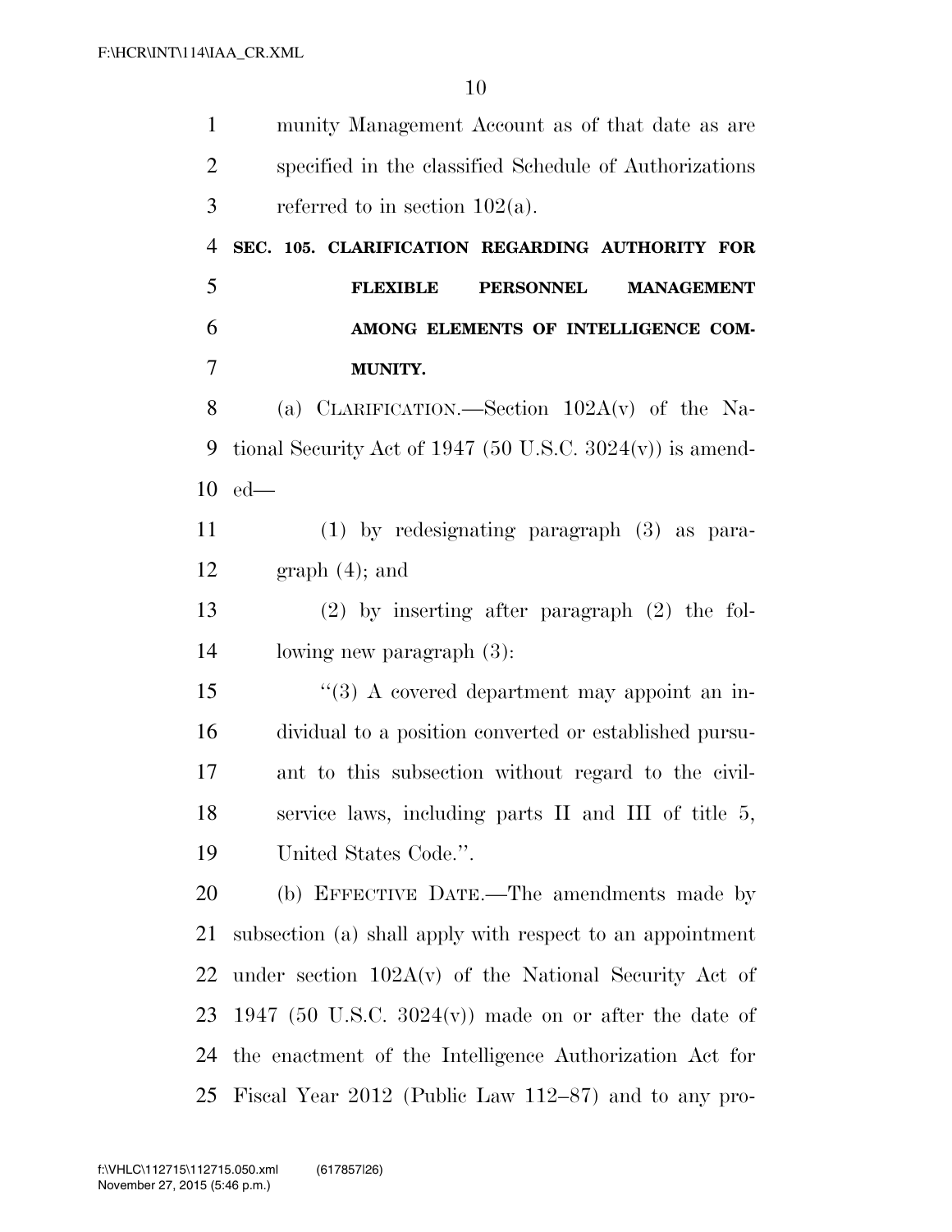munity Management Account as of that date as are specified in the classified Schedule of Authorizations referred to in section 102(a).

**SEC. 105. CLARIFICATION REGARDING AUTHORITY FOR FLEXIBLE PERSONNEL MANAGEMENT AMONG ELEMENTS OF INTELLIGENCE COMMUNITY.**

(a) CLARIFICATION.—Section 102A(v) of the National Security Act of 1947 (50 U.S.C. 3024(v)) is amended—

(1) by redesignating paragraph (3) as paragraph (4); and

(2) by inserting after paragraph (2) the following new paragraph (3):

"(3) A covered department may appoint an individual to a position converted or established pursuant to this subsection without regard to the civil-service laws, including parts II and III of title 5, United States Code.".

(b) EFFECTIVE DATE.—The amendments made by subsection (a) shall apply with respect to an appointment under section 102A(v) of the National Security Act of 1947 (50 U.S.C. 3024(v)) made on or after the date of the enactment of the Intelligence Authorization Act for Fiscal Year 2012 (Public Law 112–87) and to any pro-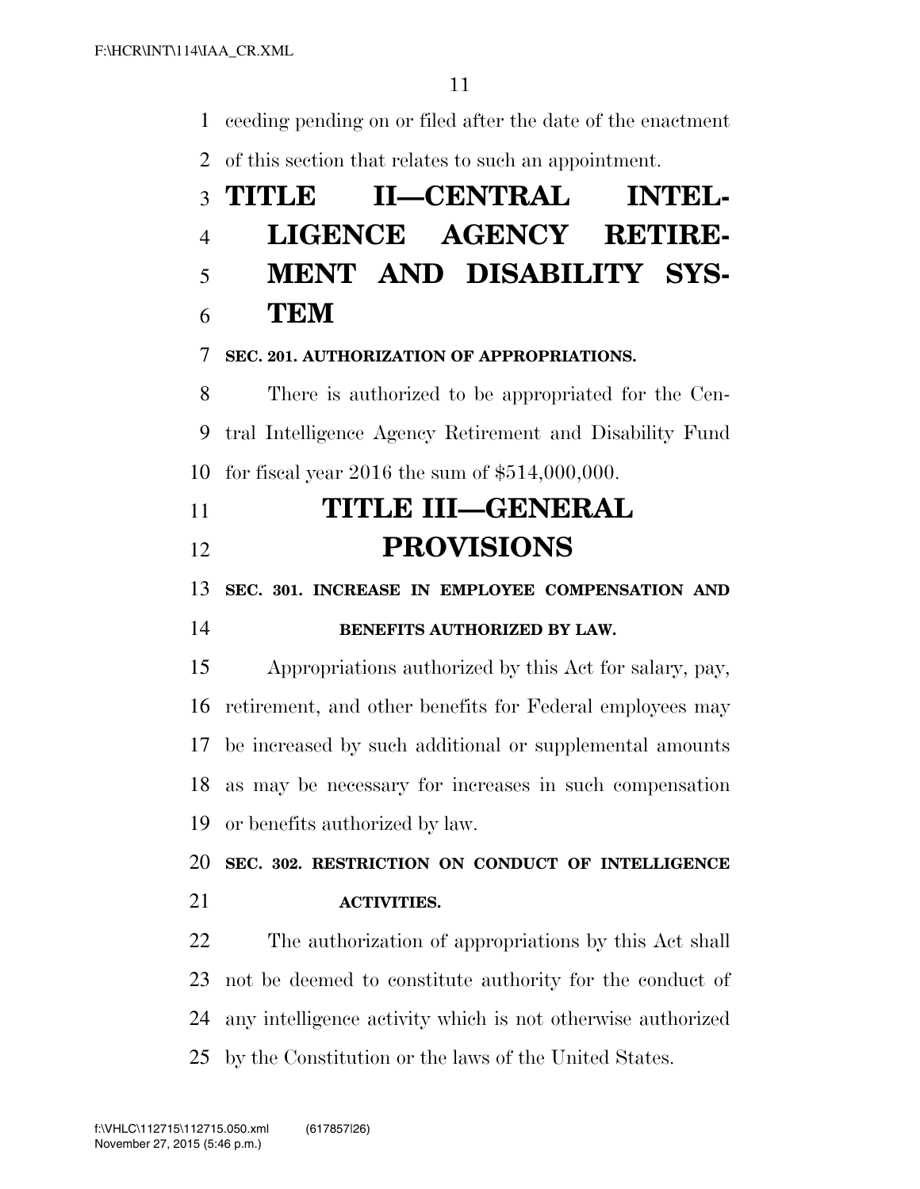ceeding pending on or filed after the date of the enactment of this section that relates to such an appointment.

# TITLE II—CENTRAL INTELLIGENCE AGENCY RETIREMENT AND DISABILITY SYSTEM

### SEC. 201. AUTHORIZATION OF APPROPRIATIONS.

There is authorized to be appropriated for the Central Intelligence Agency Retirement and Disability Fund for fiscal year 2016 the sum of $514,000,000.

# TITLE III—GENERAL PROVISIONS

### SEC. 301. INCREASE IN EMPLOYEE COMPENSATION AND BENEFITS AUTHORIZED BY LAW.

Appropriations authorized by this Act for salary, pay, retirement, and other benefits for Federal employees may be increased by such additional or supplemental amounts as may be necessary for increases in such compensation or benefits authorized by law.

### SEC. 302. RESTRICTION ON CONDUCT OF INTELLIGENCE ACTIVITIES.

The authorization of appropriations by this Act shall not be deemed to constitute authority for the conduct of any intelligence activity which is not otherwise authorized by the Constitution or the laws of the United States.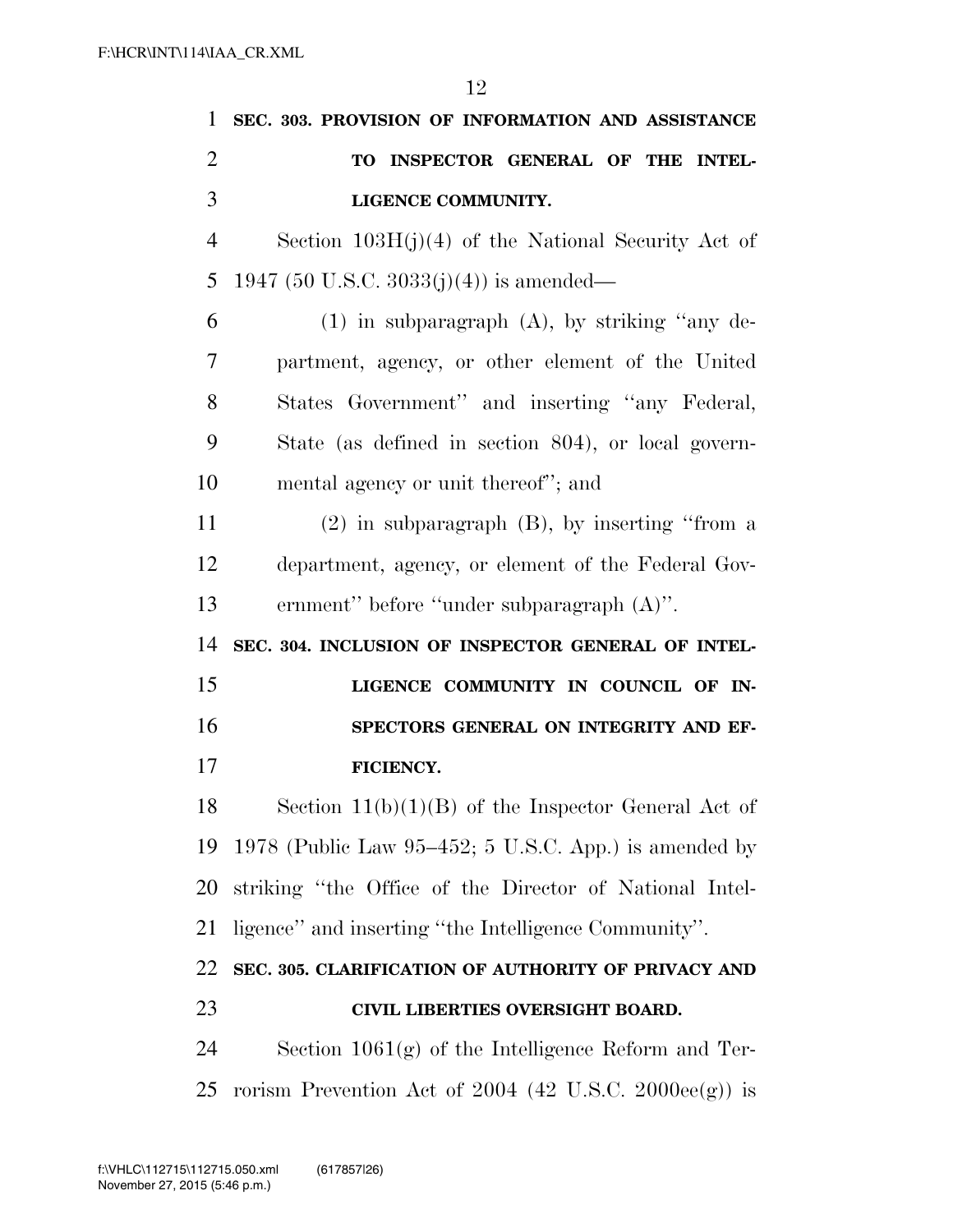**SEC. 303. PROVISION OF INFORMATION AND ASSISTANCE TO INSPECTOR GENERAL OF THE INTELLIGENCE COMMUNITY.**

Section 103H(j)(4) of the National Security Act of 1947 (50 U.S.C. 3033(j)(4)) is amended—

(1) in subparagraph (A), by striking "any department, agency, or other element of the United States Government" and inserting "any Federal, State (as defined in section 804), or local governmental agency or unit thereof"; and

(2) in subparagraph (B), by inserting "from a department, agency, or element of the Federal Government" before "under subparagraph (A)".

**SEC. 304. INCLUSION OF INSPECTOR GENERAL OF INTELLIGENCE COMMUNITY IN COUNCIL OF INSPECTORS GENERAL ON INTEGRITY AND EFFICIENCY.**

Section 11(b)(1)(B) of the Inspector General Act of 1978 (Public Law 95–452; 5 U.S.C. App.) is amended by striking "the Office of the Director of National Intelligence" and inserting "the Intelligence Community".

**SEC. 305. CLARIFICATION OF AUTHORITY OF PRIVACY AND CIVIL LIBERTIES OVERSIGHT BOARD.**

Section 1061(g) of the Intelligence Reform and Terrorism Prevention Act of 2004 (42 U.S.C. 2000ee(g)) is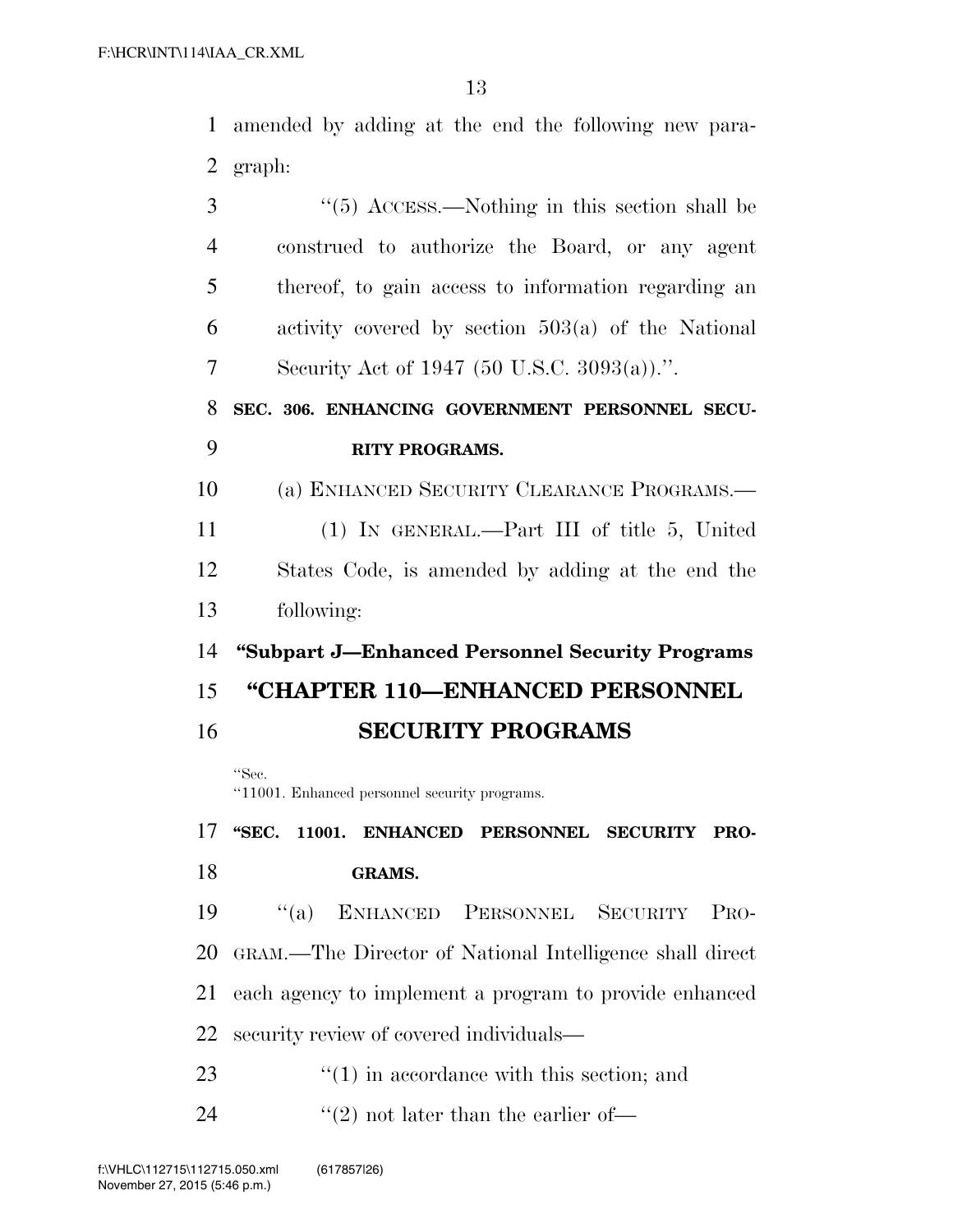amended by adding at the end the following new paragraph:

"(5) ACCESS.—Nothing in this section shall be construed to authorize the Board, or any agent thereof, to gain access to information regarding an activity covered by section 503(a) of the National Security Act of 1947 (50 U.S.C. 3093(a)).".

**SEC. 306. ENHANCING GOVERNMENT PERSONNEL SECURITY PROGRAMS.**

(a) ENHANCED SECURITY CLEARANCE PROGRAMS.—

(1) IN GENERAL.—Part III of title 5, United States Code, is amended by adding at the end the following:

**"Subpart J—Enhanced Personnel Security Programs**

## "CHAPTER 110—ENHANCED PERSONNEL SECURITY PROGRAMS

"Sec.
"11001. Enhanced personnel security programs.

**"SEC. 11001. ENHANCED PERSONNEL SECURITY PROGRAMS.**

"(a) ENHANCED PERSONNEL SECURITY PROGRAM.—The Director of National Intelligence shall direct each agency to implement a program to provide enhanced security review of covered individuals—

"(1) in accordance with this section; and

"(2) not later than the earlier of—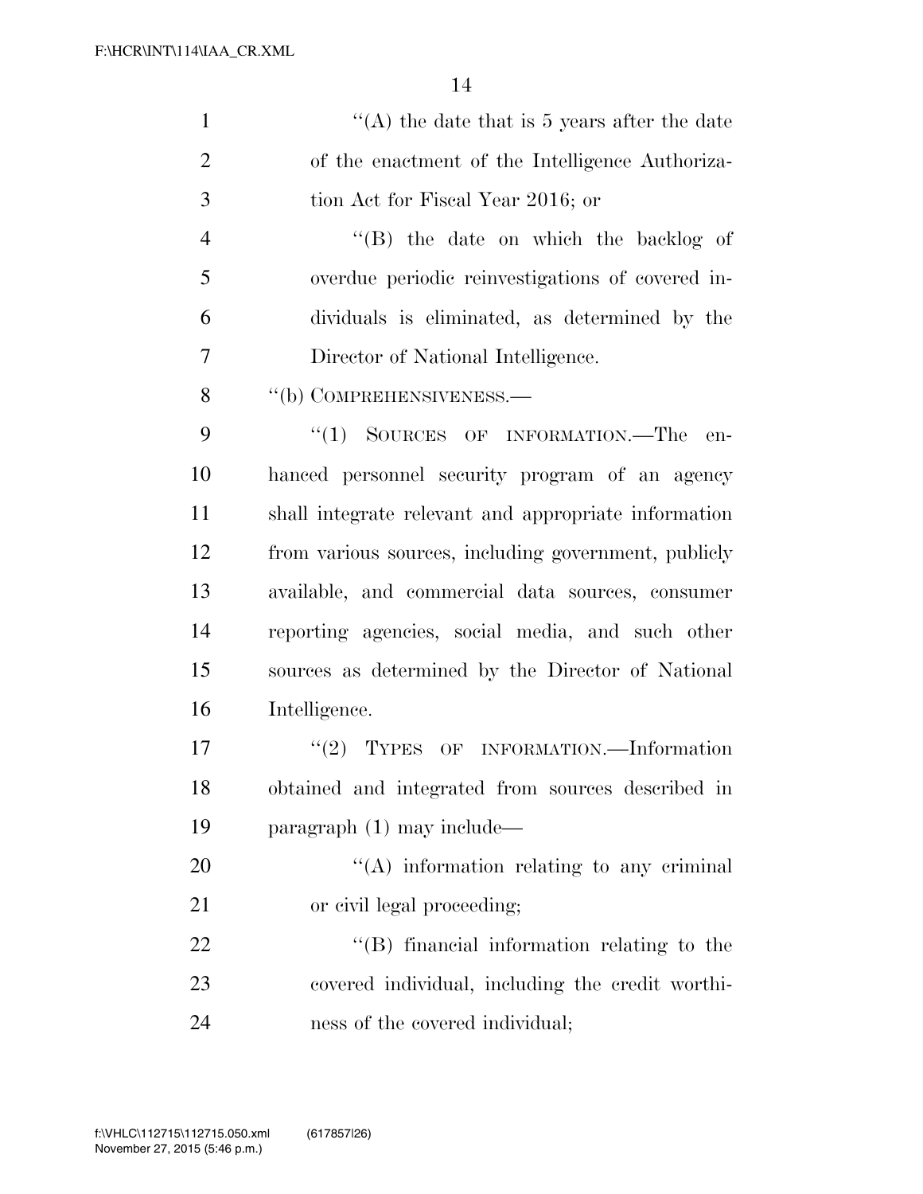''(A) the date that is 5 years after the date of the enactment of the Intelligence Authorization Act for Fiscal Year 2016; or

''(B) the date on which the backlog of overdue periodic reinvestigations of covered individuals is eliminated, as determined by the Director of National Intelligence.

''(b) COMPREHENSIVENESS.—

''(1) SOURCES OF INFORMATION.—The enhanced personnel security program of an agency shall integrate relevant and appropriate information from various sources, including government, publicly available, and commercial data sources, consumer reporting agencies, social media, and such other sources as determined by the Director of National Intelligence.

''(2) TYPES OF INFORMATION.—Information obtained and integrated from sources described in paragraph (1) may include—

''(A) information relating to any criminal or civil legal proceeding;

''(B) financial information relating to the covered individual, including the credit worthiness of the covered individual;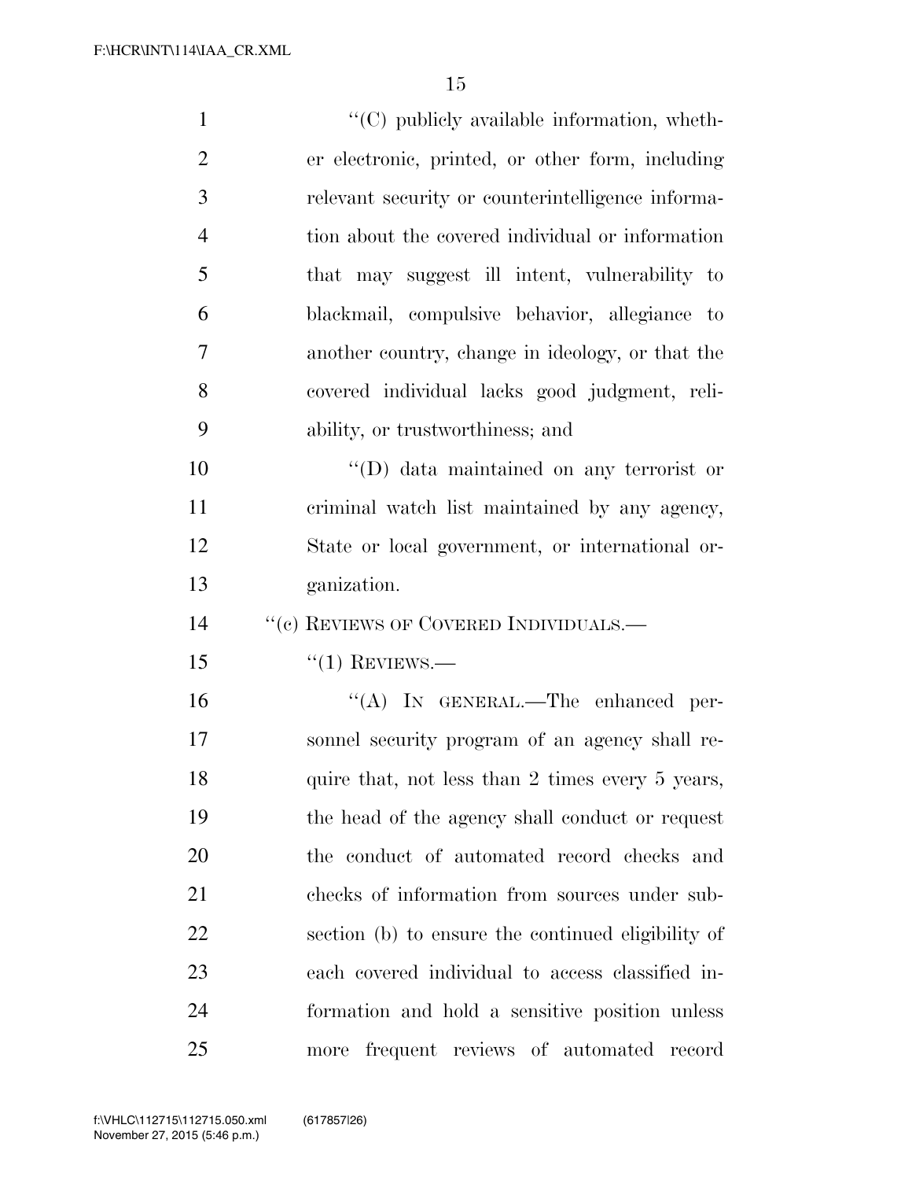''(C) publicly available information, whether electronic, printed, or other form, including relevant security or counterintelligence information about the covered individual or information that may suggest ill intent, vulnerability to blackmail, compulsive behavior, allegiance to another country, change in ideology, or that the covered individual lacks good judgment, reliability, or trustworthiness; and

''(D) data maintained on any terrorist or criminal watch list maintained by any agency, State or local government, or international organization.

''(c) REVIEWS OF COVERED INDIVIDUALS.—

''(1) REVIEWS.—

''(A) IN GENERAL.—The enhanced personnel security program of an agency shall require that, not less than 2 times every 5 years, the head of the agency shall conduct or request the conduct of automated record checks and checks of information from sources under subsection (b) to ensure the continued eligibility of each covered individual to access classified information and hold a sensitive position unless more frequent reviews of automated record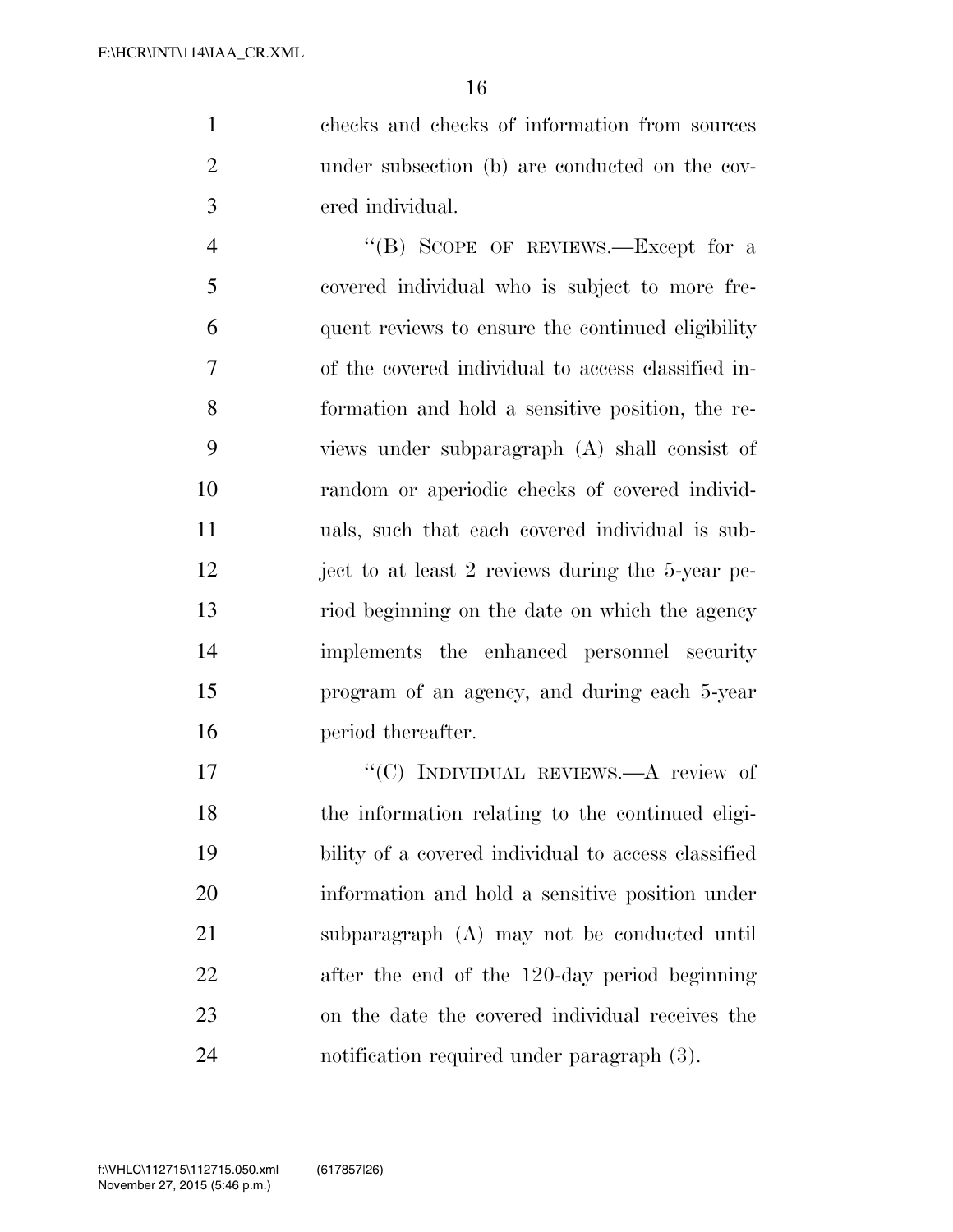checks and checks of information from sources under subsection (b) are conducted on the covered individual.

"(B) SCOPE OF REVIEWS.—Except for a covered individual who is subject to more frequent reviews to ensure the continued eligibility of the covered individual to access classified information and hold a sensitive position, the reviews under subparagraph (A) shall consist of random or aperiodic checks of covered individuals, such that each covered individual is subject to at least 2 reviews during the 5-year period beginning on the date on which the agency implements the enhanced personnel security program of an agency, and during each 5-year period thereafter.

"(C) INDIVIDUAL REVIEWS.—A review of the information relating to the continued eligibility of a covered individual to access classified information and hold a sensitive position under subparagraph (A) may not be conducted until after the end of the 120-day period beginning on the date the covered individual receives the notification required under paragraph (3).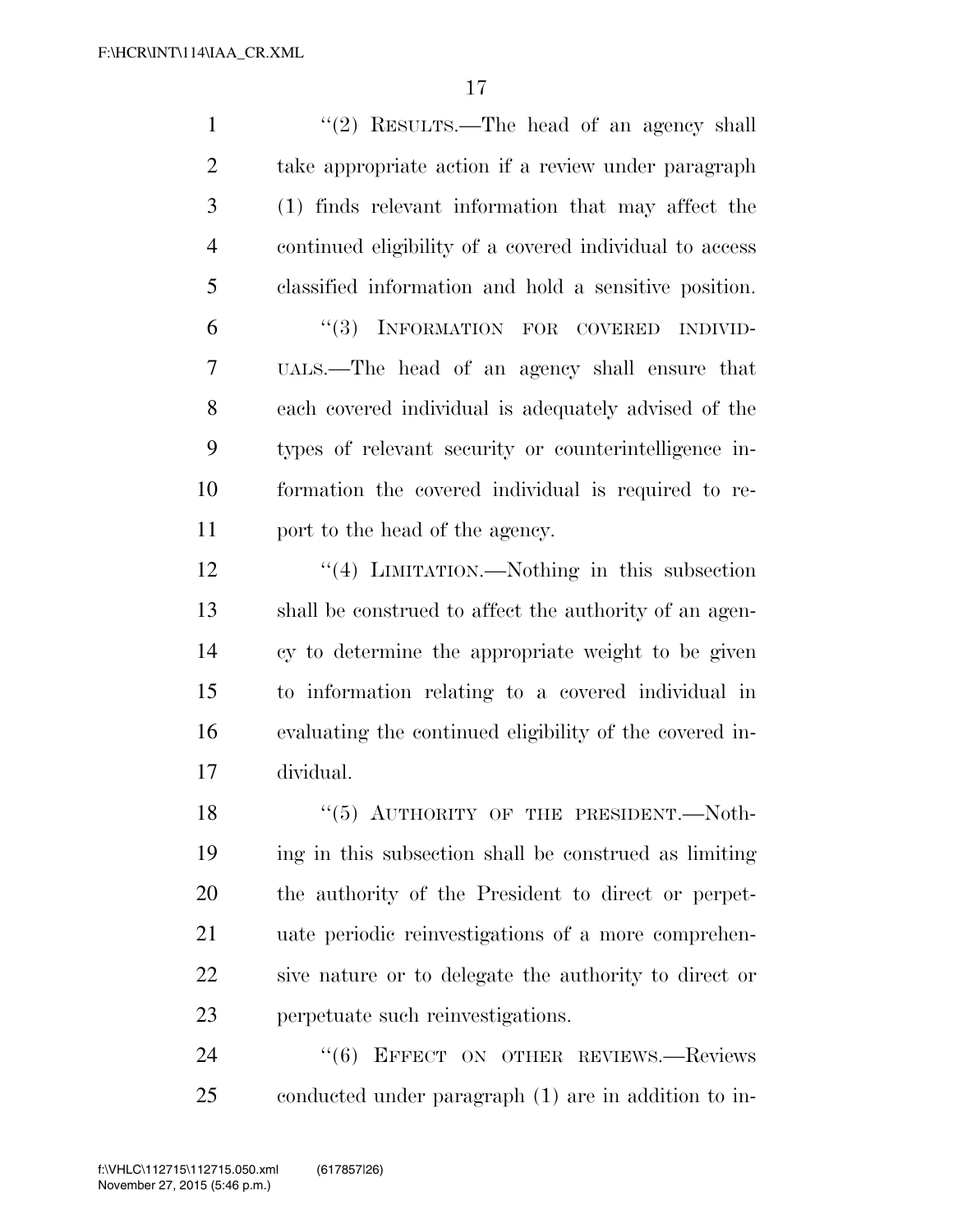"(2) RESULTS.—The head of an agency shall take appropriate action if a review under paragraph (1) finds relevant information that may affect the continued eligibility of a covered individual to access classified information and hold a sensitive position.

"(3) INFORMATION FOR COVERED INDIVIDUALS.—The head of an agency shall ensure that each covered individual is adequately advised of the types of relevant security or counterintelligence information the covered individual is required to report to the head of the agency.

"(4) LIMITATION.—Nothing in this subsection shall be construed to affect the authority of an agency to determine the appropriate weight to be given to information relating to a covered individual in evaluating the continued eligibility of the covered individual.

"(5) AUTHORITY OF THE PRESIDENT.—Nothing in this subsection shall be construed as limiting the authority of the President to direct or perpetuate periodic reinvestigations of a more comprehensive nature or to delegate the authority to direct or perpetuate such reinvestigations.

"(6) EFFECT ON OTHER REVIEWS.—Reviews conducted under paragraph (1) are in addition to in-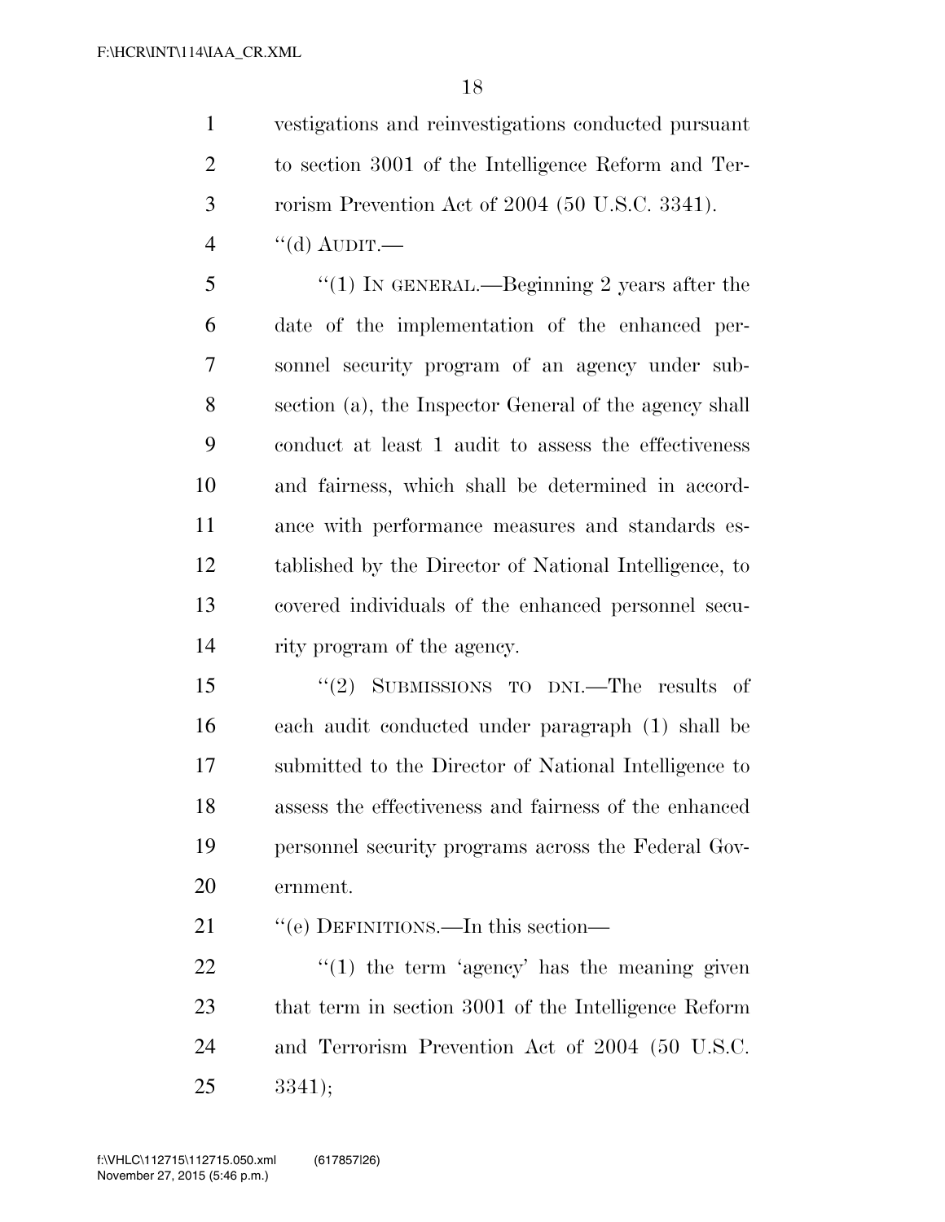vestigations and reinvestigations conducted pursuant to section 3001 of the Intelligence Reform and Terrorism Prevention Act of 2004 (50 U.S.C. 3341).

"(d) AUDIT.—

"(1) IN GENERAL.—Beginning 2 years after the date of the implementation of the enhanced personnel security program of an agency under subsection (a), the Inspector General of the agency shall conduct at least 1 audit to assess the effectiveness and fairness, which shall be determined in accordance with performance measures and standards established by the Director of National Intelligence, to covered individuals of the enhanced personnel security program of the agency.

"(2) SUBMISSIONS TO DNI.—The results of each audit conducted under paragraph (1) shall be submitted to the Director of National Intelligence to assess the effectiveness and fairness of the enhanced personnel security programs across the Federal Government.

"(e) DEFINITIONS.—In this section—

"(1) the term 'agency' has the meaning given that term in section 3001 of the Intelligence Reform and Terrorism Prevention Act of 2004 (50 U.S.C. 3341);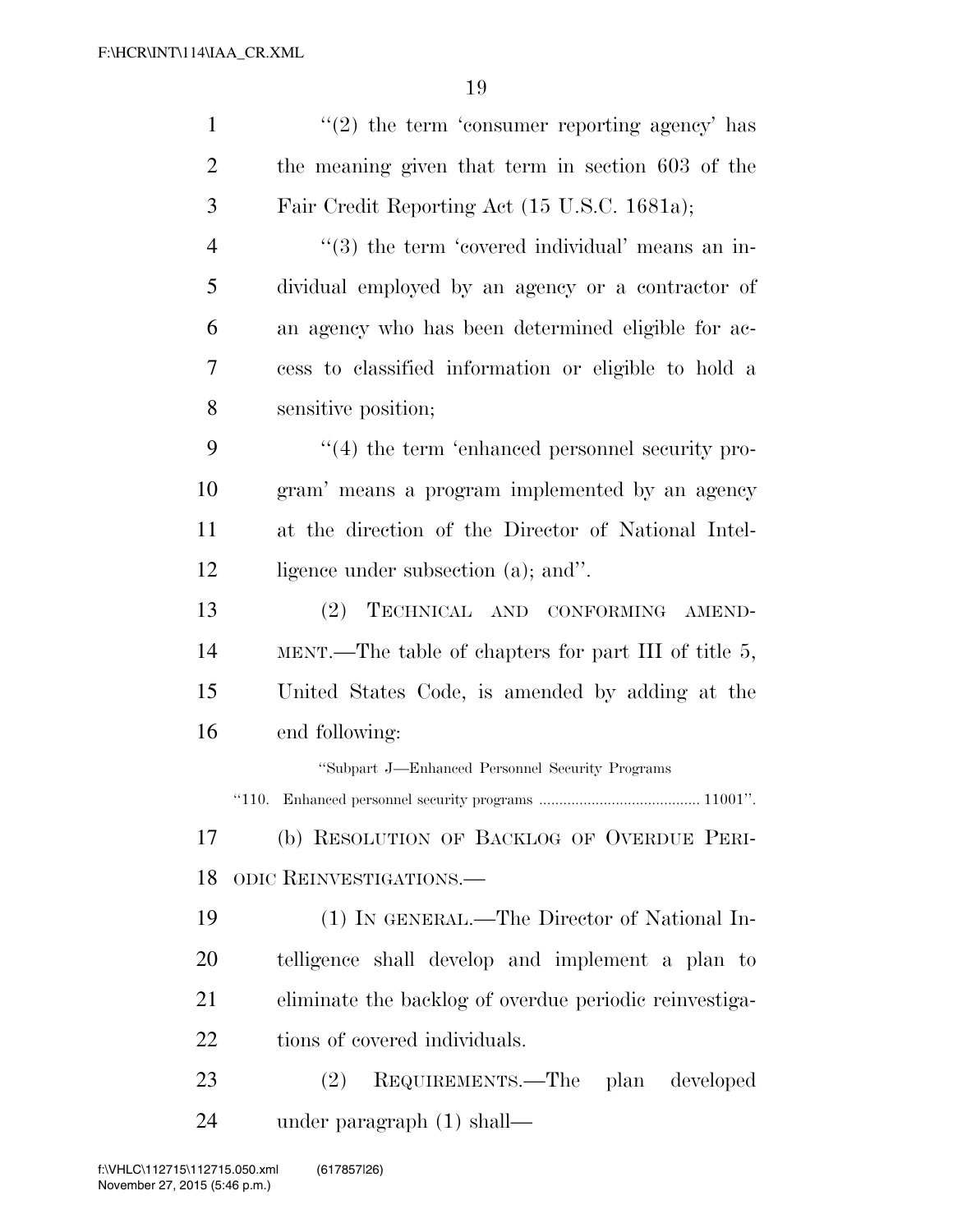"(2) the term 'consumer reporting agency' has the meaning given that term in section 603 of the Fair Credit Reporting Act (15 U.S.C. 1681a);

"(3) the term 'covered individual' means an individual employed by an agency or a contractor of an agency who has been determined eligible for access to classified information or eligible to hold a sensitive position;

"(4) the term 'enhanced personnel security program' means a program implemented by an agency at the direction of the Director of National Intelligence under subsection (a); and".

(2) TECHNICAL AND CONFORMING AMENDMENT.—The table of chapters for part III of title 5, United States Code, is amended by adding at the end following:

"Subpart J—Enhanced Personnel Security Programs

"110. Enhanced personnel security programs ........................................ 11001".

(b) RESOLUTION OF BACKLOG OF OVERDUE PERIODIC REINVESTIGATIONS.—

(1) IN GENERAL.—The Director of National Intelligence shall develop and implement a plan to eliminate the backlog of overdue periodic reinvestigations of covered individuals.

(2) REQUIREMENTS.—The plan developed under paragraph (1) shall—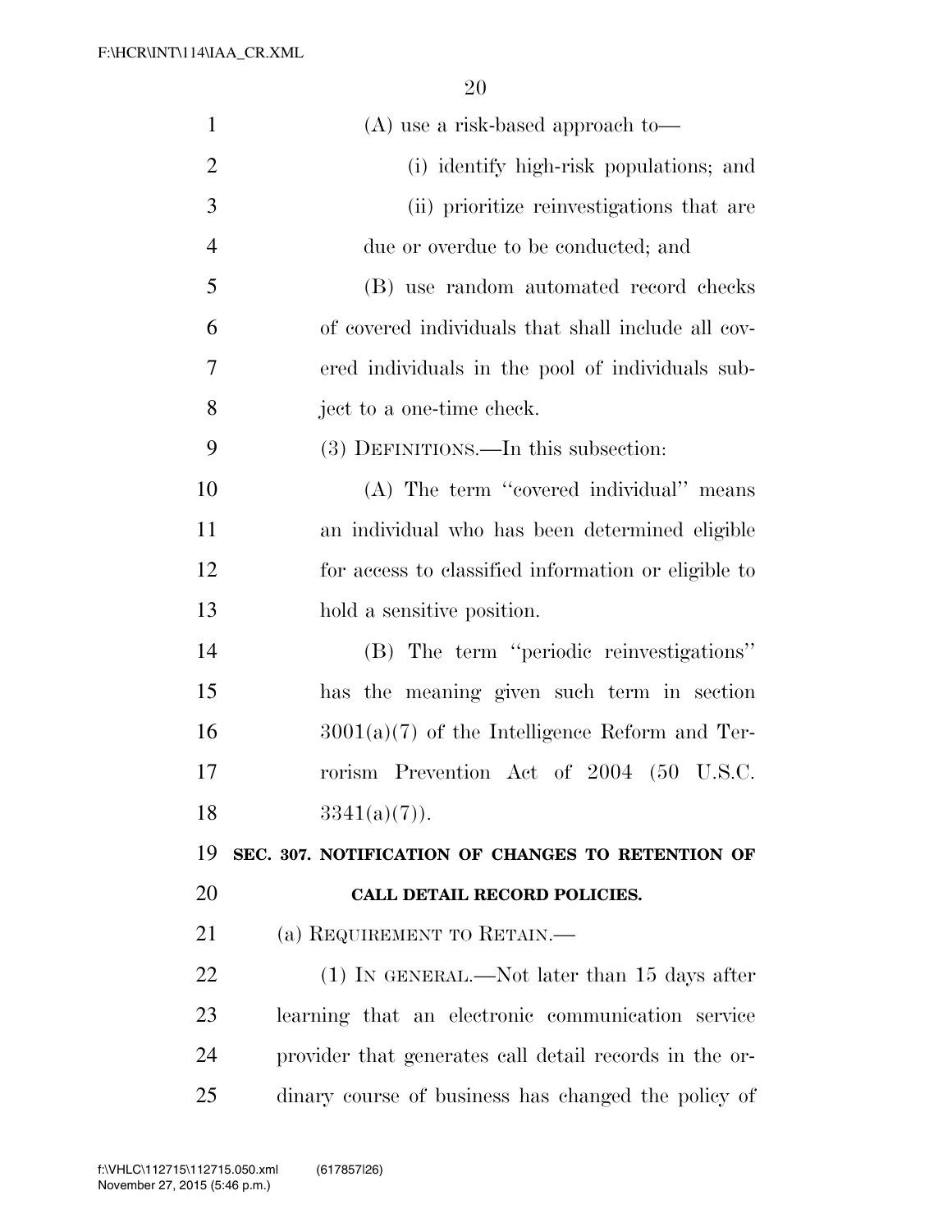(A) use a risk-based approach to—

(i) identify high-risk populations; and

(ii) prioritize reinvestigations that are due or overdue to be conducted; and

(B) use random automated record checks of covered individuals that shall include all covered individuals in the pool of individuals subject to a one-time check.

(3) DEFINITIONS.—In this subsection:

(A) The term ''covered individual'' means an individual who has been determined eligible for access to classified information or eligible to hold a sensitive position.

(B) The term ''periodic reinvestigations'' has the meaning given such term in section 3001(a)(7) of the Intelligence Reform and Terrorism Prevention Act of 2004 (50 U.S.C. 3341(a)(7)).

**SEC. 307. NOTIFICATION OF CHANGES TO RETENTION OF CALL DETAIL RECORD POLICIES.**

(a) REQUIREMENT TO RETAIN.—

(1) IN GENERAL.—Not later than 15 days after learning that an electronic communication service provider that generates call detail records in the ordinary course of business has changed the policy of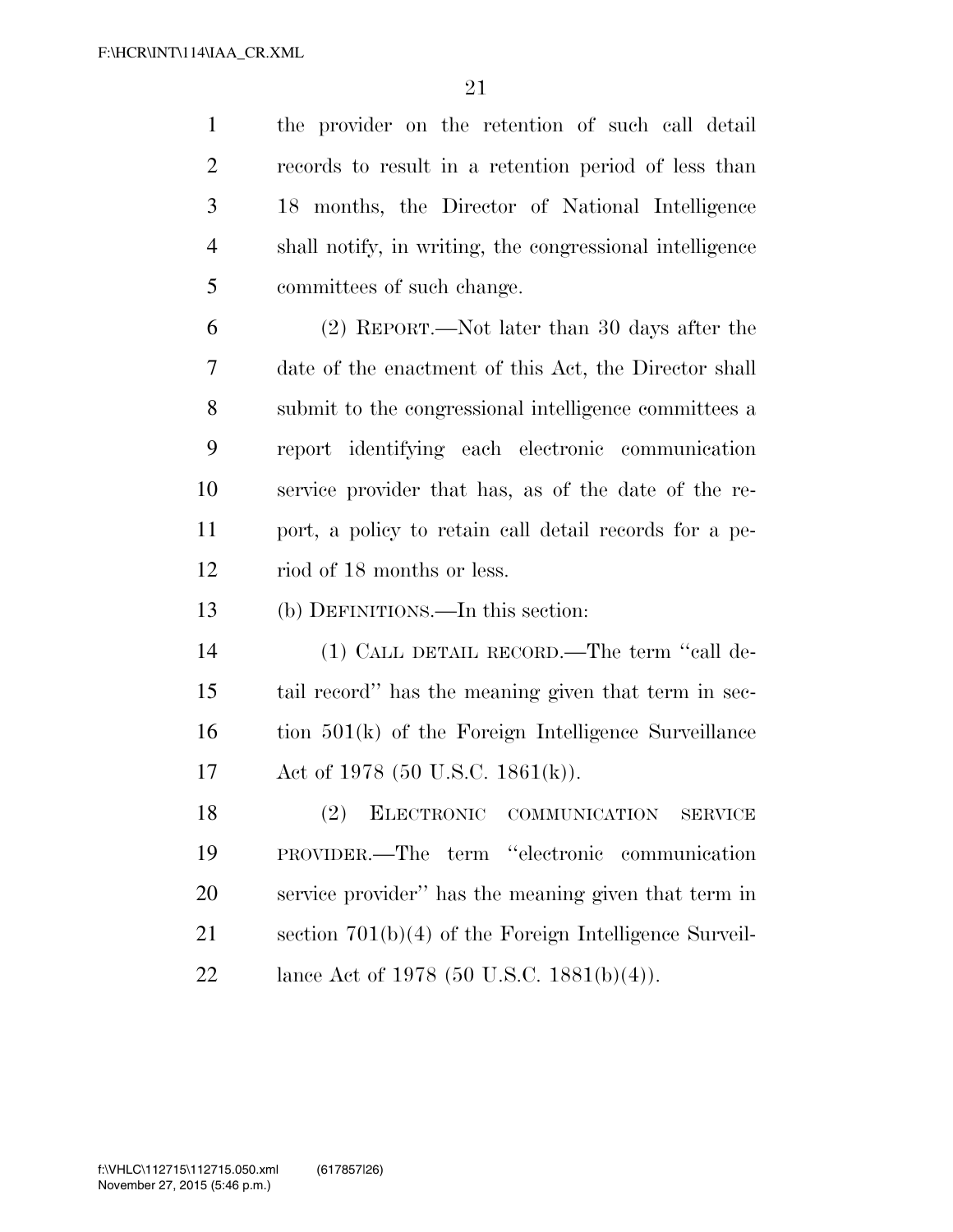the provider on the retention of such call detail records to result in a retention period of less than 18 months, the Director of National Intelligence shall notify, in writing, the congressional intelligence committees of such change.

(2) REPORT.—Not later than 30 days after the date of the enactment of this Act, the Director shall submit to the congressional intelligence committees a report identifying each electronic communication service provider that has, as of the date of the report, a policy to retain call detail records for a period of 18 months or less.

(b) DEFINITIONS.—In this section:

(1) CALL DETAIL RECORD.—The term ''call detail record'' has the meaning given that term in section 501(k) of the Foreign Intelligence Surveillance Act of 1978 (50 U.S.C. 1861(k)).

(2) ELECTRONIC COMMUNICATION SERVICE PROVIDER.—The term ''electronic communication service provider'' has the meaning given that term in section 701(b)(4) of the Foreign Intelligence Surveillance Act of 1978 (50 U.S.C. 1881(b)(4)).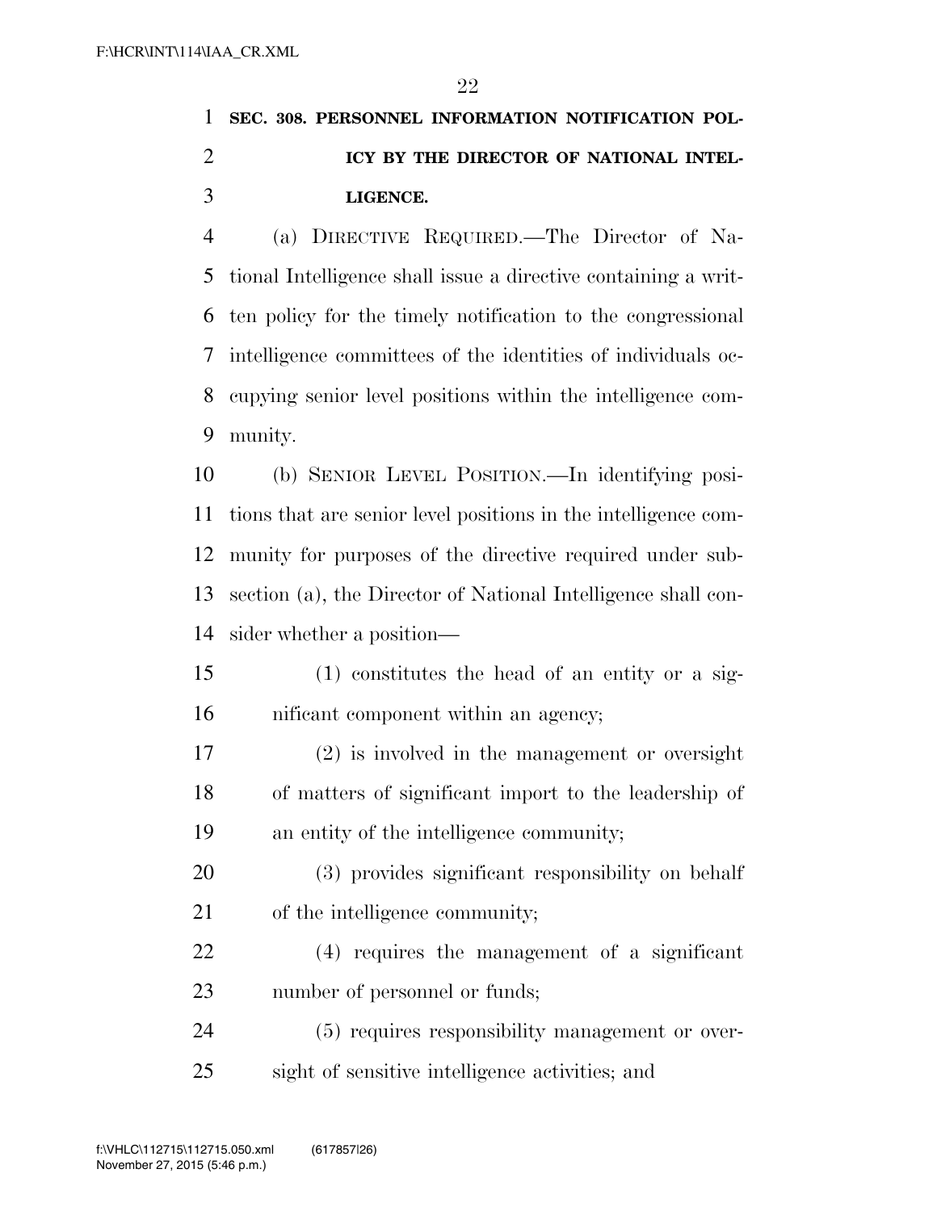**SEC. 308. PERSONNEL INFORMATION NOTIFICATION POLICY BY THE DIRECTOR OF NATIONAL INTELLIGENCE.**

(a) DIRECTIVE REQUIRED.—The Director of National Intelligence shall issue a directive containing a written policy for the timely notification to the congressional intelligence committees of the identities of individuals occupying senior level positions within the intelligence community.

(b) SENIOR LEVEL POSITION.—In identifying positions that are senior level positions in the intelligence community for purposes of the directive required under subsection (a), the Director of National Intelligence shall consider whether a position—

(1) constitutes the head of an entity or a significant component within an agency;

(2) is involved in the management or oversight of matters of significant import to the leadership of an entity of the intelligence community;

(3) provides significant responsibility on behalf of the intelligence community;

(4) requires the management of a significant number of personnel or funds;

(5) requires responsibility management or oversight of sensitive intelligence activities; and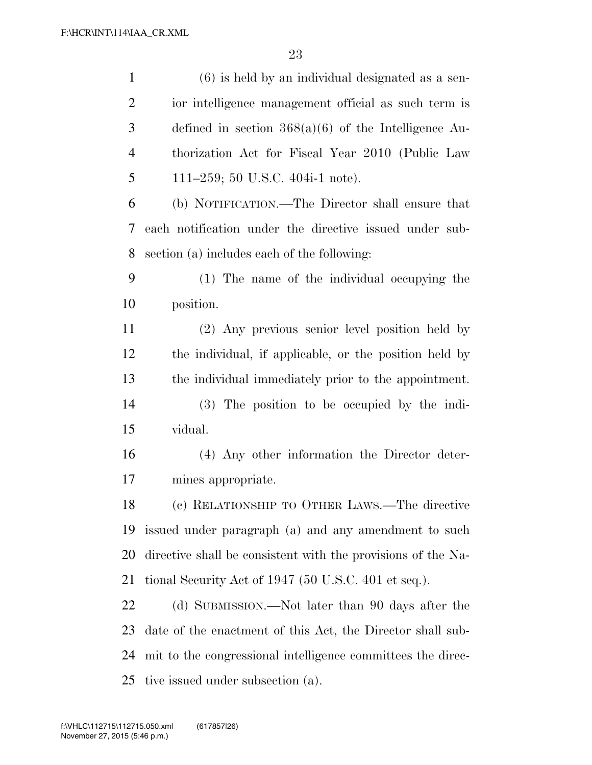(6) is held by an individual designated as a senior intelligence management official as such term is defined in section 368(a)(6) of the Intelligence Authorization Act for Fiscal Year 2010 (Public Law 111–259; 50 U.S.C. 404i-1 note).

(b) NOTIFICATION.—The Director shall ensure that each notification under the directive issued under subsection (a) includes each of the following:

(1) The name of the individual occupying the position.

(2) Any previous senior level position held by the individual, if applicable, or the position held by the individual immediately prior to the appointment.

(3) The position to be occupied by the individual.

(4) Any other information the Director determines appropriate.

(c) RELATIONSHIP TO OTHER LAWS.—The directive issued under paragraph (a) and any amendment to such directive shall be consistent with the provisions of the National Security Act of 1947 (50 U.S.C. 401 et seq.).

(d) SUBMISSION.—Not later than 90 days after the date of the enactment of this Act, the Director shall submit to the congressional intelligence committees the directive issued under subsection (a).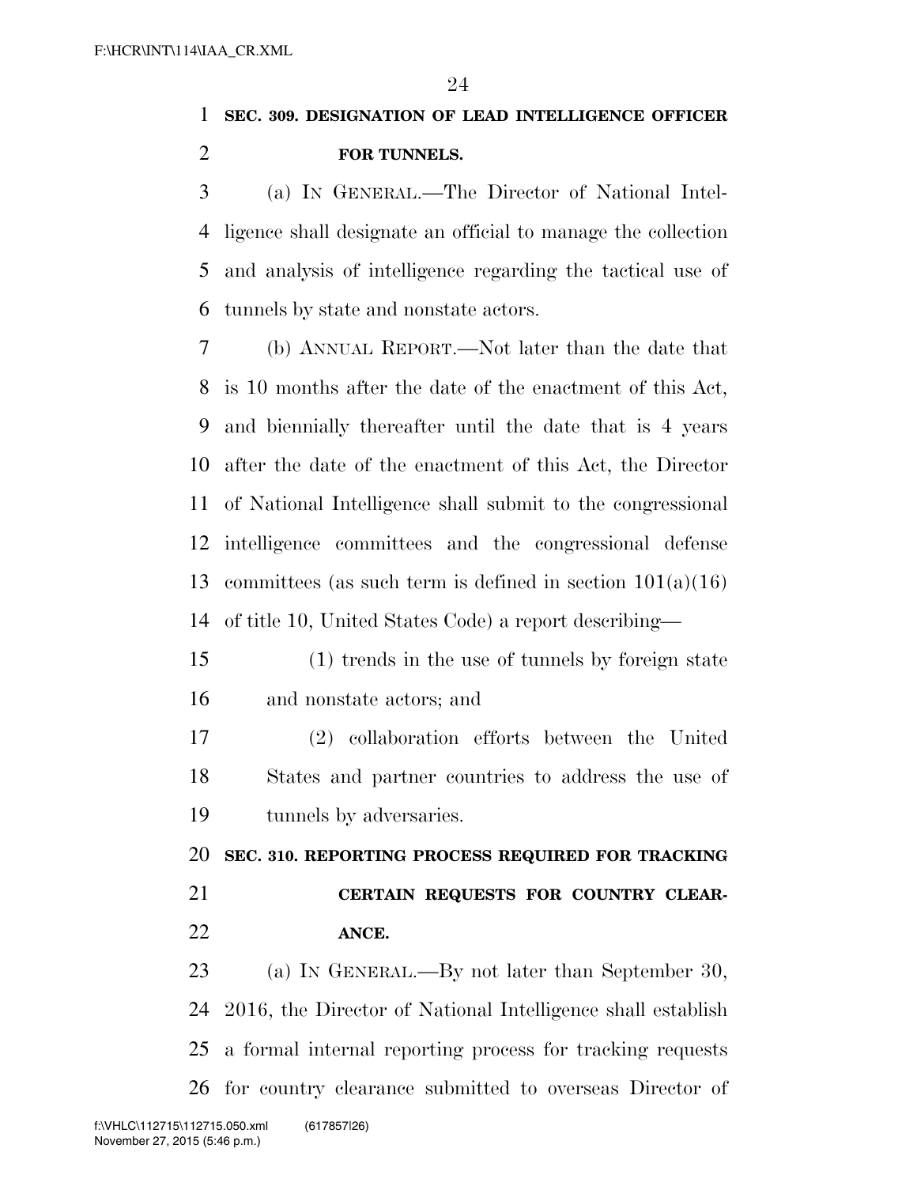**SEC. 309. DESIGNATION OF LEAD INTELLIGENCE OFFICER FOR TUNNELS.**

(a) IN GENERAL.—The Director of National Intelligence shall designate an official to manage the collection and analysis of intelligence regarding the tactical use of tunnels by state and nonstate actors.

(b) ANNUAL REPORT.—Not later than the date that is 10 months after the date of the enactment of this Act, and biennially thereafter until the date that is 4 years after the date of the enactment of this Act, the Director of National Intelligence shall submit to the congressional intelligence committees and the congressional defense committees (as such term is defined in section 101(a)(16) of title 10, United States Code) a report describing—

(1) trends in the use of tunnels by foreign state and nonstate actors; and

(2) collaboration efforts between the United States and partner countries to address the use of tunnels by adversaries.

**SEC. 310. REPORTING PROCESS REQUIRED FOR TRACKING CERTAIN REQUESTS FOR COUNTRY CLEARANCE.**

(a) IN GENERAL.—By not later than September 30, 2016, the Director of National Intelligence shall establish a formal internal reporting process for tracking requests for country clearance submitted to overseas Director of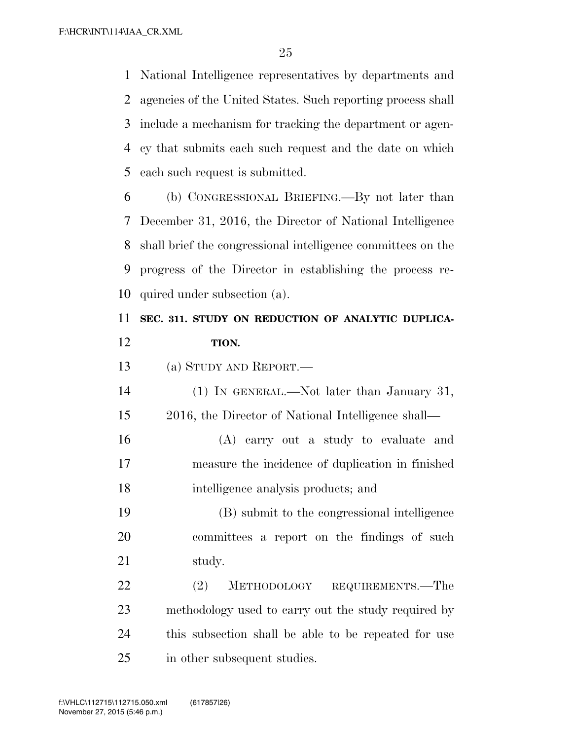National Intelligence representatives by departments and agencies of the United States. Such reporting process shall include a mechanism for tracking the department or agency that submits each such request and the date on which each such request is submitted.

(b) CONGRESSIONAL BRIEFING.—By not later than December 31, 2016, the Director of National Intelligence shall brief the congressional intelligence committees on the progress of the Director in establishing the process required under subsection (a).

**SEC. 311. STUDY ON REDUCTION OF ANALYTIC DUPLICATION.**

(a) STUDY AND REPORT.—

(1) IN GENERAL.—Not later than January 31, 2016, the Director of National Intelligence shall—

(A) carry out a study to evaluate and measure the incidence of duplication in finished intelligence analysis products; and

(B) submit to the congressional intelligence committees a report on the findings of such study.

(2) METHODOLOGY REQUIREMENTS.—The methodology used to carry out the study required by this subsection shall be able to be repeated for use in other subsequent studies.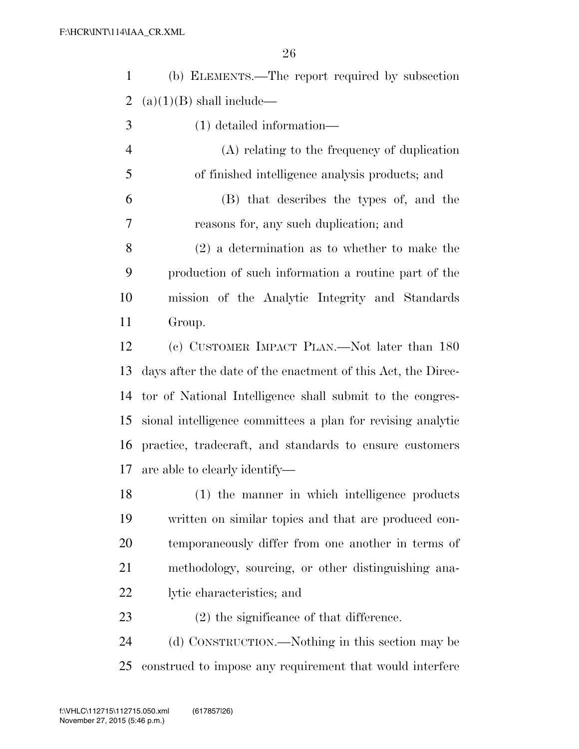(b) ELEMENTS.—The report required by subsection (a)(1)(B) shall include—

(1) detailed information—

(A) relating to the frequency of duplication of finished intelligence analysis products; and

(B) that describes the types of, and the reasons for, any such duplication; and

(2) a determination as to whether to make the production of such information a routine part of the mission of the Analytic Integrity and Standards Group.

(c) CUSTOMER IMPACT PLAN.—Not later than 180 days after the date of the enactment of this Act, the Director of National Intelligence shall submit to the congressional intelligence committees a plan for revising analytic practice, tradecraft, and standards to ensure customers are able to clearly identify—

(1) the manner in which intelligence products written on similar topics and that are produced contemporaneously differ from one another in terms of methodology, sourcing, or other distinguishing analytic characteristics; and

(2) the significance of that difference.

(d) CONSTRUCTION.—Nothing in this section may be construed to impose any requirement that would interfere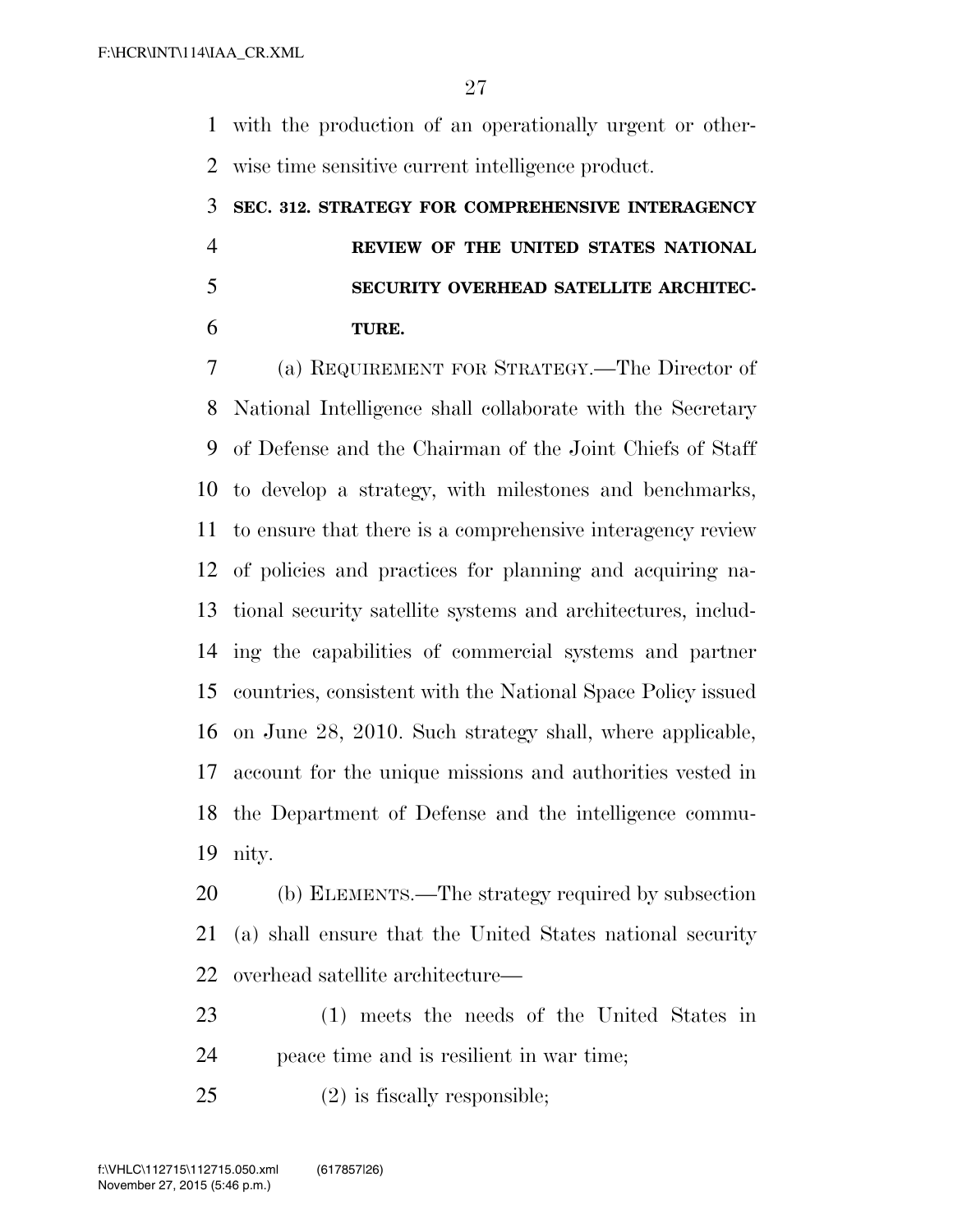with the production of an operationally urgent or otherwise time sensitive current intelligence product.

### SEC. 312. STRATEGY FOR COMPREHENSIVE INTERAGENCY REVIEW OF THE UNITED STATES NATIONAL SECURITY OVERHEAD SATELLITE ARCHITECTURE.

(a) REQUIREMENT FOR STRATEGY.—The Director of National Intelligence shall collaborate with the Secretary of Defense and the Chairman of the Joint Chiefs of Staff to develop a strategy, with milestones and benchmarks, to ensure that there is a comprehensive interagency review of policies and practices for planning and acquiring national security satellite systems and architectures, including the capabilities of commercial systems and partner countries, consistent with the National Space Policy issued on June 28, 2010. Such strategy shall, where applicable, account for the unique missions and authorities vested in the Department of Defense and the intelligence community.

(b) ELEMENTS.—The strategy required by subsection (a) shall ensure that the United States national security overhead satellite architecture—

(1) meets the needs of the United States in peace time and is resilient in war time;

(2) is fiscally responsible;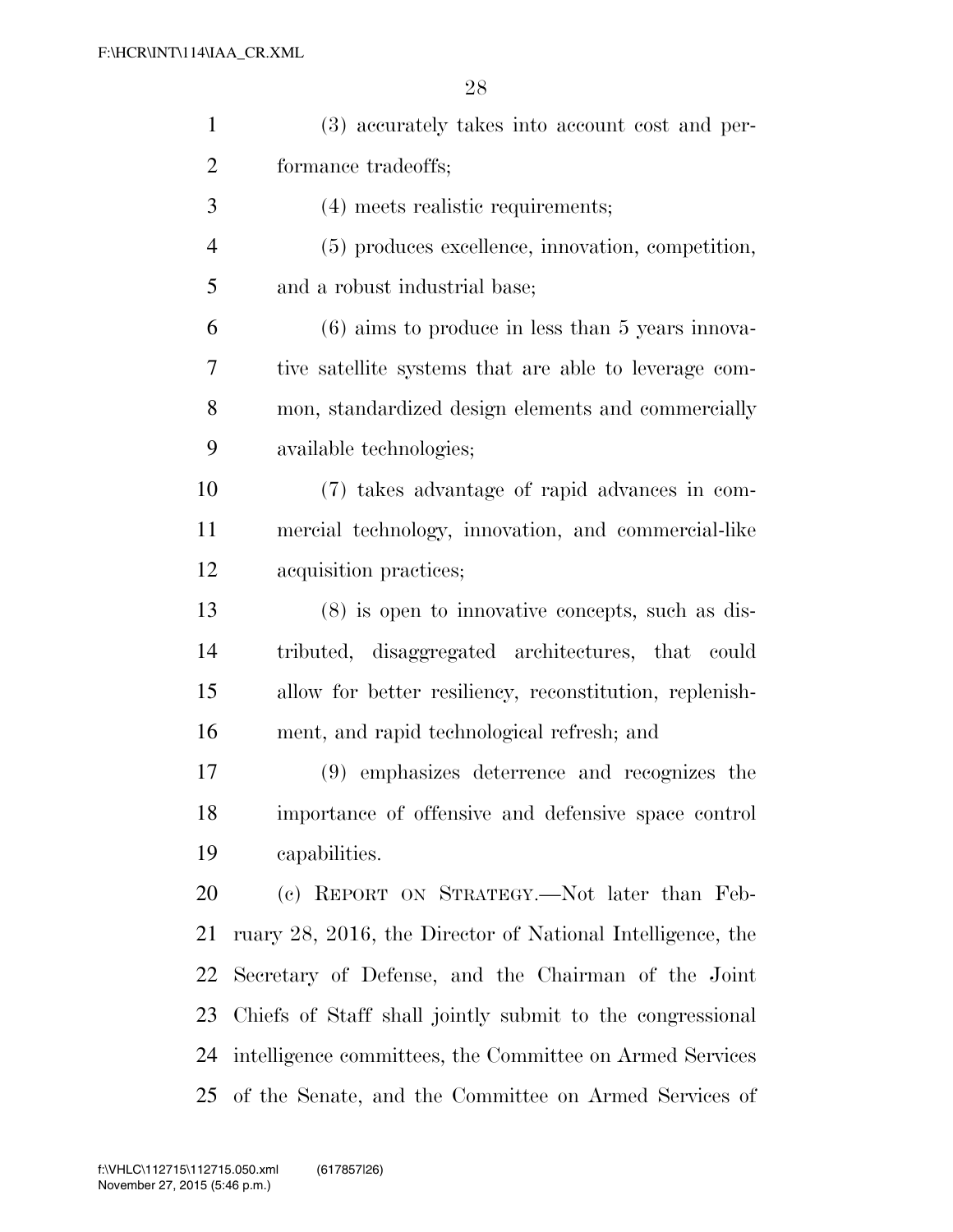(3) accurately takes into account cost and performance tradeoffs;

(4) meets realistic requirements;

(5) produces excellence, innovation, competition, and a robust industrial base;

(6) aims to produce in less than 5 years innovative satellite systems that are able to leverage common, standardized design elements and commercially available technologies;

(7) takes advantage of rapid advances in commercial technology, innovation, and commercial-like acquisition practices;

(8) is open to innovative concepts, such as distributed, disaggregated architectures, that could allow for better resiliency, reconstitution, replenishment, and rapid technological refresh; and

(9) emphasizes deterrence and recognizes the importance of offensive and defensive space control capabilities.

(c) REPORT ON STRATEGY.—Not later than February 28, 2016, the Director of National Intelligence, the Secretary of Defense, and the Chairman of the Joint Chiefs of Staff shall jointly submit to the congressional intelligence committees, the Committee on Armed Services of the Senate, and the Committee on Armed Services of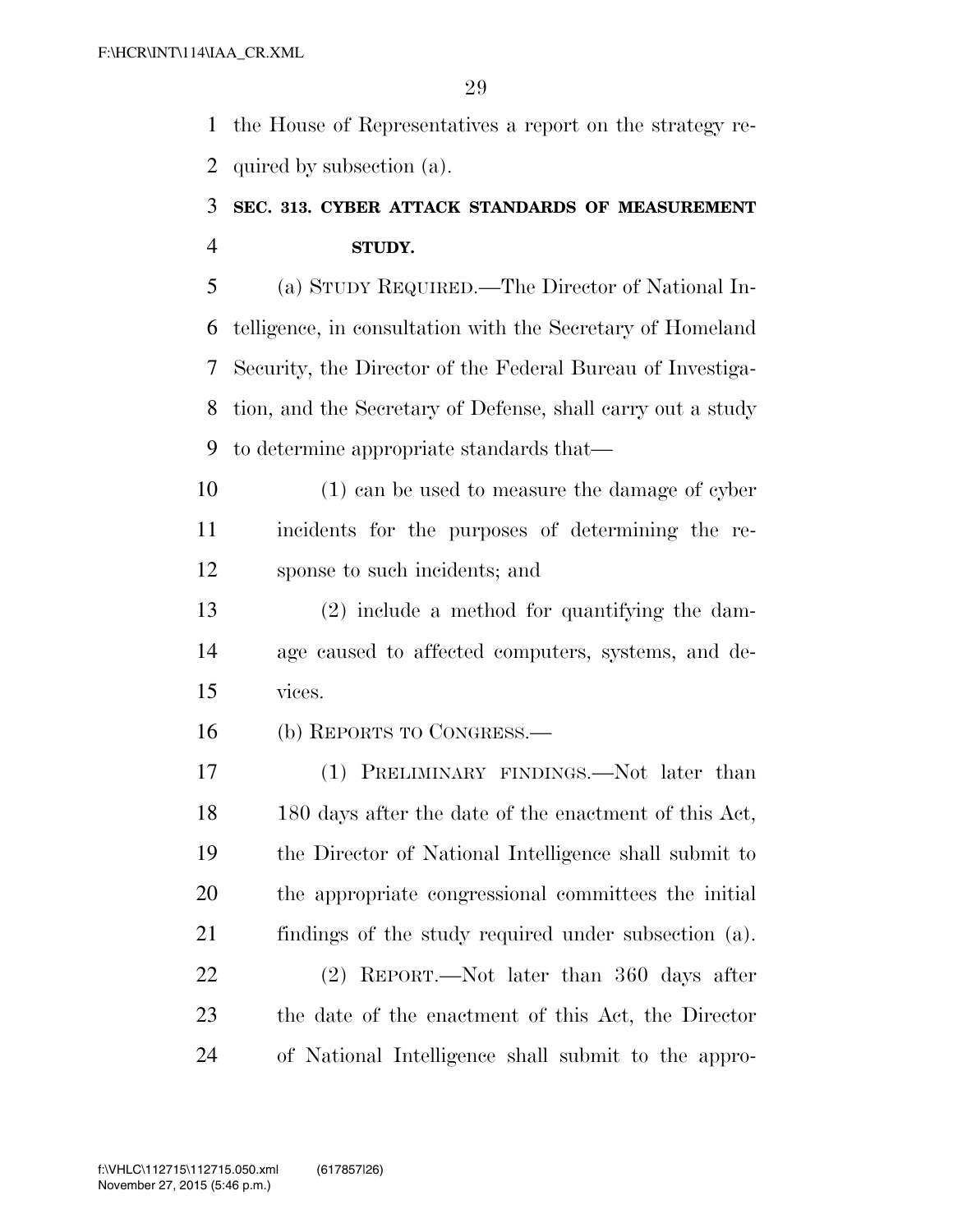the House of Representatives a report on the strategy required by subsection (a).

### SEC. 313. CYBER ATTACK STANDARDS OF MEASUREMENT STUDY.

(a) STUDY REQUIRED.—The Director of National Intelligence, in consultation with the Secretary of Homeland Security, the Director of the Federal Bureau of Investigation, and the Secretary of Defense, shall carry out a study to determine appropriate standards that—

(1) can be used to measure the damage of cyber incidents for the purposes of determining the response to such incidents; and

(2) include a method for quantifying the damage caused to affected computers, systems, and devices.

(b) REPORTS TO CONGRESS.—

(1) PRELIMINARY FINDINGS.—Not later than 180 days after the date of the enactment of this Act, the Director of National Intelligence shall submit to the appropriate congressional committees the initial findings of the study required under subsection (a).

(2) REPORT.—Not later than 360 days after the date of the enactment of this Act, the Director of National Intelligence shall submit to the appro-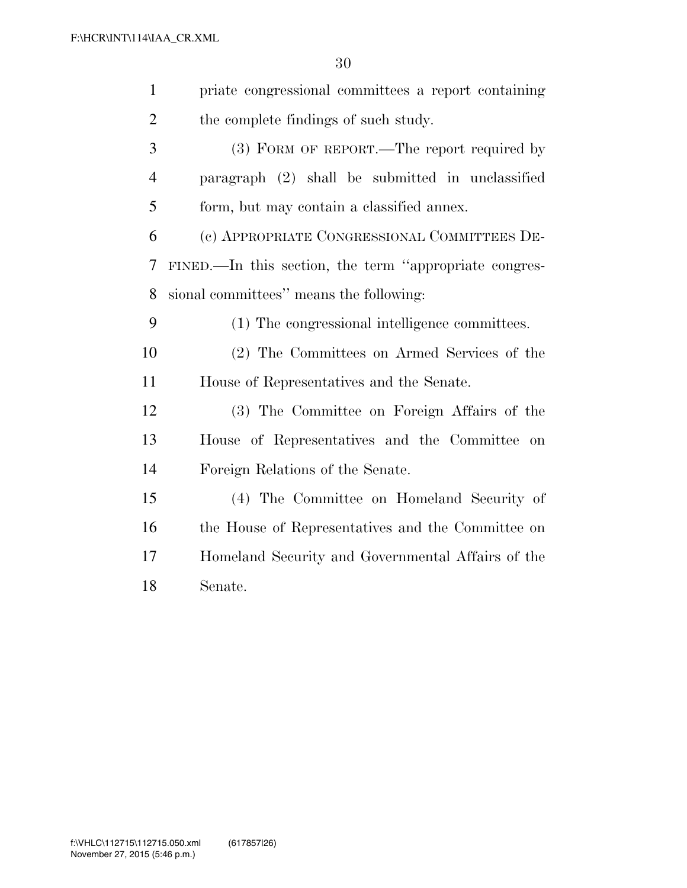priate congressional committees a report containing the complete findings of such study.

(3) FORM OF REPORT.—The report required by paragraph (2) shall be submitted in unclassified form, but may contain a classified annex.

(c) APPROPRIATE CONGRESSIONAL COMMITTEES DEFINED.—In this section, the term ''appropriate congressional committees'' means the following:

(1) The congressional intelligence committees.

(2) The Committees on Armed Services of the House of Representatives and the Senate.

(3) The Committee on Foreign Affairs of the House of Representatives and the Committee on Foreign Relations of the Senate.

(4) The Committee on Homeland Security of the House of Representatives and the Committee on Homeland Security and Governmental Affairs of the Senate.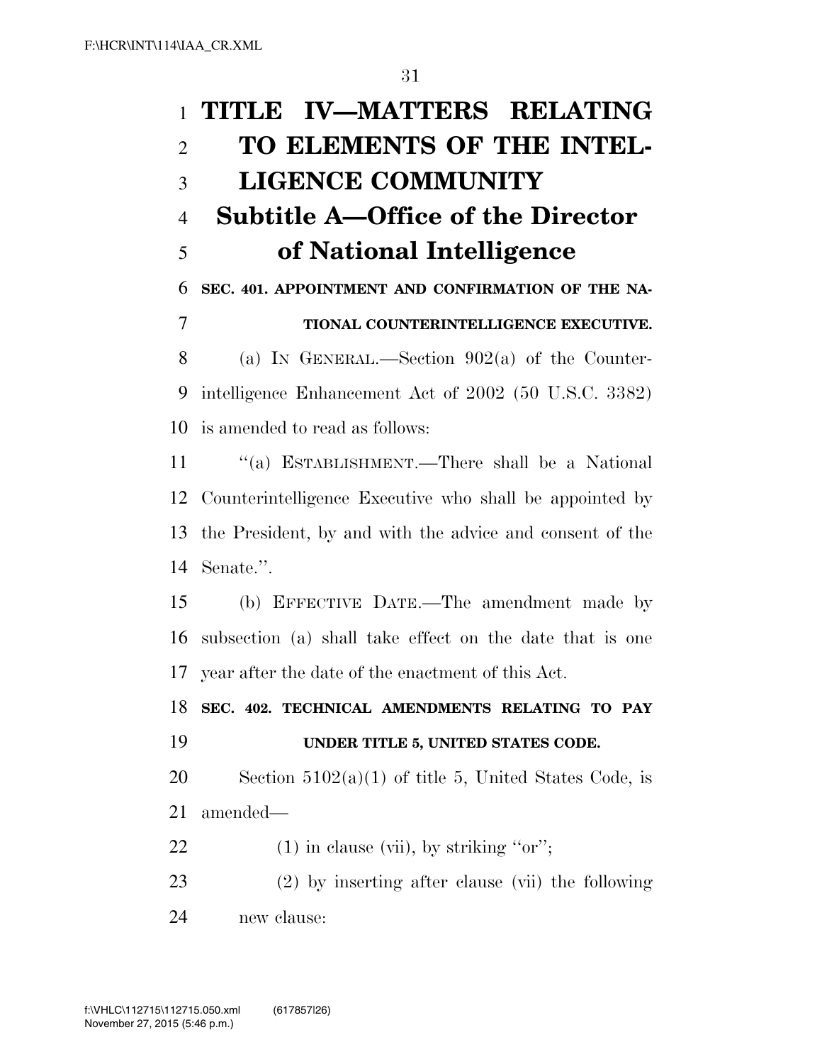# TITLE IV—MATTERS RELATING TO ELEMENTS OF THE INTELLIGENCE COMMUNITY

## Subtitle A—Office of the Director of National Intelligence

### SEC. 401. APPOINTMENT AND CONFIRMATION OF THE NATIONAL COUNTERINTELLIGENCE EXECUTIVE.

(a) IN GENERAL.—Section 902(a) of the Counterintelligence Enhancement Act of 2002 (50 U.S.C. 3382) is amended to read as follows:

''(a) ESTABLISHMENT.—There shall be a National Counterintelligence Executive who shall be appointed by the President, by and with the advice and consent of the Senate.''.

(b) EFFECTIVE DATE.—The amendment made by subsection (a) shall take effect on the date that is one year after the date of the enactment of this Act.

### SEC. 402. TECHNICAL AMENDMENTS RELATING TO PAY UNDER TITLE 5, UNITED STATES CODE.

Section 5102(a)(1) of title 5, United States Code, is amended—

(1) in clause (vii), by striking ''or'';

(2) by inserting after clause (vii) the following new clause: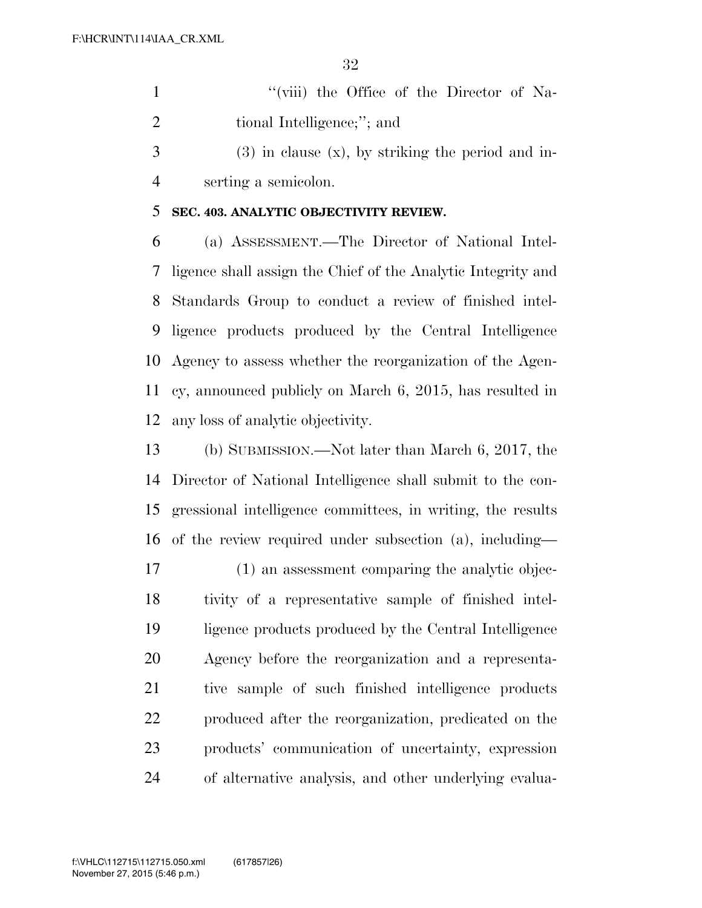"(viii) the Office of the Director of National Intelligence;"; and

(3) in clause (x), by striking the period and inserting a semicolon.

**SEC. 403. ANALYTIC OBJECTIVITY REVIEW.**

(a) ASSESSMENT.—The Director of National Intelligence shall assign the Chief of the Analytic Integrity and Standards Group to conduct a review of finished intelligence products produced by the Central Intelligence Agency to assess whether the reorganization of the Agency, announced publicly on March 6, 2015, has resulted in any loss of analytic objectivity.

(b) SUBMISSION.—Not later than March 6, 2017, the Director of National Intelligence shall submit to the congressional intelligence committees, in writing, the results of the review required under subsection (a), including—

(1) an assessment comparing the analytic objectivity of a representative sample of finished intelligence products produced by the Central Intelligence Agency before the reorganization and a representative sample of such finished intelligence products produced after the reorganization, predicated on the products' communication of uncertainty, expression of alternative analysis, and other underlying evalua-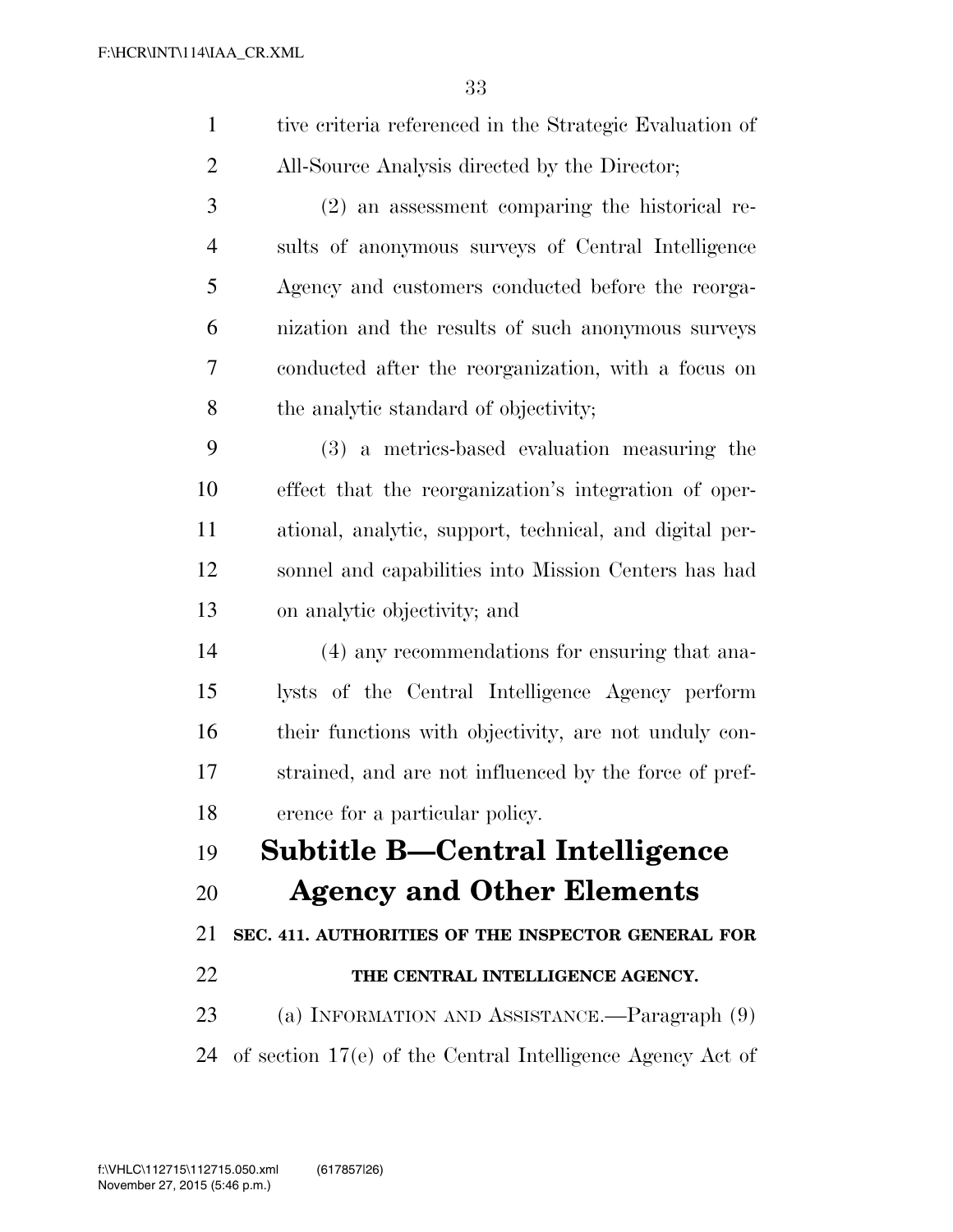tive criteria referenced in the Strategic Evaluation of All-Source Analysis directed by the Director;

(2) an assessment comparing the historical results of anonymous surveys of Central Intelligence Agency and customers conducted before the reorganization and the results of such anonymous surveys conducted after the reorganization, with a focus on the analytic standard of objectivity;

(3) a metrics-based evaluation measuring the effect that the reorganization's integration of operational, analytic, support, technical, and digital personnel and capabilities into Mission Centers has had on analytic objectivity; and

(4) any recommendations for ensuring that analysts of the Central Intelligence Agency perform their functions with objectivity, are not unduly constrained, and are not influenced by the force of preference for a particular policy.

## Subtitle B—Central Intelligence Agency and Other Elements

### SEC. 411. AUTHORITIES OF THE INSPECTOR GENERAL FOR THE CENTRAL INTELLIGENCE AGENCY.

(a) INFORMATION AND ASSISTANCE.—Paragraph (9) of section 17(e) of the Central Intelligence Agency Act of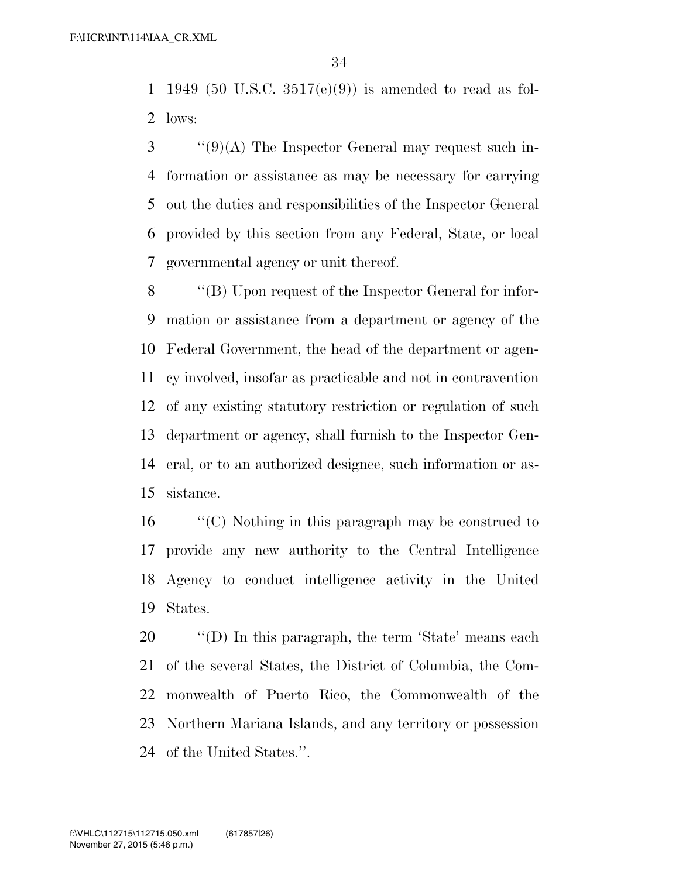1949 (50 U.S.C. 3517(e)(9)) is amended to read as follows:

''(9)(A) The Inspector General may request such information or assistance as may be necessary for carrying out the duties and responsibilities of the Inspector General provided by this section from any Federal, State, or local governmental agency or unit thereof.

''(B) Upon request of the Inspector General for information or assistance from a department or agency of the Federal Government, the head of the department or agency involved, insofar as practicable and not in contravention of any existing statutory restriction or regulation of such department or agency, shall furnish to the Inspector General, or to an authorized designee, such information or assistance.

''(C) Nothing in this paragraph may be construed to provide any new authority to the Central Intelligence Agency to conduct intelligence activity in the United States.

''(D) In this paragraph, the term 'State' means each of the several States, the District of Columbia, the Commonwealth of Puerto Rico, the Commonwealth of the Northern Mariana Islands, and any territory or possession of the United States.''.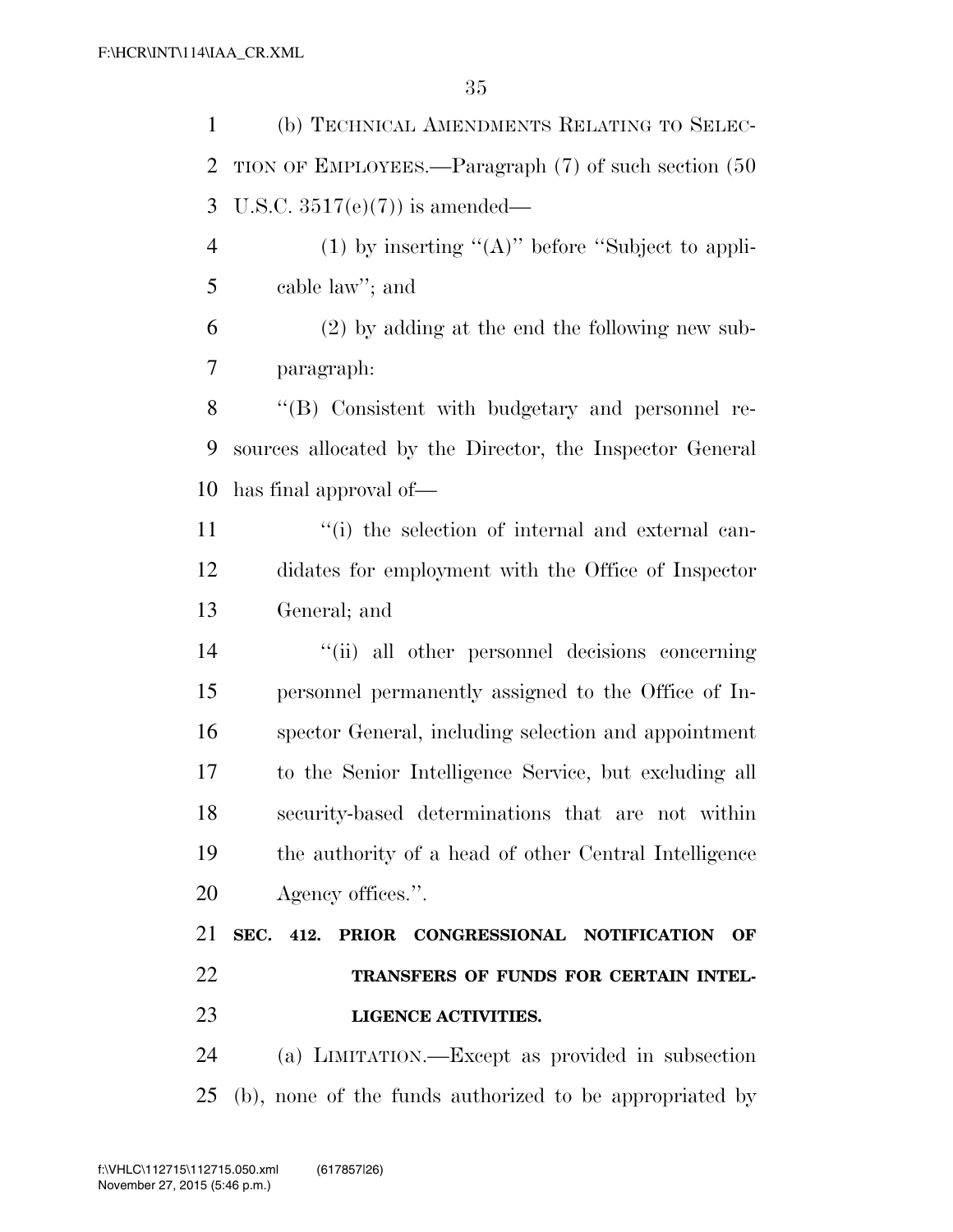(b) TECHNICAL AMENDMENTS RELATING TO SELECTION OF EMPLOYEES.—Paragraph (7) of such section (50 U.S.C. 3517(e)(7)) is amended—

(1) by inserting "(A)" before "Subject to applicable law"; and

(2) by adding at the end the following new subparagraph:

"(B) Consistent with budgetary and personnel resources allocated by the Director, the Inspector General has final approval of—

"(i) the selection of internal and external candidates for employment with the Office of Inspector General; and

"(ii) all other personnel decisions concerning personnel permanently assigned to the Office of Inspector General, including selection and appointment to the Senior Intelligence Service, but excluding all security-based determinations that are not within the authority of a head of other Central Intelligence Agency offices.".

**SEC. 412. PRIOR CONGRESSIONAL NOTIFICATION OF TRANSFERS OF FUNDS FOR CERTAIN INTELLIGENCE ACTIVITIES.**

(a) LIMITATION.—Except as provided in subsection (b), none of the funds authorized to be appropriated by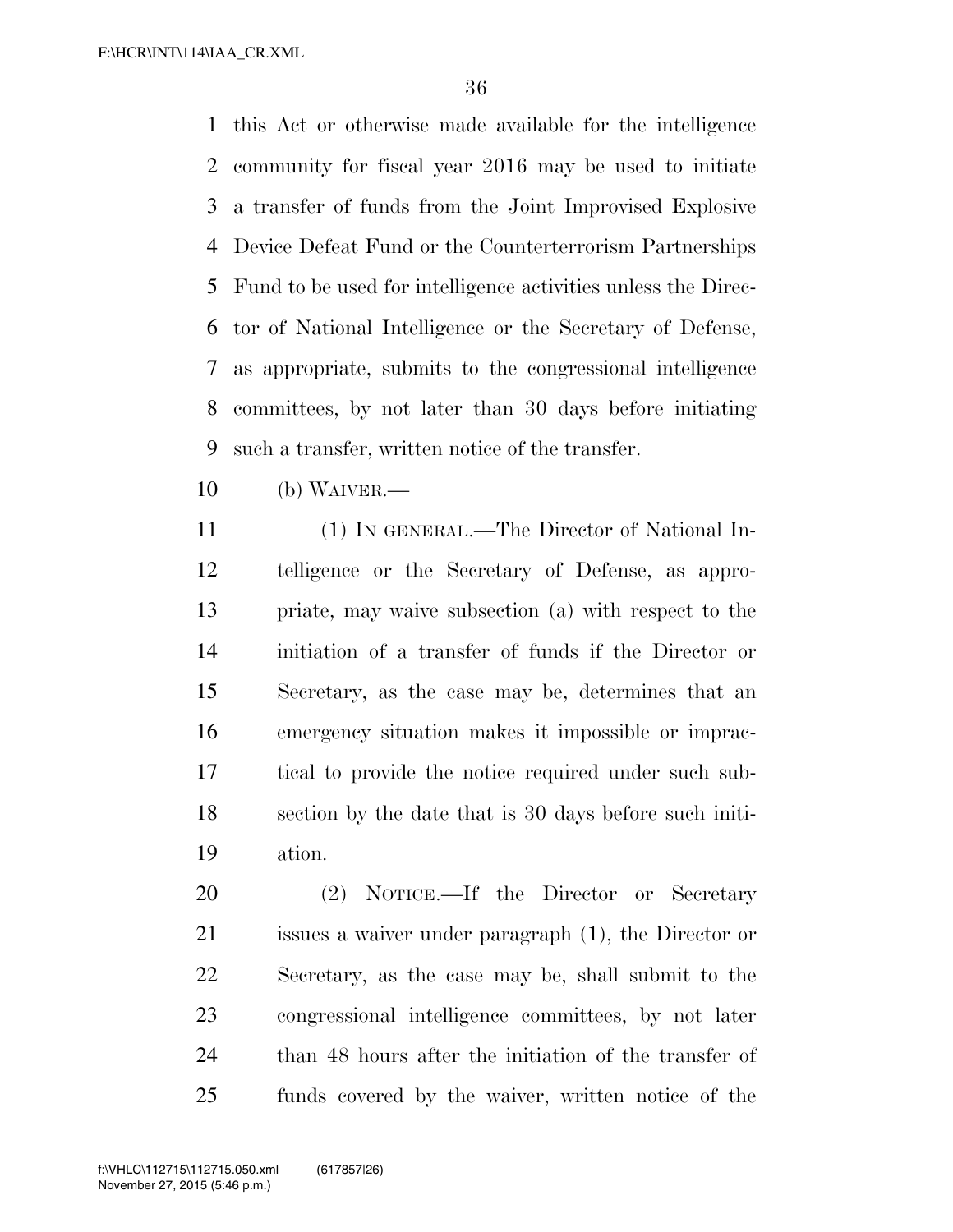this Act or otherwise made available for the intelligence community for fiscal year 2016 may be used to initiate a transfer of funds from the Joint Improvised Explosive Device Defeat Fund or the Counterterrorism Partnerships Fund to be used for intelligence activities unless the Director of National Intelligence or the Secretary of Defense, as appropriate, submits to the congressional intelligence committees, by not later than 30 days before initiating such a transfer, written notice of the transfer.

(b) WAIVER.—

(1) IN GENERAL.—The Director of National Intelligence or the Secretary of Defense, as appropriate, may waive subsection (a) with respect to the initiation of a transfer of funds if the Director or Secretary, as the case may be, determines that an emergency situation makes it impossible or impractical to provide the notice required under such subsection by the date that is 30 days before such initiation.

(2) NOTICE.—If the Director or Secretary issues a waiver under paragraph (1), the Director or Secretary, as the case may be, shall submit to the congressional intelligence committees, by not later than 48 hours after the initiation of the transfer of funds covered by the waiver, written notice of the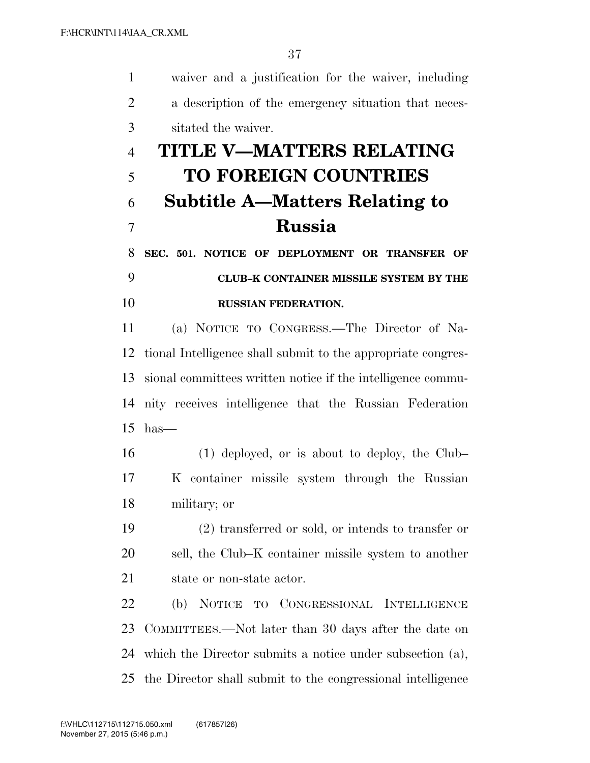waiver and a justification for the waiver, including a description of the emergency situation that necessitated the waiver.

# TITLE V—MATTERS RELATING TO FOREIGN COUNTRIES

## Subtitle A—Matters Relating to Russia

### SEC. 501. NOTICE OF DEPLOYMENT OR TRANSFER OF CLUB–K CONTAINER MISSILE SYSTEM BY THE RUSSIAN FEDERATION.

(a) NOTICE TO CONGRESS.—The Director of National Intelligence shall submit to the appropriate congressional committees written notice if the intelligence community receives intelligence that the Russian Federation has—

(1) deployed, or is about to deploy, the Club–K container missile system through the Russian military; or

(2) transferred or sold, or intends to transfer or sell, the Club–K container missile system to another state or non-state actor.

(b) NOTICE TO CONGRESSIONAL INTELLIGENCE COMMITTEES.—Not later than 30 days after the date on which the Director submits a notice under subsection (a), the Director shall submit to the congressional intelligence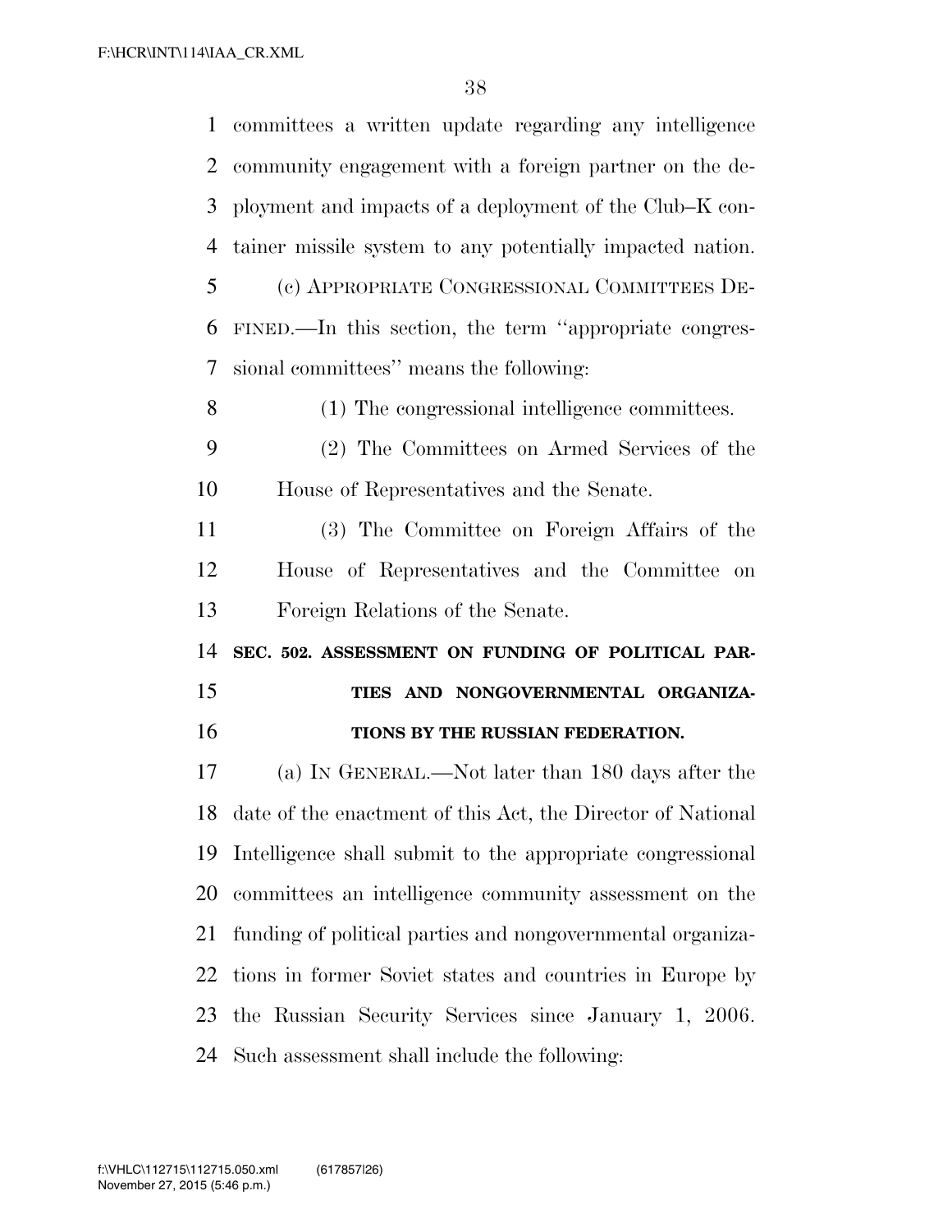committees a written update regarding any intelligence community engagement with a foreign partner on the deployment and impacts of a deployment of the Club–K container missile system to any potentially impacted nation.

(c) APPROPRIATE CONGRESSIONAL COMMITTEES DEFINED.—In this section, the term ''appropriate congressional committees'' means the following:

(1) The congressional intelligence committees.

(2) The Committees on Armed Services of the House of Representatives and the Senate.

(3) The Committee on Foreign Affairs of the House of Representatives and the Committee on Foreign Relations of the Senate.

**SEC. 502. ASSESSMENT ON FUNDING OF POLITICAL PARTIES AND NONGOVERNMENTAL ORGANIZATIONS BY THE RUSSIAN FEDERATION.**

(a) IN GENERAL.—Not later than 180 days after the date of the enactment of this Act, the Director of National Intelligence shall submit to the appropriate congressional committees an intelligence community assessment on the funding of political parties and nongovernmental organizations in former Soviet states and countries in Europe by the Russian Security Services since January 1, 2006. Such assessment shall include the following: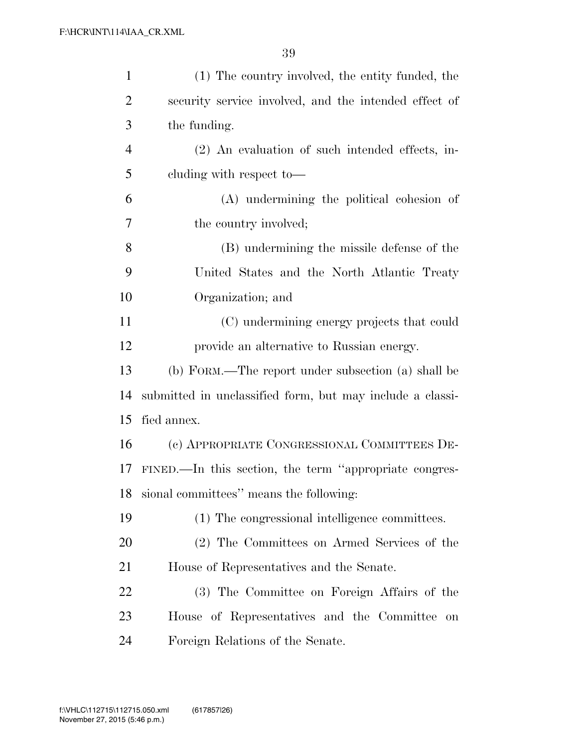(1) The country involved, the entity funded, the security service involved, and the intended effect of the funding.

(2) An evaluation of such intended effects, including with respect to—

(A) undermining the political cohesion of the country involved;

(B) undermining the missile defense of the United States and the North Atlantic Treaty Organization; and

(C) undermining energy projects that could provide an alternative to Russian energy.

(b) FORM.—The report under subsection (a) shall be submitted in unclassified form, but may include a classified annex.

(c) APPROPRIATE CONGRESSIONAL COMMITTEES DEFINED.—In this section, the term "appropriate congressional committees" means the following:

(1) The congressional intelligence committees.

(2) The Committees on Armed Services of the House of Representatives and the Senate.

(3) The Committee on Foreign Affairs of the House of Representatives and the Committee on Foreign Relations of the Senate.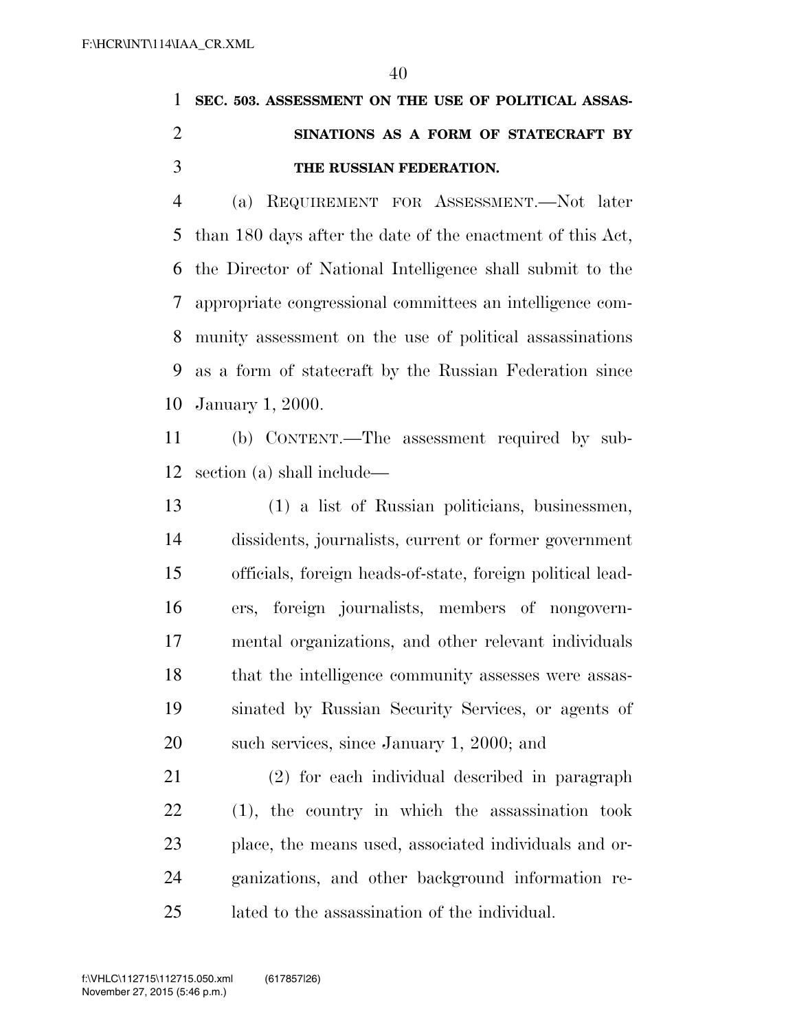## SEC. 503. ASSESSMENT ON THE USE OF POLITICAL ASSASSINATIONS AS A FORM OF STATECRAFT BY THE RUSSIAN FEDERATION.

(a) REQUIREMENT FOR ASSESSMENT.—Not later than 180 days after the date of the enactment of this Act, the Director of National Intelligence shall submit to the appropriate congressional committees an intelligence community assessment on the use of political assassinations as a form of statecraft by the Russian Federation since January 1, 2000.

(b) CONTENT.—The assessment required by subsection (a) shall include—

(1) a list of Russian politicians, businessmen, dissidents, journalists, current or former government officials, foreign heads-of-state, foreign political leaders, foreign journalists, members of nongovernmental organizations, and other relevant individuals that the intelligence community assesses were assassinated by Russian Security Services, or agents of such services, since January 1, 2000; and

(2) for each individual described in paragraph (1), the country in which the assassination took place, the means used, associated individuals and organizations, and other background information related to the assassination of the individual.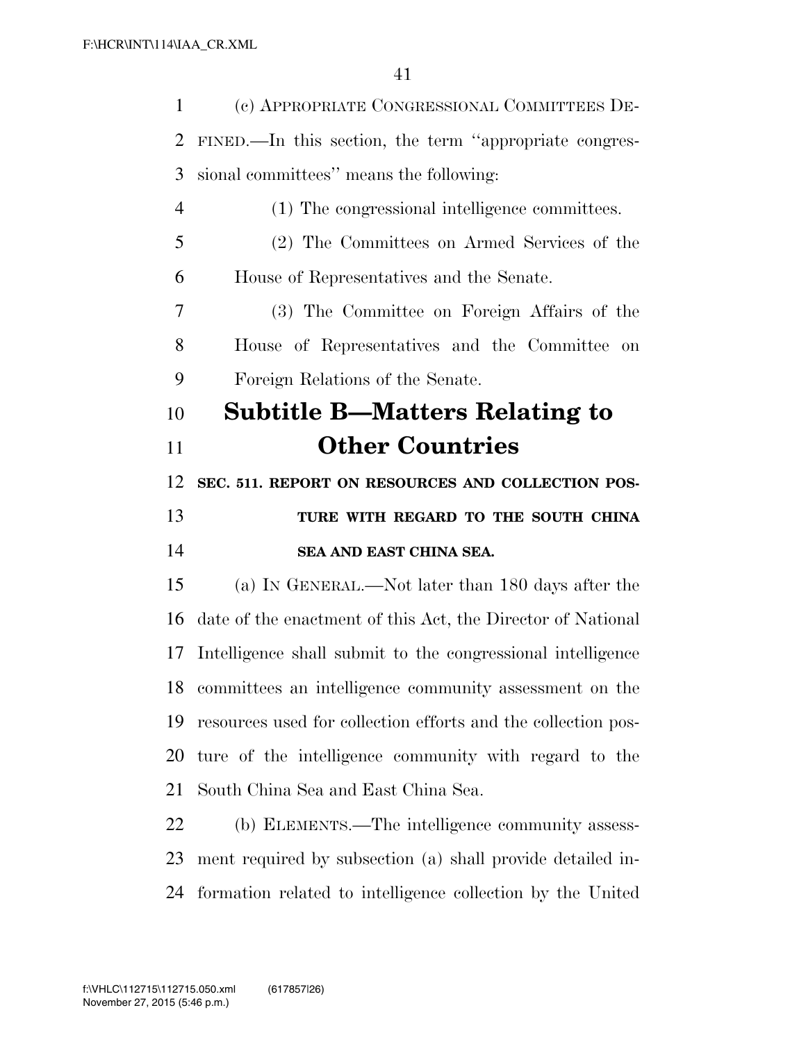(c) Appropriate Congressional Committees Defined.—In this section, the term ''appropriate congressional committees'' means the following:

(1) The congressional intelligence committees.

(2) The Committees on Armed Services of the House of Representatives and the Senate.

(3) The Committee on Foreign Affairs of the House of Representatives and the Committee on Foreign Relations of the Senate.

# Subtitle B—Matters Relating to Other Countries

**SEC. 511. REPORT ON RESOURCES AND COLLECTION POSTURE WITH REGARD TO THE SOUTH CHINA SEA AND EAST CHINA SEA.**

(a) In General.—Not later than 180 days after the date of the enactment of this Act, the Director of National Intelligence shall submit to the congressional intelligence committees an intelligence community assessment on the resources used for collection efforts and the collection posture of the intelligence community with regard to the South China Sea and East China Sea.

(b) Elements.—The intelligence community assessment required by subsection (a) shall provide detailed information related to intelligence collection by the United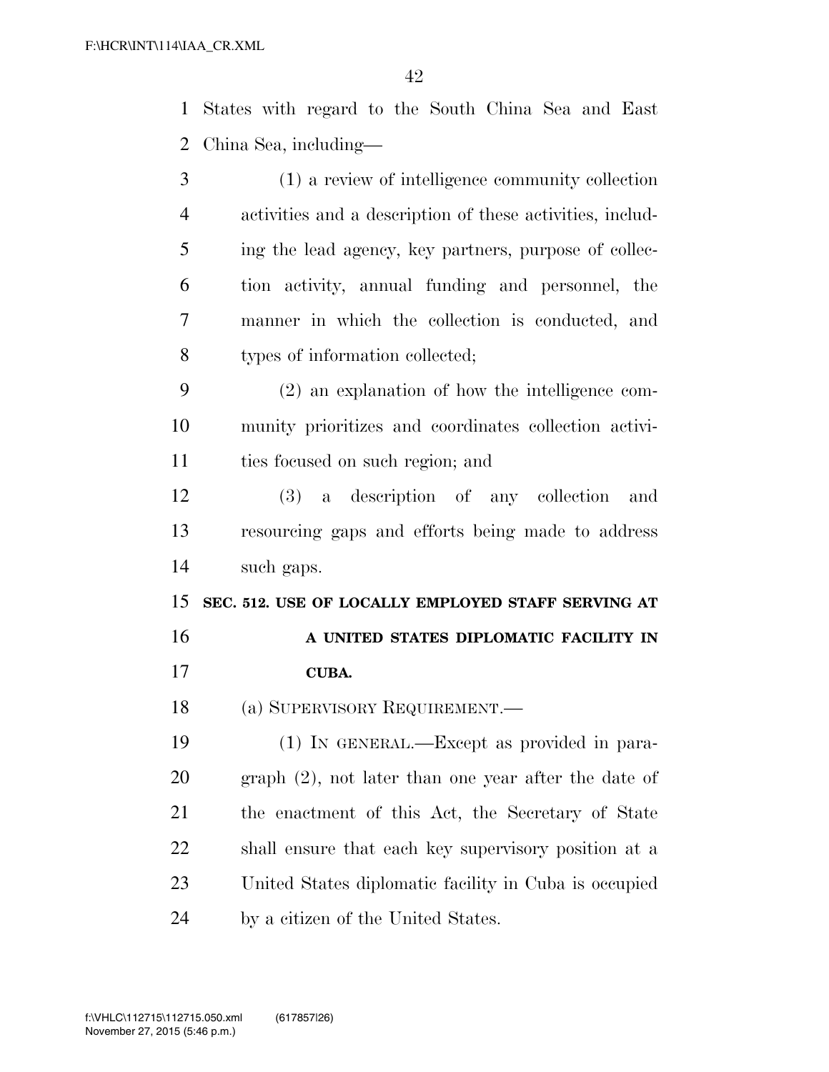States with regard to the South China Sea and East China Sea, including—

(1) a review of intelligence community collection activities and a description of these activities, including the lead agency, key partners, purpose of collection activity, annual funding and personnel, the manner in which the collection is conducted, and types of information collected;

(2) an explanation of how the intelligence community prioritizes and coordinates collection activities focused on such region; and

(3) a description of any collection and resourcing gaps and efforts being made to address such gaps.

**SEC. 512. USE OF LOCALLY EMPLOYED STAFF SERVING AT A UNITED STATES DIPLOMATIC FACILITY IN CUBA.**

(a) SUPERVISORY REQUIREMENT.—

(1) IN GENERAL.—Except as provided in paragraph (2), not later than one year after the date of the enactment of this Act, the Secretary of State shall ensure that each key supervisory position at a United States diplomatic facility in Cuba is occupied by a citizen of the United States.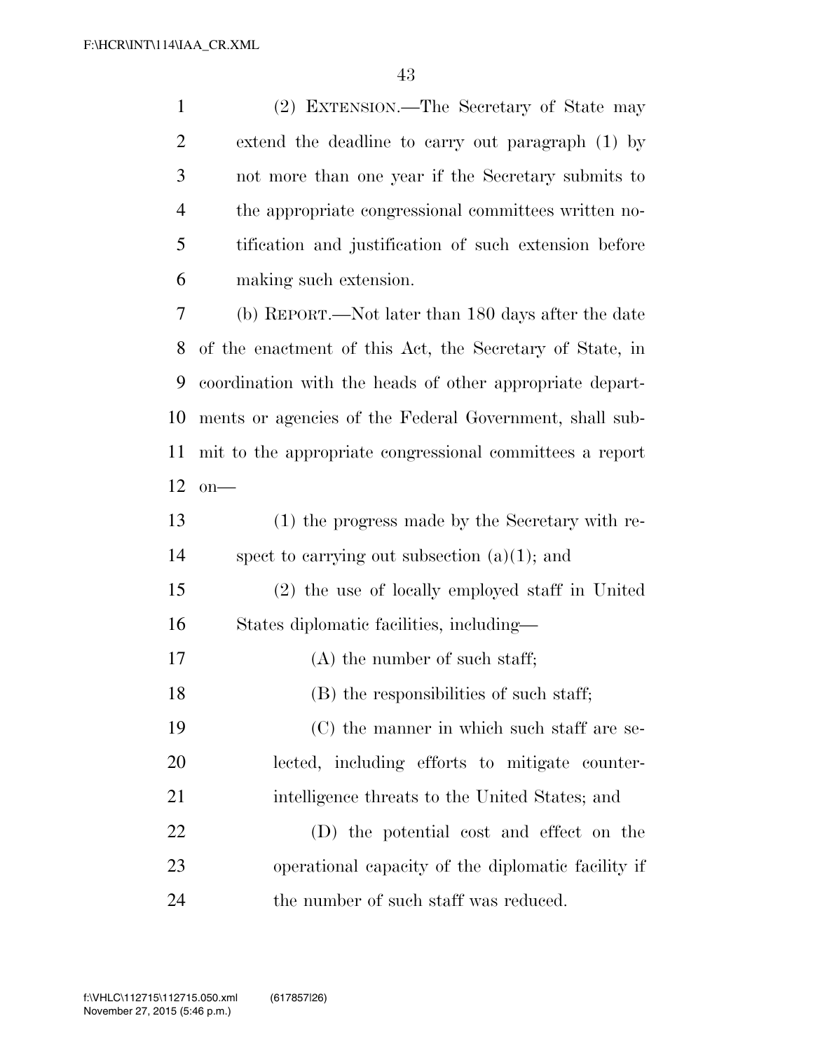(2) EXTENSION.—The Secretary of State may extend the deadline to carry out paragraph (1) by not more than one year if the Secretary submits to the appropriate congressional committees written notification and justification of such extension before making such extension.

(b) REPORT.—Not later than 180 days after the date of the enactment of this Act, the Secretary of State, in coordination with the heads of other appropriate departments or agencies of the Federal Government, shall submit to the appropriate congressional committees a report on—

(1) the progress made by the Secretary with respect to carrying out subsection (a)(1); and

(2) the use of locally employed staff in United States diplomatic facilities, including—

(A) the number of such staff;

(B) the responsibilities of such staff;

(C) the manner in which such staff are selected, including efforts to mitigate counterintelligence threats to the United States; and

(D) the potential cost and effect on the operational capacity of the diplomatic facility if the number of such staff was reduced.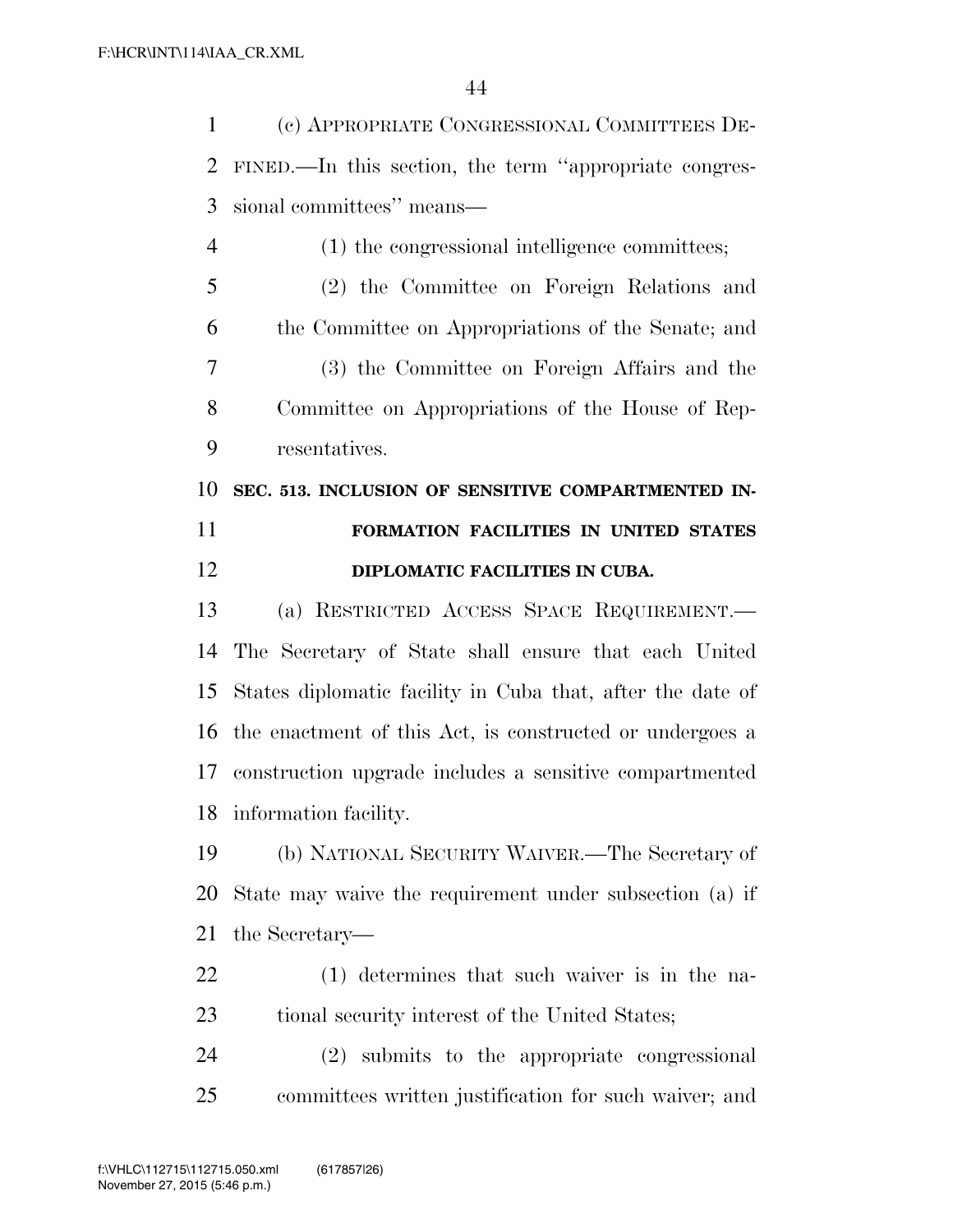(c) APPROPRIATE CONGRESSIONAL COMMITTEES DEFINED.—In this section, the term ''appropriate congressional committees'' means—

(1) the congressional intelligence committees;

(2) the Committee on Foreign Relations and the Committee on Appropriations of the Senate; and

(3) the Committee on Foreign Affairs and the Committee on Appropriations of the House of Representatives.

**SEC. 513. INCLUSION OF SENSITIVE COMPARTMENTED INFORMATION FACILITIES IN UNITED STATES DIPLOMATIC FACILITIES IN CUBA.**

(a) RESTRICTED ACCESS SPACE REQUIREMENT.—The Secretary of State shall ensure that each United States diplomatic facility in Cuba that, after the date of the enactment of this Act, is constructed or undergoes a construction upgrade includes a sensitive compartmented information facility.

(b) NATIONAL SECURITY WAIVER.—The Secretary of State may waive the requirement under subsection (a) if the Secretary—

(1) determines that such waiver is in the national security interest of the United States;

(2) submits to the appropriate congressional committees written justification for such waiver; and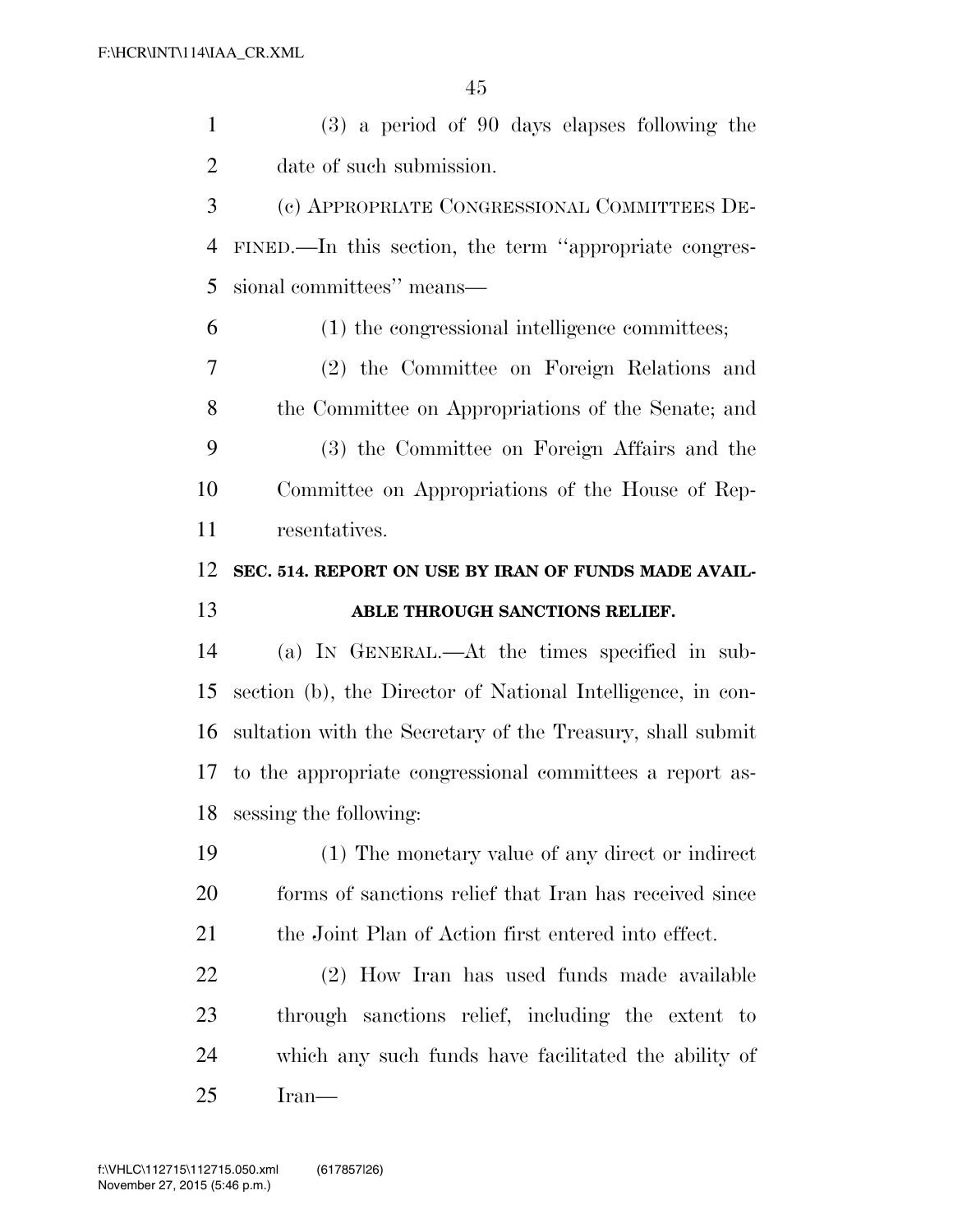(3) a period of 90 days elapses following the date of such submission.

(c) APPROPRIATE CONGRESSIONAL COMMITTEES DEFINED.—In this section, the term ''appropriate congressional committees'' means—

(1) the congressional intelligence committees;

(2) the Committee on Foreign Relations and the Committee on Appropriations of the Senate; and

(3) the Committee on Foreign Affairs and the Committee on Appropriations of the House of Representatives.

### SEC. 514. REPORT ON USE BY IRAN OF FUNDS MADE AVAILABLE THROUGH SANCTIONS RELIEF.

(a) IN GENERAL.—At the times specified in subsection (b), the Director of National Intelligence, in consultation with the Secretary of the Treasury, shall submit to the appropriate congressional committees a report assessing the following:

(1) The monetary value of any direct or indirect forms of sanctions relief that Iran has received since the Joint Plan of Action first entered into effect.

(2) How Iran has used funds made available through sanctions relief, including the extent to which any such funds have facilitated the ability of Iran—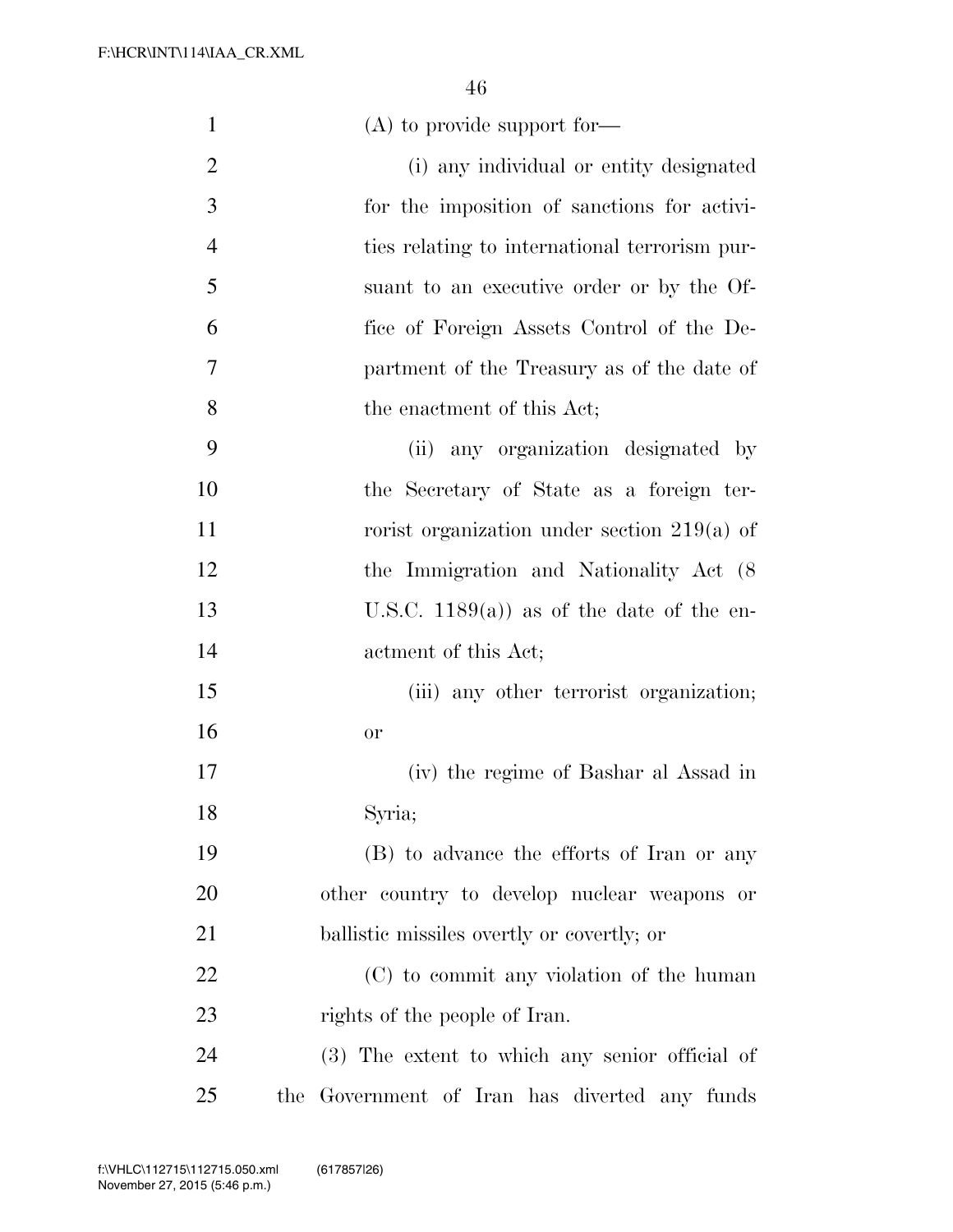(A) to provide support for—

(i) any individual or entity designated for the imposition of sanctions for activities relating to international terrorism pursuant to an executive order or by the Office of Foreign Assets Control of the Department of the Treasury as of the date of the enactment of this Act;

(ii) any organization designated by the Secretary of State as a foreign terrorist organization under section 219(a) of the Immigration and Nationality Act (8 U.S.C. 1189(a)) as of the date of the enactment of this Act;

(iii) any other terrorist organization; or

(iv) the regime of Bashar al Assad in Syria;

(B) to advance the efforts of Iran or any other country to develop nuclear weapons or ballistic missiles overtly or covertly; or

(C) to commit any violation of the human rights of the people of Iran.

(3) The extent to which any senior official of the Government of Iran has diverted any funds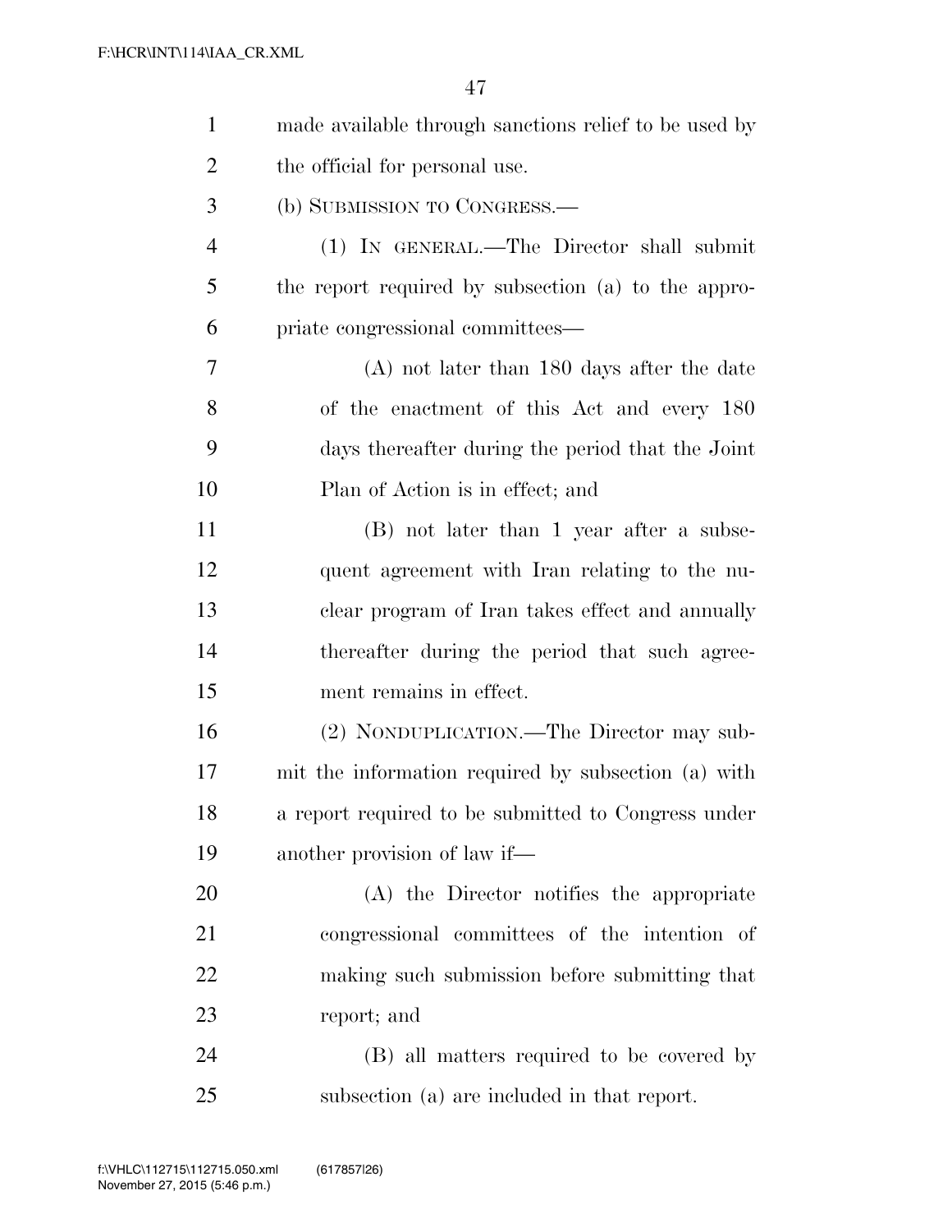made available through sanctions relief to be used by the official for personal use.

(b) SUBMISSION TO CONGRESS.—

(1) IN GENERAL.—The Director shall submit the report required by subsection (a) to the appropriate congressional committees—

(A) not later than 180 days after the date of the enactment of this Act and every 180 days thereafter during the period that the Joint Plan of Action is in effect; and

(B) not later than 1 year after a subsequent agreement with Iran relating to the nuclear program of Iran takes effect and annually thereafter during the period that such agreement remains in effect.

(2) NONDUPLICATION.—The Director may submit the information required by subsection (a) with a report required to be submitted to Congress under another provision of law if—

(A) the Director notifies the appropriate congressional committees of the intention of making such submission before submitting that report; and

(B) all matters required to be covered by subsection (a) are included in that report.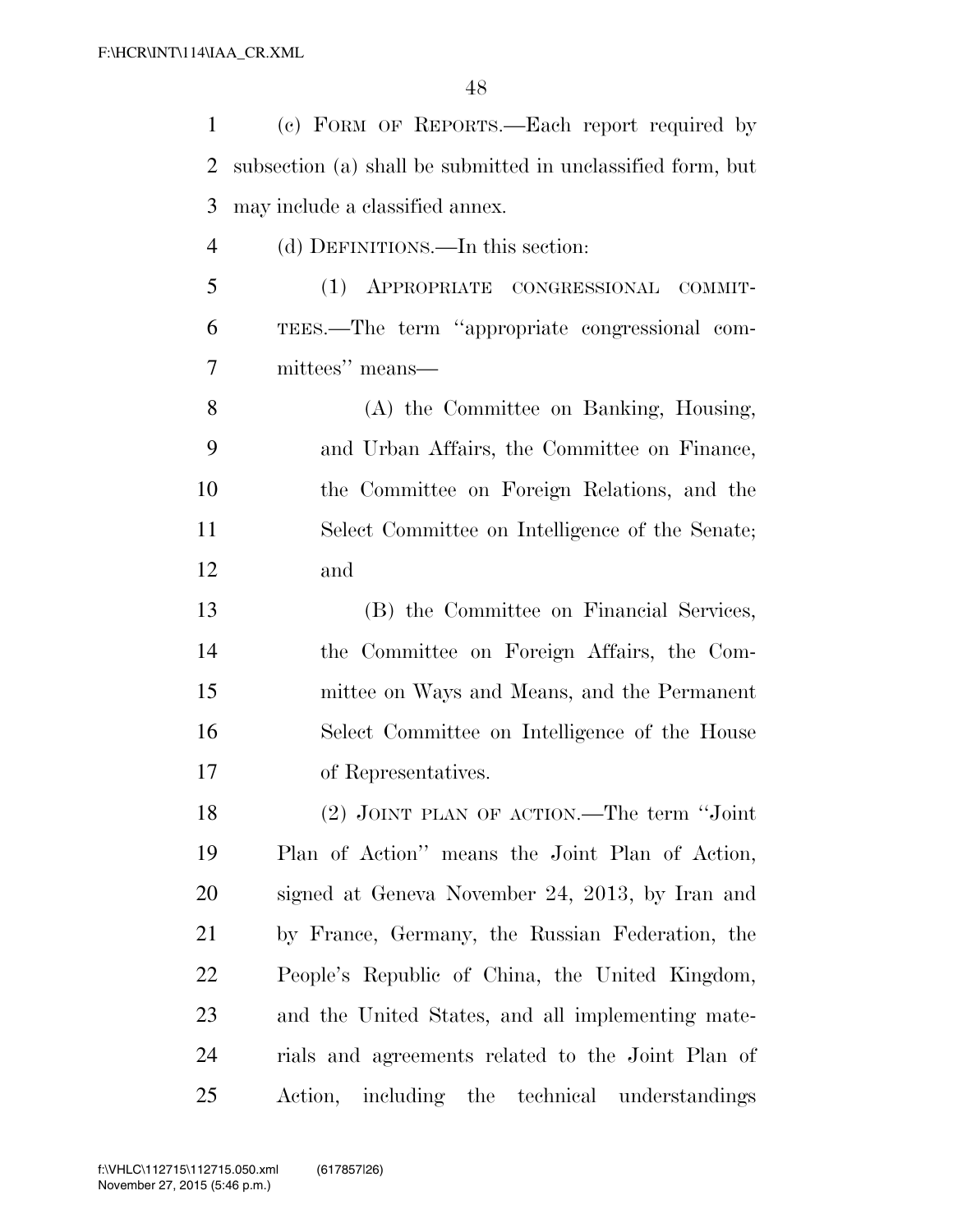(c) FORM OF REPORTS.—Each report required by subsection (a) shall be submitted in unclassified form, but may include a classified annex.

(d) DEFINITIONS.—In this section:

(1) APPROPRIATE CONGRESSIONAL COMMITTEES.—The term ''appropriate congressional committees'' means—

(A) the Committee on Banking, Housing, and Urban Affairs, the Committee on Finance, the Committee on Foreign Relations, and the Select Committee on Intelligence of the Senate; and

(B) the Committee on Financial Services, the Committee on Foreign Affairs, the Committee on Ways and Means, and the Permanent Select Committee on Intelligence of the House of Representatives.

(2) JOINT PLAN OF ACTION.—The term ''Joint Plan of Action'' means the Joint Plan of Action, signed at Geneva November 24, 2013, by Iran and by France, Germany, the Russian Federation, the People's Republic of China, the United Kingdom, and the United States, and all implementing materials and agreements related to the Joint Plan of Action, including the technical understandings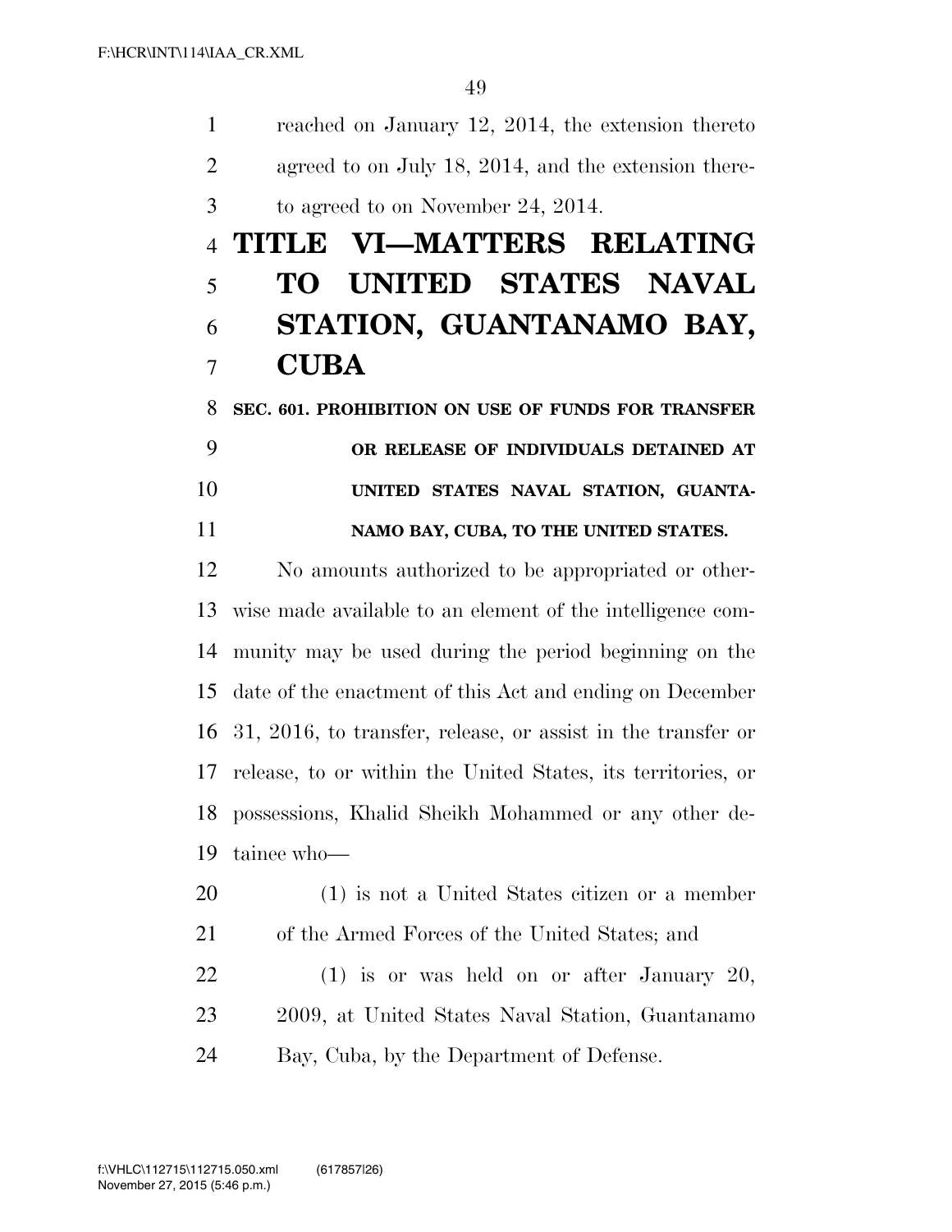reached on January 12, 2014, the extension thereto agreed to on July 18, 2014, and the extension thereto agreed to on November 24, 2014.

# TITLE VI—MATTERS RELATING TO UNITED STATES NAVAL STATION, GUANTANAMO BAY, CUBA

## SEC. 601. PROHIBITION ON USE OF FUNDS FOR TRANSFER OR RELEASE OF INDIVIDUALS DETAINED AT UNITED STATES NAVAL STATION, GUANTANAMO BAY, CUBA, TO THE UNITED STATES.

No amounts authorized to be appropriated or otherwise made available to an element of the intelligence community may be used during the period beginning on the date of the enactment of this Act and ending on December 31, 2016, to transfer, release, or assist in the transfer or release, to or within the United States, its territories, or possessions, Khalid Sheikh Mohammed or any other detainee who—

(1) is not a United States citizen or a member of the Armed Forces of the United States; and

(1) is or was held on or after January 20, 2009, at United States Naval Station, Guantanamo Bay, Cuba, by the Department of Defense.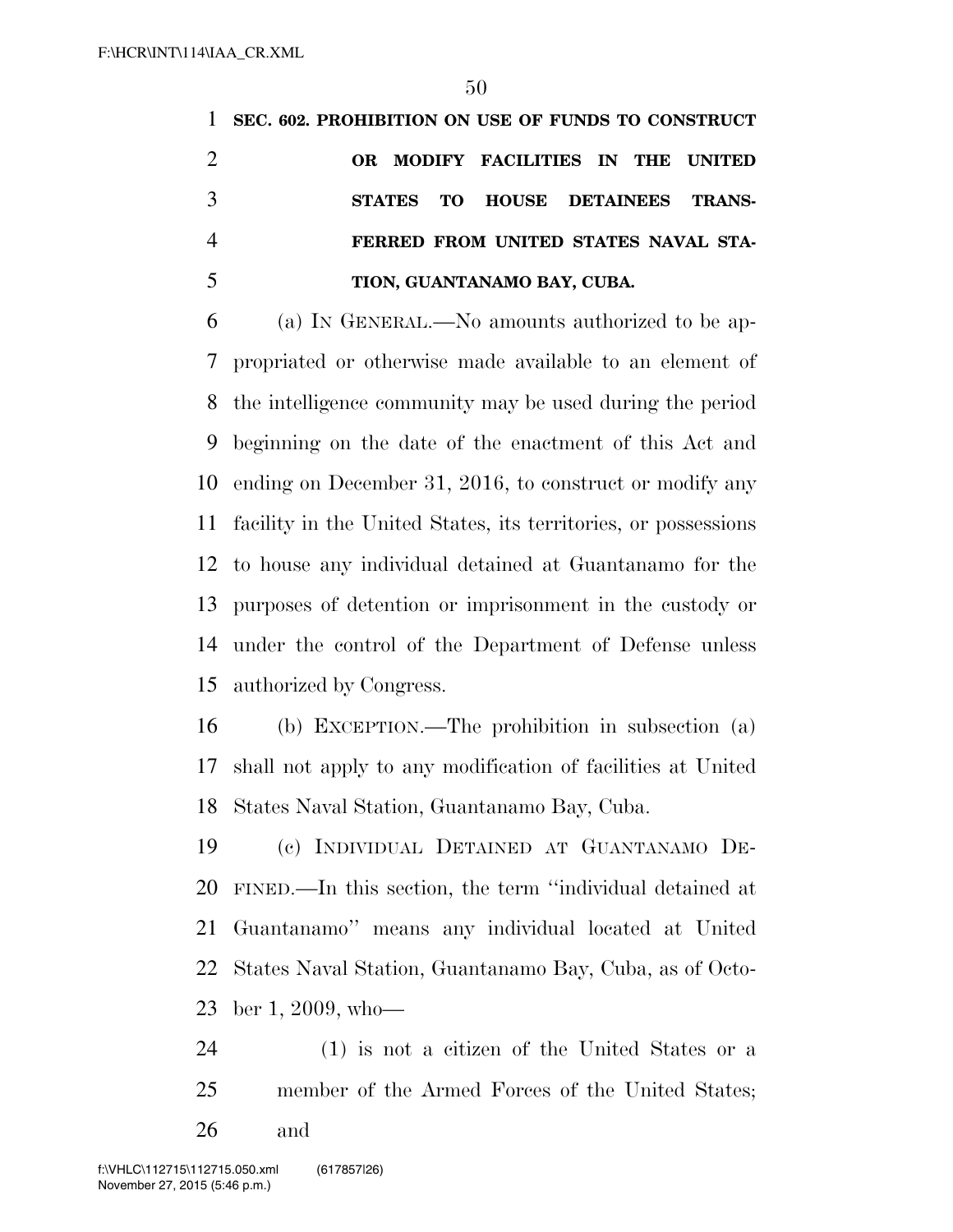**SEC. 602. PROHIBITION ON USE OF FUNDS TO CONSTRUCT OR MODIFY FACILITIES IN THE UNITED STATES TO HOUSE DETAINEES TRANSFERRED FROM UNITED STATES NAVAL STATION, GUANTANAMO BAY, CUBA.**

(a) IN GENERAL.—No amounts authorized to be appropriated or otherwise made available to an element of the intelligence community may be used during the period beginning on the date of the enactment of this Act and ending on December 31, 2016, to construct or modify any facility in the United States, its territories, or possessions to house any individual detained at Guantanamo for the purposes of detention or imprisonment in the custody or under the control of the Department of Defense unless authorized by Congress.

(b) EXCEPTION.—The prohibition in subsection (a) shall not apply to any modification of facilities at United States Naval Station, Guantanamo Bay, Cuba.

(c) INDIVIDUAL DETAINED AT GUANTANAMO DEFINED.—In this section, the term ''individual detained at Guantanamo'' means any individual located at United States Naval Station, Guantanamo Bay, Cuba, as of October 1, 2009, who—

(1) is not a citizen of the United States or a member of the Armed Forces of the United States; and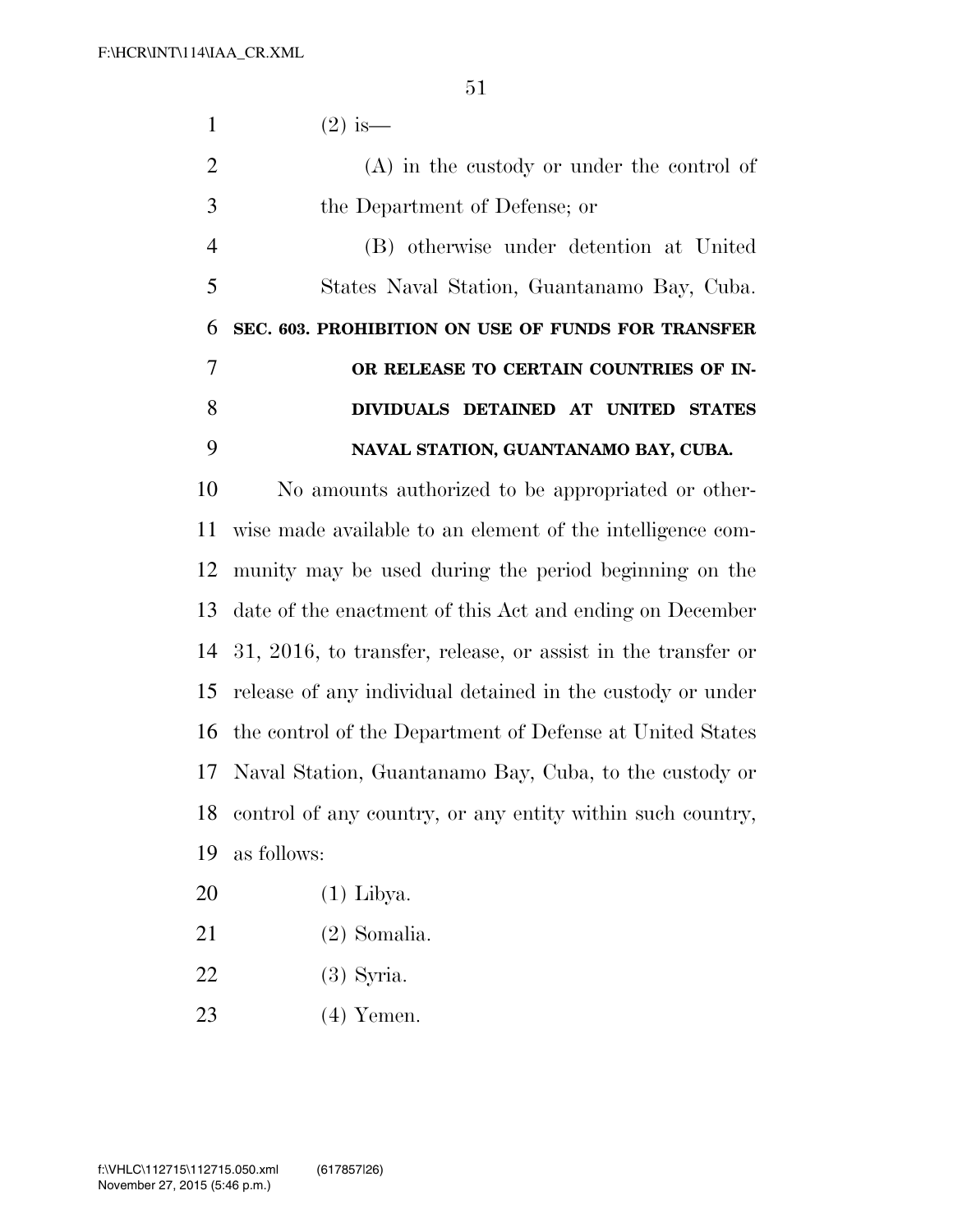(2) is—

(A) in the custody or under the control of the Department of Defense; or

(B) otherwise under detention at United States Naval Station, Guantanamo Bay, Cuba.

**SEC. 603. PROHIBITION ON USE OF FUNDS FOR TRANSFER OR RELEASE TO CERTAIN COUNTRIES OF INDIVIDUALS DETAINED AT UNITED STATES NAVAL STATION, GUANTANAMO BAY, CUBA.**

No amounts authorized to be appropriated or otherwise made available to an element of the intelligence community may be used during the period beginning on the date of the enactment of this Act and ending on December 31, 2016, to transfer, release, or assist in the transfer or release of any individual detained in the custody or under the control of the Department of Defense at United States Naval Station, Guantanamo Bay, Cuba, to the custody or control of any country, or any entity within such country, as follows:

(1) Libya.

(2) Somalia.

(3) Syria.

(4) Yemen.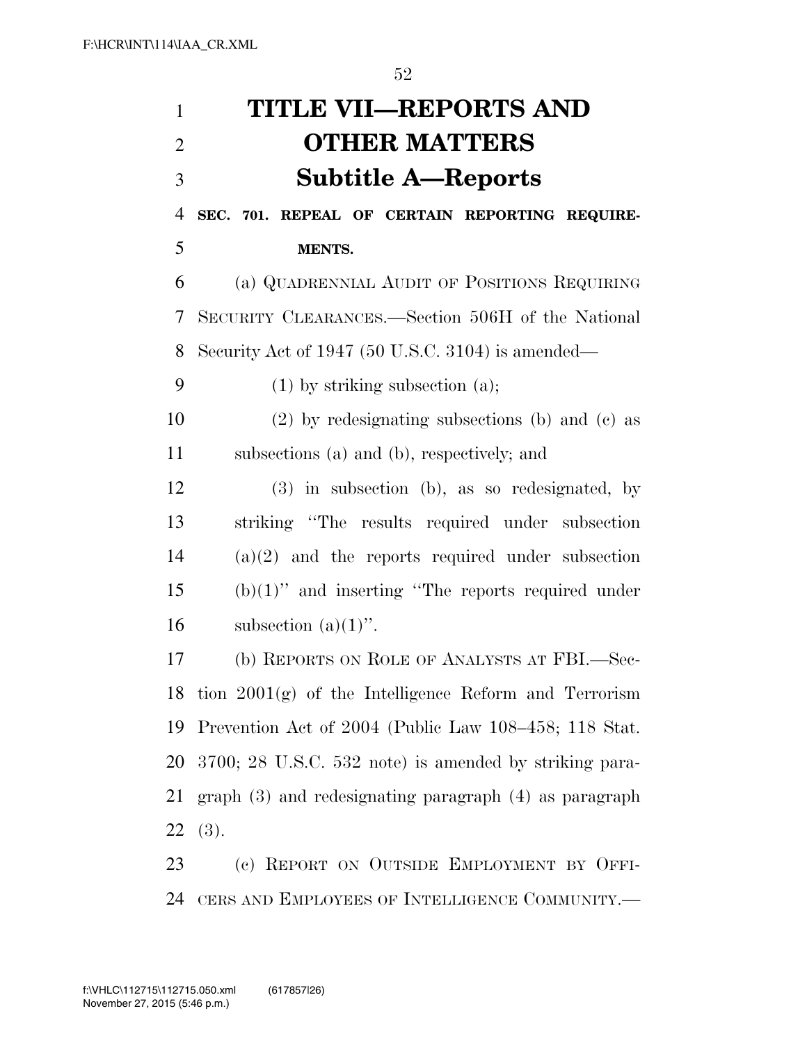# TITLE VII—REPORTS AND OTHER MATTERS

## Subtitle A—Reports

### SEC. 701. REPEAL OF CERTAIN REPORTING REQUIREMENTS.

(a) QUADRENNIAL AUDIT OF POSITIONS REQUIRING SECURITY CLEARANCES.—Section 506H of the National Security Act of 1947 (50 U.S.C. 3104) is amended—

(1) by striking subsection (a);

(2) by redesignating subsections (b) and (c) as subsections (a) and (b), respectively; and

(3) in subsection (b), as so redesignated, by striking "The results required under subsection (a)(2) and the reports required under subsection (b)(1)" and inserting "The reports required under subsection (a)(1)".

(b) REPORTS ON ROLE OF ANALYSTS AT FBI.—Section 2001(g) of the Intelligence Reform and Terrorism Prevention Act of 2004 (Public Law 108–458; 118 Stat. 3700; 28 U.S.C. 532 note) is amended by striking paragraph (3) and redesignating paragraph (4) as paragraph (3).

(c) REPORT ON OUTSIDE EMPLOYMENT BY OFFICERS AND EMPLOYEES OF INTELLIGENCE COMMUNITY.—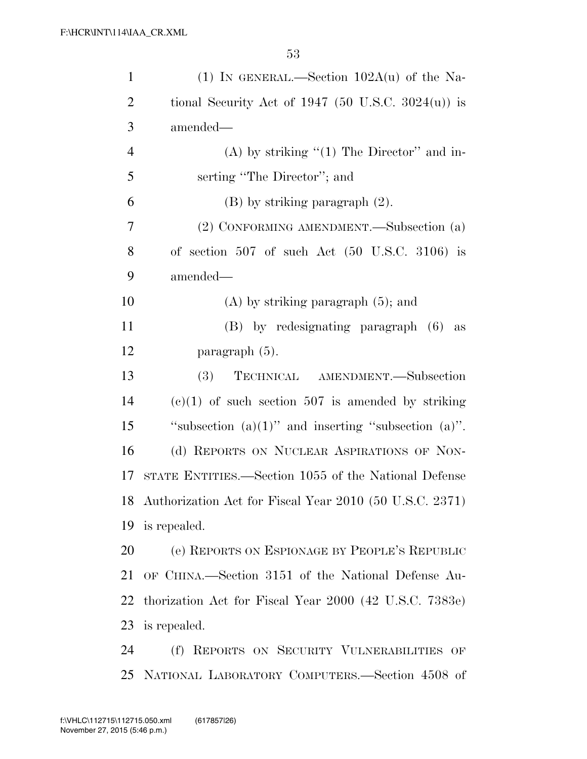(1) IN GENERAL.—Section 102A(u) of the National Security Act of 1947 (50 U.S.C. 3024(u)) is amended—

(A) by striking "(1) The Director" and inserting "The Director"; and

(B) by striking paragraph (2).

(2) CONFORMING AMENDMENT.—Subsection (a) of section 507 of such Act (50 U.S.C. 3106) is amended—

(A) by striking paragraph (5); and

(B) by redesignating paragraph (6) as paragraph (5).

(3) TECHNICAL AMENDMENT.—Subsection (c)(1) of such section 507 is amended by striking "subsection (a)(1)" and inserting "subsection (a)".

(d) REPORTS ON NUCLEAR ASPIRATIONS OF NON-STATE ENTITIES.—Section 1055 of the National Defense Authorization Act for Fiscal Year 2010 (50 U.S.C. 2371) is repealed.

(e) REPORTS ON ESPIONAGE BY PEOPLE'S REPUBLIC OF CHINA.—Section 3151 of the National Defense Authorization Act for Fiscal Year 2000 (42 U.S.C. 7383e) is repealed.

(f) REPORTS ON SECURITY VULNERABILITIES OF NATIONAL LABORATORY COMPUTERS.—Section 4508 of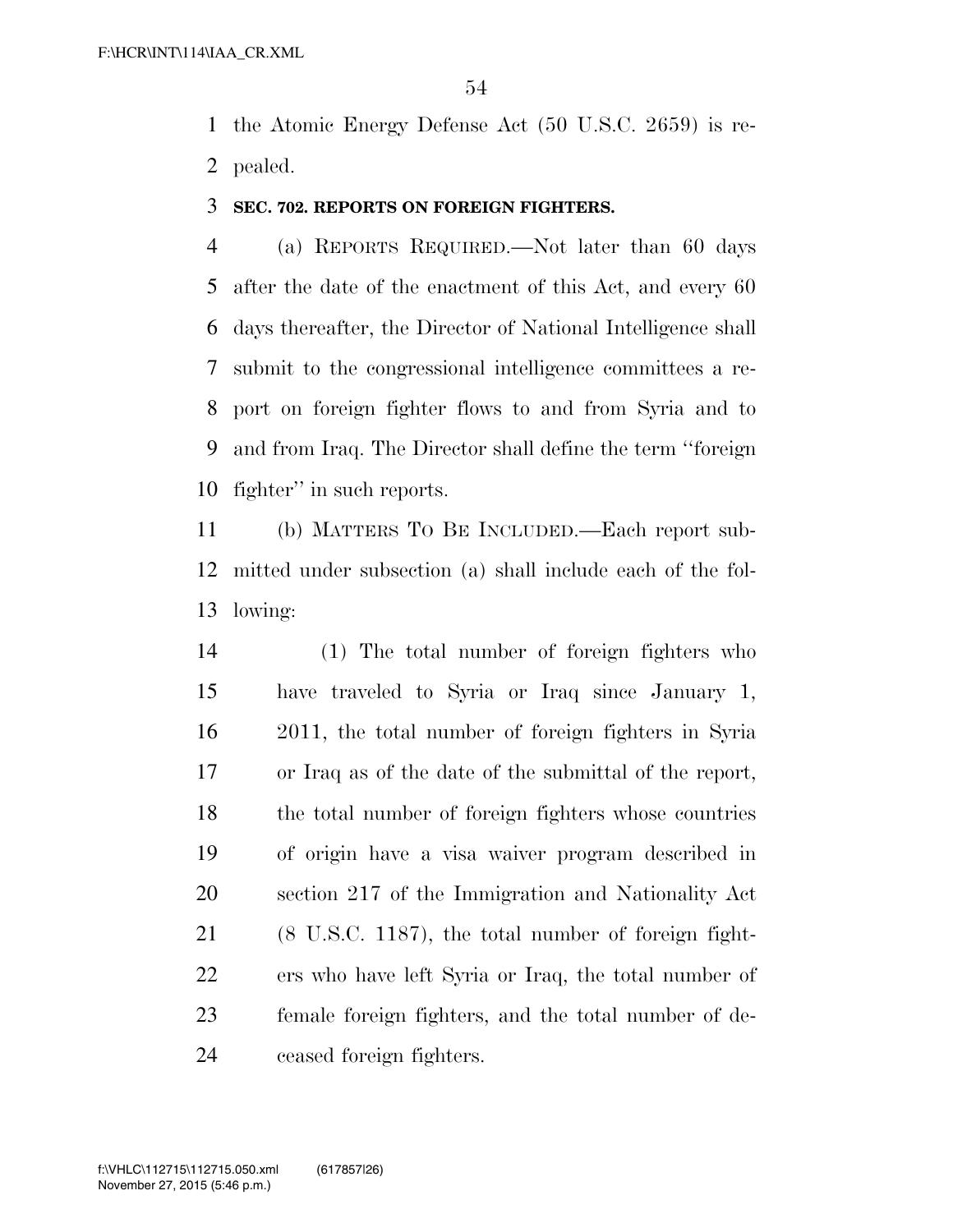the Atomic Energy Defense Act (50 U.S.C. 2659) is repealed.

**SEC. 702. REPORTS ON FOREIGN FIGHTERS.**

(a) REPORTS REQUIRED.—Not later than 60 days after the date of the enactment of this Act, and every 60 days thereafter, the Director of National Intelligence shall submit to the congressional intelligence committees a report on foreign fighter flows to and from Syria and to and from Iraq. The Director shall define the term ''foreign fighter'' in such reports.

(b) MATTERS TO BE INCLUDED.—Each report submitted under subsection (a) shall include each of the following:

(1) The total number of foreign fighters who have traveled to Syria or Iraq since January 1, 2011, the total number of foreign fighters in Syria or Iraq as of the date of the submittal of the report, the total number of foreign fighters whose countries of origin have a visa waiver program described in section 217 of the Immigration and Nationality Act (8 U.S.C. 1187), the total number of foreign fighters who have left Syria or Iraq, the total number of female foreign fighters, and the total number of deceased foreign fighters.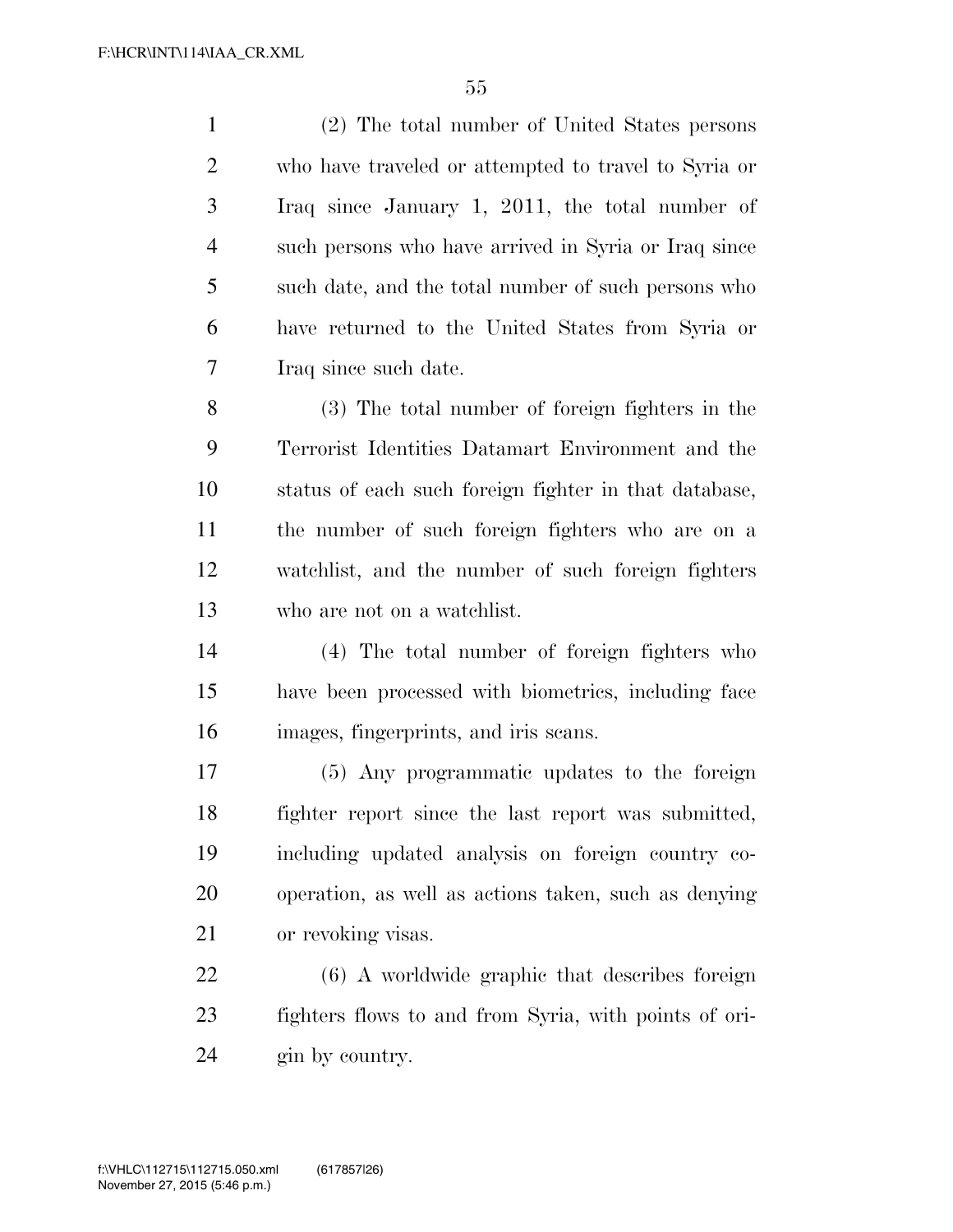(2) The total number of United States persons who have traveled or attempted to travel to Syria or Iraq since January 1, 2011, the total number of such persons who have arrived in Syria or Iraq since such date, and the total number of such persons who have returned to the United States from Syria or Iraq since such date.

(3) The total number of foreign fighters in the Terrorist Identities Datamart Environment and the status of each such foreign fighter in that database, the number of such foreign fighters who are on a watchlist, and the number of such foreign fighters who are not on a watchlist.

(4) The total number of foreign fighters who have been processed with biometrics, including face images, fingerprints, and iris scans.

(5) Any programmatic updates to the foreign fighter report since the last report was submitted, including updated analysis on foreign country cooperation, as well as actions taken, such as denying or revoking visas.

(6) A worldwide graphic that describes foreign fighters flows to and from Syria, with points of origin by country.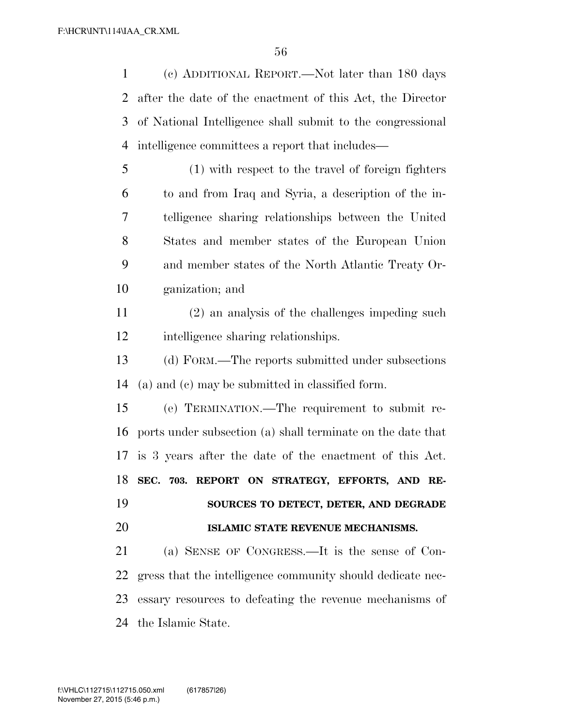(c) ADDITIONAL REPORT.—Not later than 180 days after the date of the enactment of this Act, the Director of National Intelligence shall submit to the congressional intelligence committees a report that includes—

(1) with respect to the travel of foreign fighters to and from Iraq and Syria, a description of the intelligence sharing relationships between the United States and member states of the European Union and member states of the North Atlantic Treaty Organization; and

(2) an analysis of the challenges impeding such intelligence sharing relationships.

(d) FORM.—The reports submitted under subsections (a) and (c) may be submitted in classified form.

(e) TERMINATION.—The requirement to submit reports under subsection (a) shall terminate on the date that is 3 years after the date of the enactment of this Act.

**SEC. 703. REPORT ON STRATEGY, EFFORTS, AND RESOURCES TO DETECT, DETER, AND DEGRADE ISLAMIC STATE REVENUE MECHANISMS.**

(a) SENSE OF CONGRESS.—It is the sense of Congress that the intelligence community should dedicate necessary resources to defeating the revenue mechanisms of the Islamic State.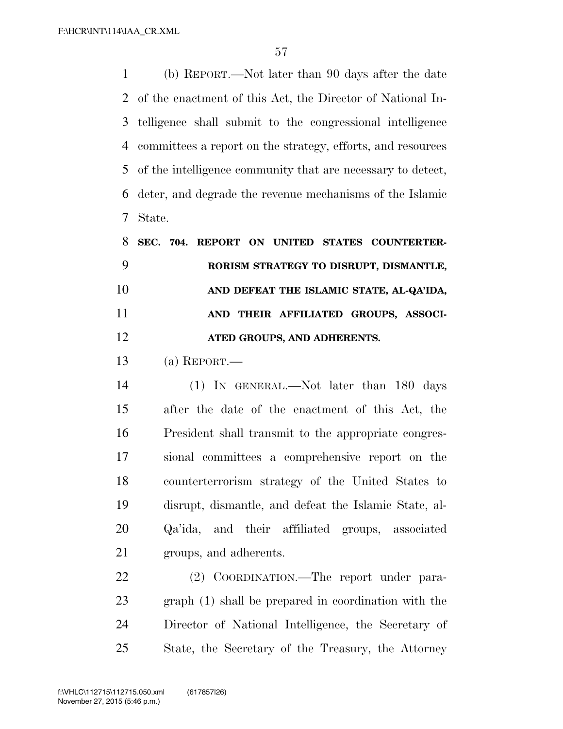(b) REPORT.—Not later than 90 days after the date of the enactment of this Act, the Director of National Intelligence shall submit to the congressional intelligence committees a report on the strategy, efforts, and resources of the intelligence community that are necessary to detect, deter, and degrade the revenue mechanisms of the Islamic State.

**SEC. 704. REPORT ON UNITED STATES COUNTERTERRORISM STRATEGY TO DISRUPT, DISMANTLE, AND DEFEAT THE ISLAMIC STATE, AL-QA'IDA, AND THEIR AFFILIATED GROUPS, ASSOCIATED GROUPS, AND ADHERENTS.**

(a) REPORT.—

(1) IN GENERAL.—Not later than 180 days after the date of the enactment of this Act, the President shall transmit to the appropriate congressional committees a comprehensive report on the counterterrorism strategy of the United States to disrupt, dismantle, and defeat the Islamic State, al-Qa'ida, and their affiliated groups, associated groups, and adherents.

(2) COORDINATION.—The report under paragraph (1) shall be prepared in coordination with the Director of National Intelligence, the Secretary of State, the Secretary of the Treasury, the Attorney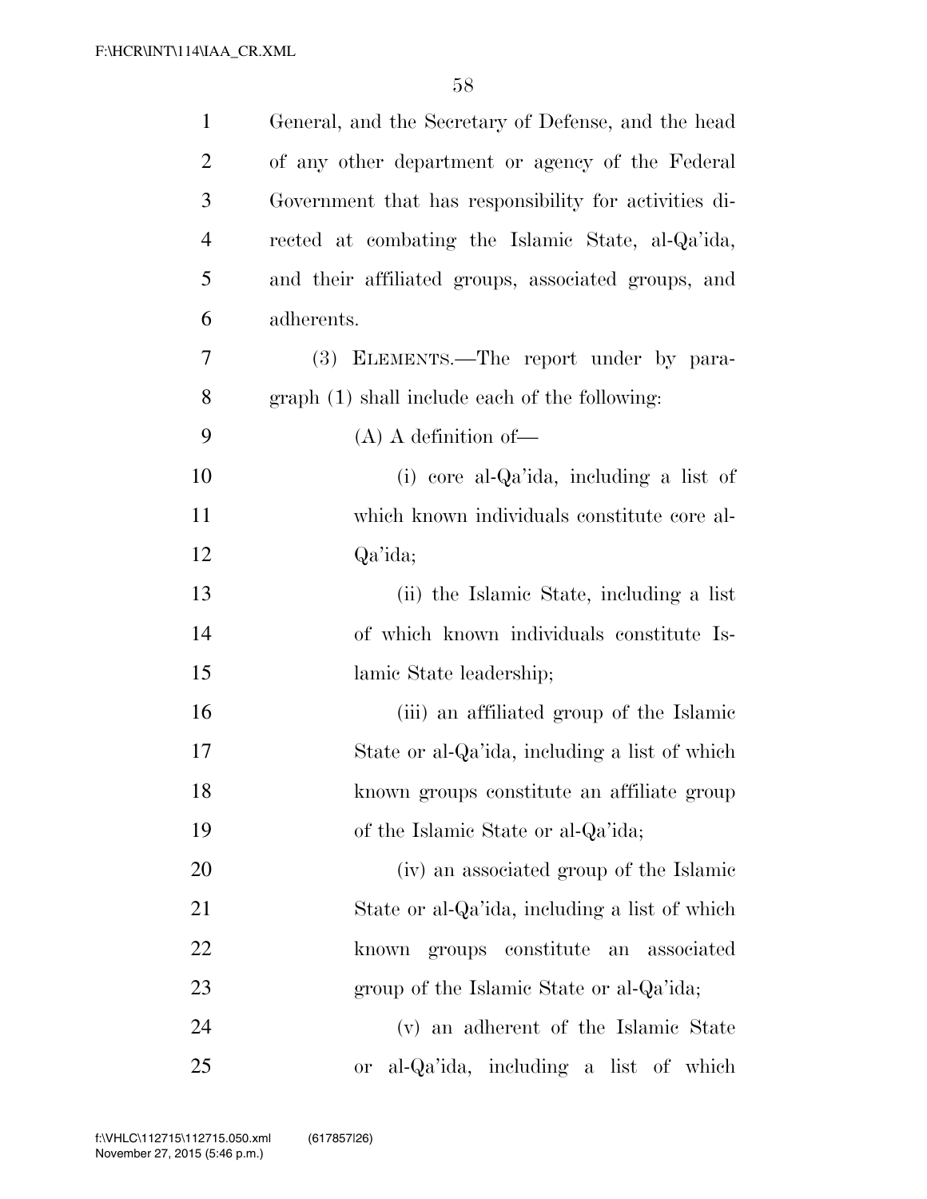General, and the Secretary of Defense, and the head of any other department or agency of the Federal Government that has responsibility for activities directed at combating the Islamic State, al-Qa'ida, and their affiliated groups, associated groups, and adherents.

(3) ELEMENTS.—The report under by paragraph (1) shall include each of the following:

(A) A definition of—

(i) core al-Qa'ida, including a list of which known individuals constitute core al-Qa'ida;

(ii) the Islamic State, including a list of which known individuals constitute Islamic State leadership;

(iii) an affiliated group of the Islamic State or al-Qa'ida, including a list of which known groups constitute an affiliate group of the Islamic State or al-Qa'ida;

(iv) an associated group of the Islamic State or al-Qa'ida, including a list of which known groups constitute an associated group of the Islamic State or al-Qa'ida;

(v) an adherent of the Islamic State or al-Qa'ida, including a list of which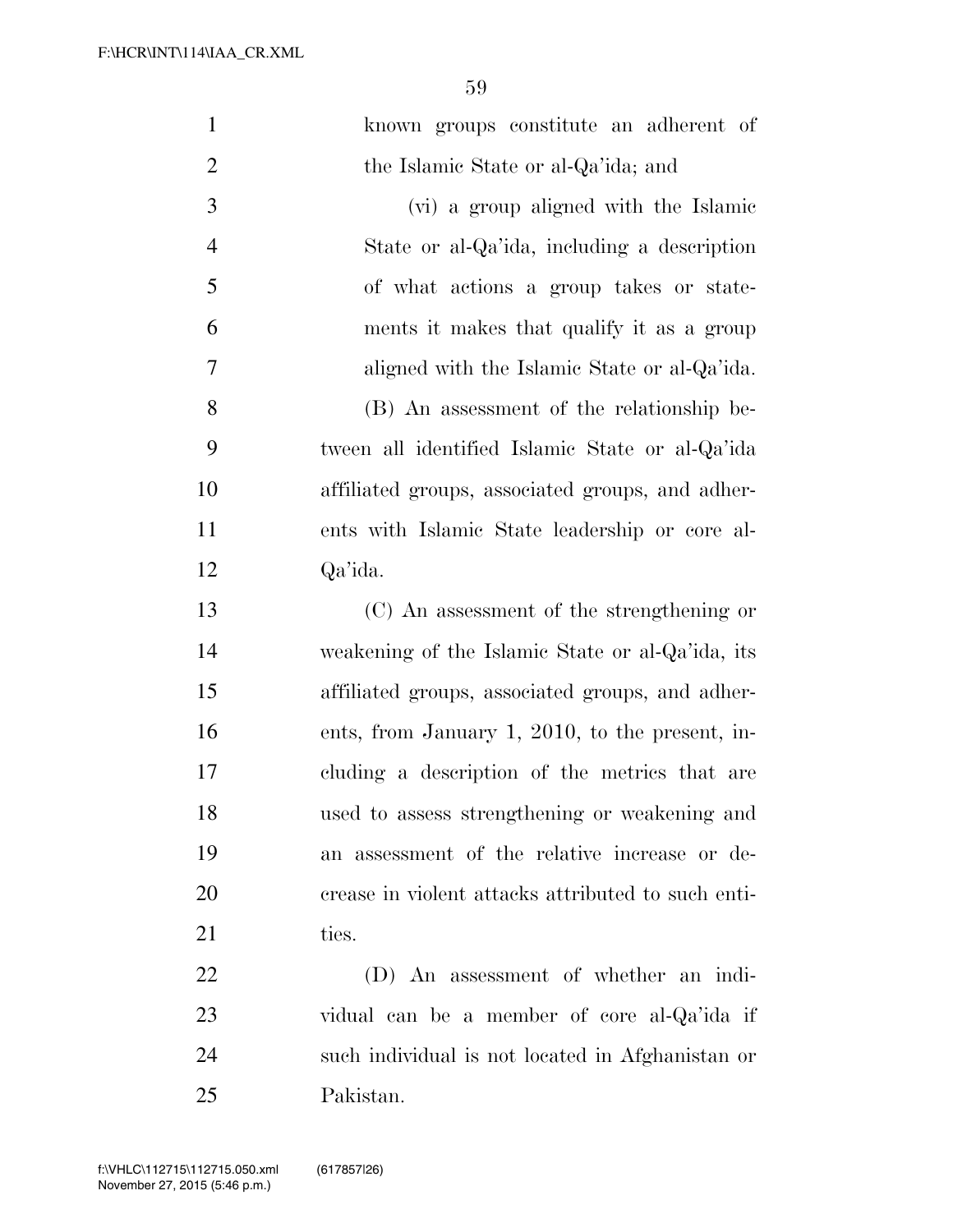known groups constitute an adherent of the Islamic State or al-Qa'ida; and

(vi) a group aligned with the Islamic State or al-Qa'ida, including a description of what actions a group takes or statements it makes that qualify it as a group aligned with the Islamic State or al-Qa'ida.

(B) An assessment of the relationship between all identified Islamic State or al-Qa'ida affiliated groups, associated groups, and adherents with Islamic State leadership or core al-Qa'ida.

(C) An assessment of the strengthening or weakening of the Islamic State or al-Qa'ida, its affiliated groups, associated groups, and adherents, from January 1, 2010, to the present, including a description of the metrics that are used to assess strengthening or weakening and an assessment of the relative increase or decrease in violent attacks attributed to such entities.

(D) An assessment of whether an individual can be a member of core al-Qa'ida if such individual is not located in Afghanistan or Pakistan.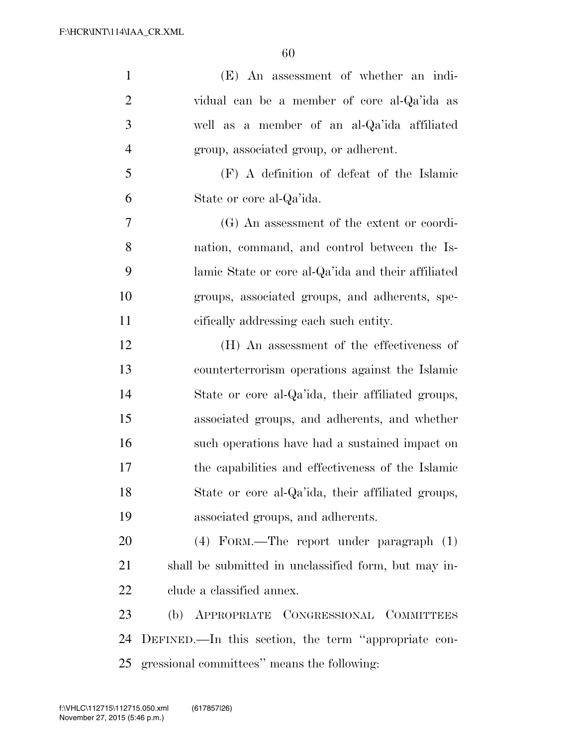(E) An assessment of whether an individual can be a member of core al-Qa'ida as well as a member of an al-Qa'ida affiliated group, associated group, or adherent.

(F) A definition of defeat of the Islamic State or core al-Qa'ida.

(G) An assessment of the extent or coordination, command, and control between the Islamic State or core al-Qa'ida and their affiliated groups, associated groups, and adherents, specifically addressing each such entity.

(H) An assessment of the effectiveness of counterterrorism operations against the Islamic State or core al-Qa'ida, their affiliated groups, associated groups, and adherents, and whether such operations have had a sustained impact on the capabilities and effectiveness of the Islamic State or core al-Qa'ida, their affiliated groups, associated groups, and adherents.

(4) FORM.—The report under paragraph (1) shall be submitted in unclassified form, but may include a classified annex.

(b) APPROPRIATE CONGRESSIONAL COMMITTEES DEFINED.—In this section, the term ''appropriate congressional committees'' means the following: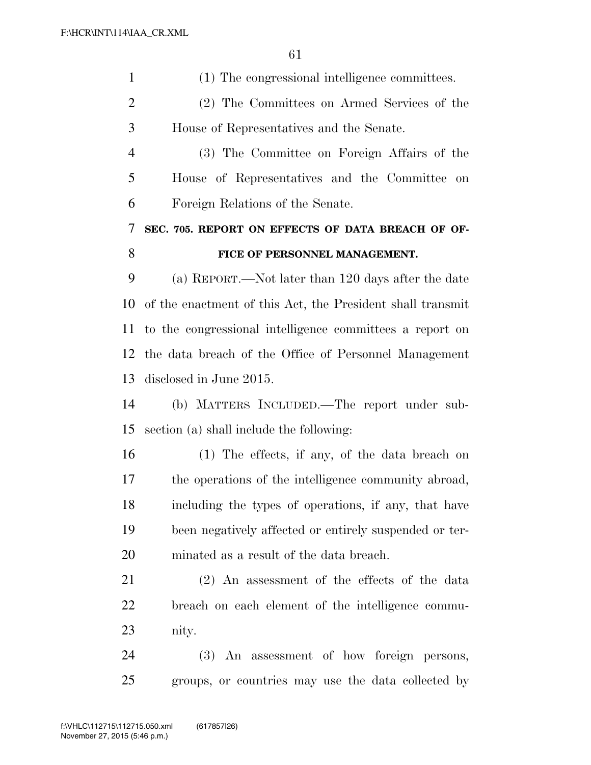(1) The congressional intelligence committees.

(2) The Committees on Armed Services of the House of Representatives and the Senate.

(3) The Committee on Foreign Affairs of the House of Representatives and the Committee on Foreign Relations of the Senate.

## SEC. 705. REPORT ON EFFECTS OF DATA BREACH OF OFFICE OF PERSONNEL MANAGEMENT.

(a) REPORT.—Not later than 120 days after the date of the enactment of this Act, the President shall transmit to the congressional intelligence committees a report on the data breach of the Office of Personnel Management disclosed in June 2015.

(b) MATTERS INCLUDED.—The report under subsection (a) shall include the following:

(1) The effects, if any, of the data breach on the operations of the intelligence community abroad, including the types of operations, if any, that have been negatively affected or entirely suspended or terminated as a result of the data breach.

(2) An assessment of the effects of the data breach on each element of the intelligence community.

(3) An assessment of how foreign persons, groups, or countries may use the data collected by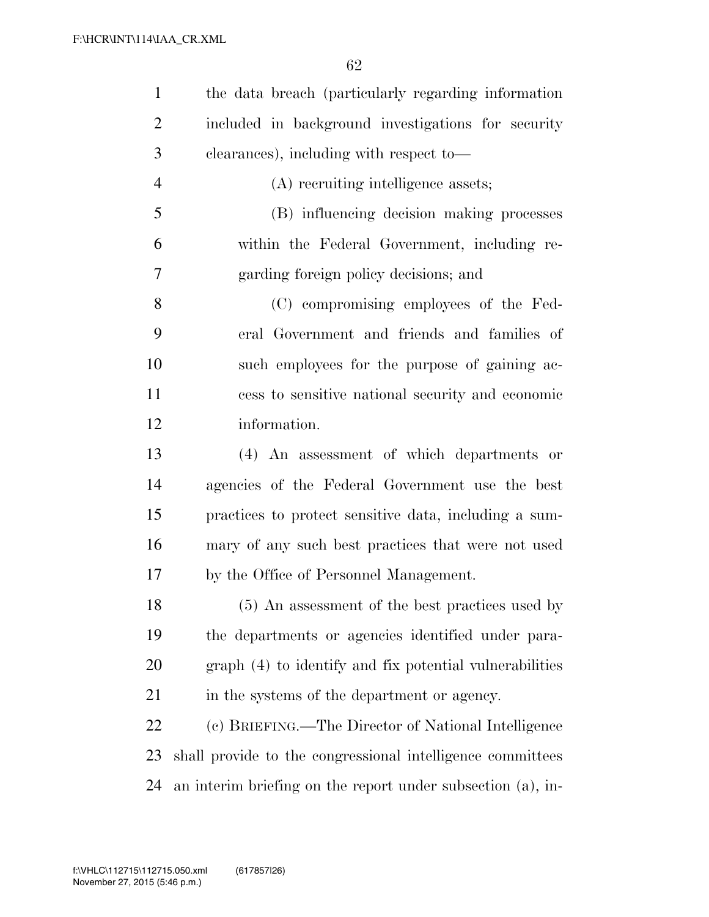the data breach (particularly regarding information included in background investigations for security clearances), including with respect to—

(A) recruiting intelligence assets;

(B) influencing decision making processes within the Federal Government, including regarding foreign policy decisions; and

(C) compromising employees of the Federal Government and friends and families of such employees for the purpose of gaining access to sensitive national security and economic information.

(4) An assessment of which departments or agencies of the Federal Government use the best practices to protect sensitive data, including a summary of any such best practices that were not used by the Office of Personnel Management.

(5) An assessment of the best practices used by the departments or agencies identified under paragraph (4) to identify and fix potential vulnerabilities in the systems of the department or agency.

(c) BRIEFING.—The Director of National Intelligence shall provide to the congressional intelligence committees an interim briefing on the report under subsection (a), in-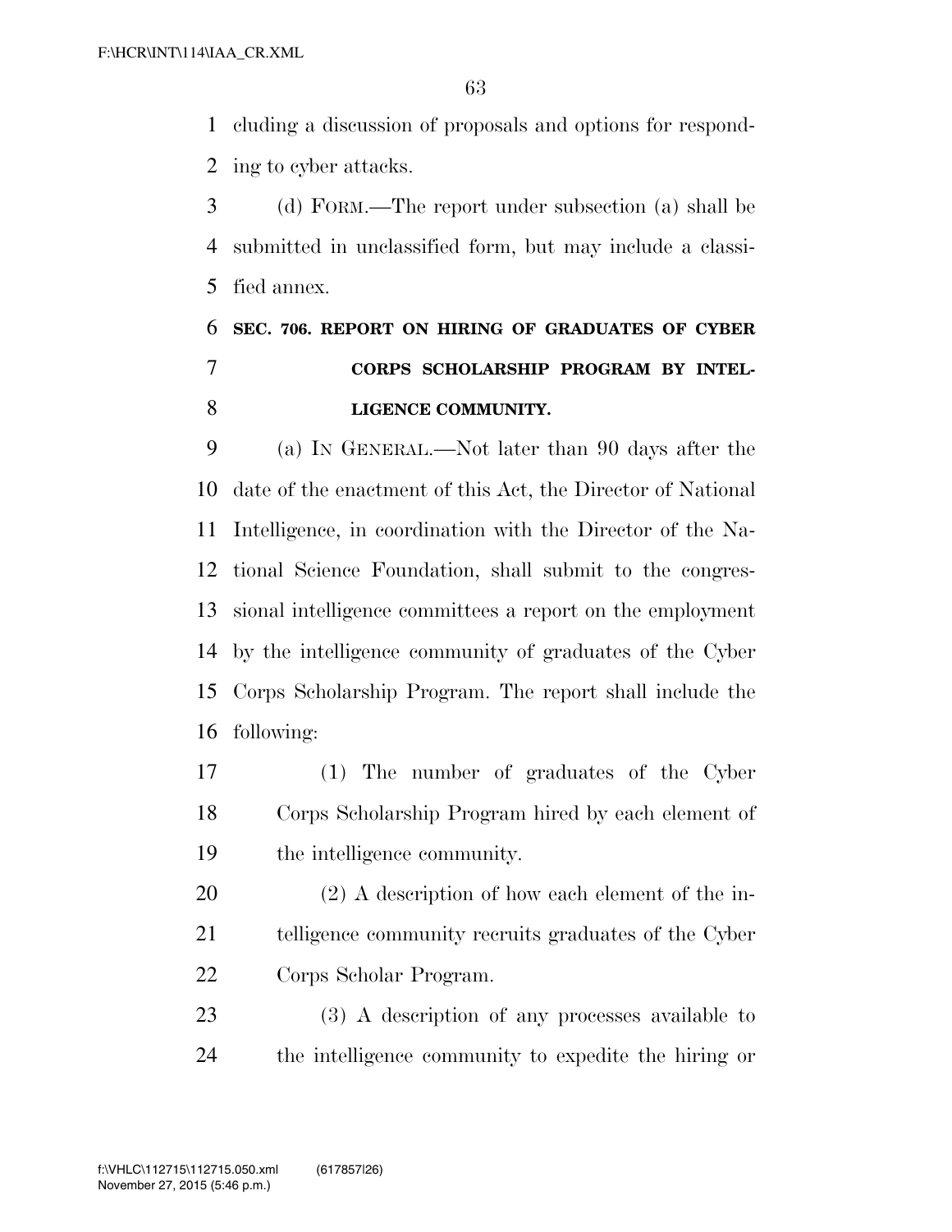cluding a discussion of proposals and options for responding to cyber attacks.

(d) FORM.—The report under subsection (a) shall be submitted in unclassified form, but may include a classified annex.

## SEC. 706. REPORT ON HIRING OF GRADUATES OF CYBER CORPS SCHOLARSHIP PROGRAM BY INTELLIGENCE COMMUNITY.

(a) IN GENERAL.—Not later than 90 days after the date of the enactment of this Act, the Director of National Intelligence, in coordination with the Director of the National Science Foundation, shall submit to the congressional intelligence committees a report on the employment by the intelligence community of graduates of the Cyber Corps Scholarship Program. The report shall include the following:

(1) The number of graduates of the Cyber Corps Scholarship Program hired by each element of the intelligence community.

(2) A description of how each element of the intelligence community recruits graduates of the Cyber Corps Scholar Program.

(3) A description of any processes available to the intelligence community to expedite the hiring or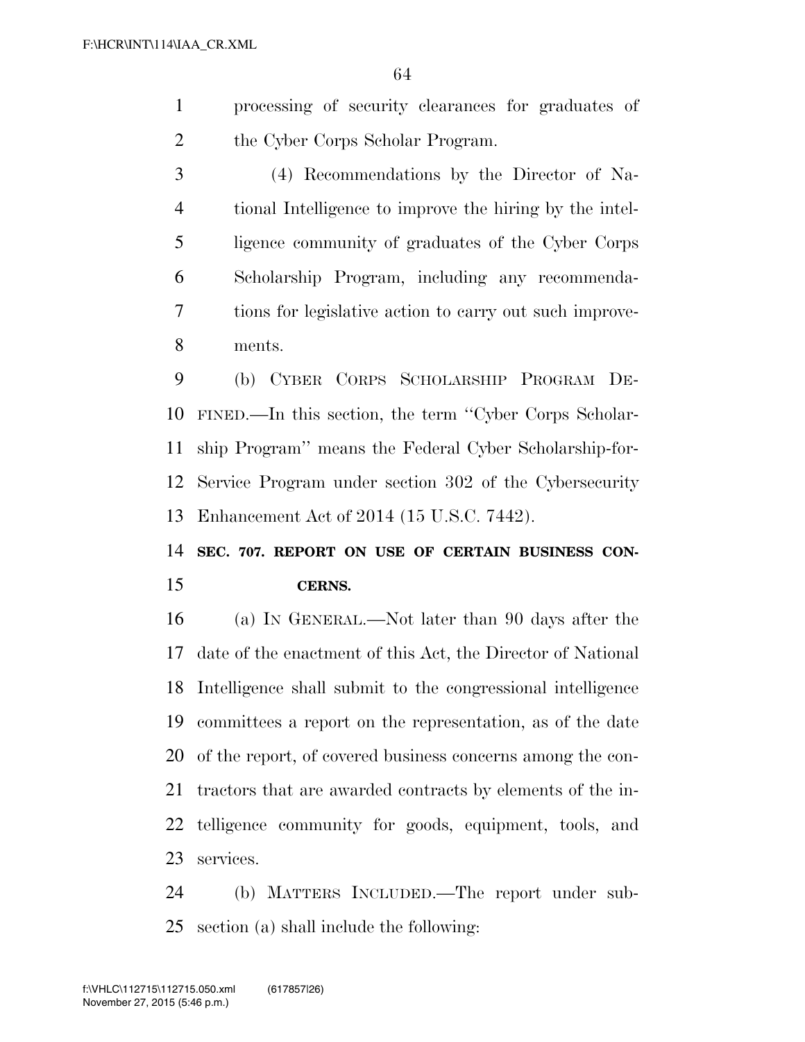processing of security clearances for graduates of the Cyber Corps Scholar Program.

(4) Recommendations by the Director of National Intelligence to improve the hiring by the intelligence community of graduates of the Cyber Corps Scholarship Program, including any recommendations for legislative action to carry out such improvements.

(b) CYBER CORPS SCHOLARSHIP PROGRAM DEFINED.—In this section, the term ''Cyber Corps Scholarship Program'' means the Federal Cyber Scholarship-for-Service Program under section 302 of the Cybersecurity Enhancement Act of 2014 (15 U.S.C. 7442).

**SEC. 707. REPORT ON USE OF CERTAIN BUSINESS CONCERNS.**

(a) IN GENERAL.—Not later than 90 days after the date of the enactment of this Act, the Director of National Intelligence shall submit to the congressional intelligence committees a report on the representation, as of the date of the report, of covered business concerns among the contractors that are awarded contracts by elements of the intelligence community for goods, equipment, tools, and services.

(b) MATTERS INCLUDED.—The report under subsection (a) shall include the following: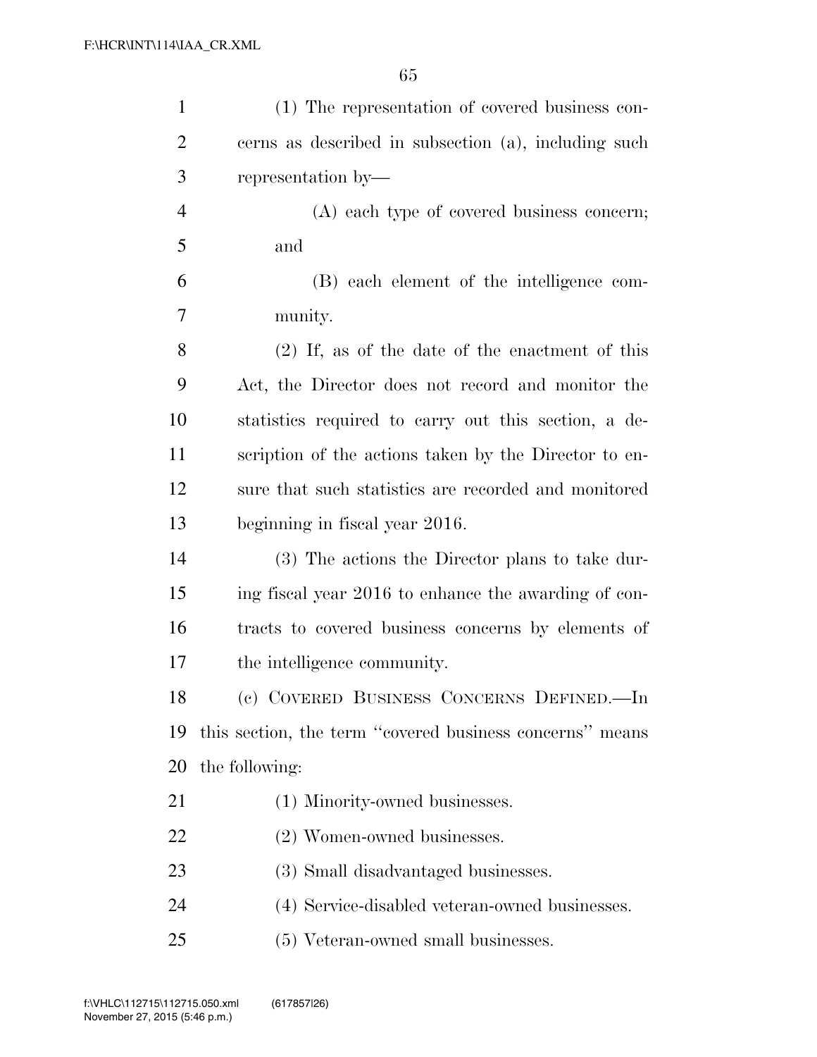(1) The representation of covered business concerns as described in subsection (a), including such representation by—

(A) each type of covered business concern; and

(B) each element of the intelligence community.

(2) If, as of the date of the enactment of this Act, the Director does not record and monitor the statistics required to carry out this section, a description of the actions taken by the Director to ensure that such statistics are recorded and monitored beginning in fiscal year 2016.

(3) The actions the Director plans to take during fiscal year 2016 to enhance the awarding of contracts to covered business concerns by elements of the intelligence community.

(c) COVERED BUSINESS CONCERNS DEFINED.—In this section, the term "covered business concerns" means the following:

(1) Minority-owned businesses.

(2) Women-owned businesses.

(3) Small disadvantaged businesses.

(4) Service-disabled veteran-owned businesses.

(5) Veteran-owned small businesses.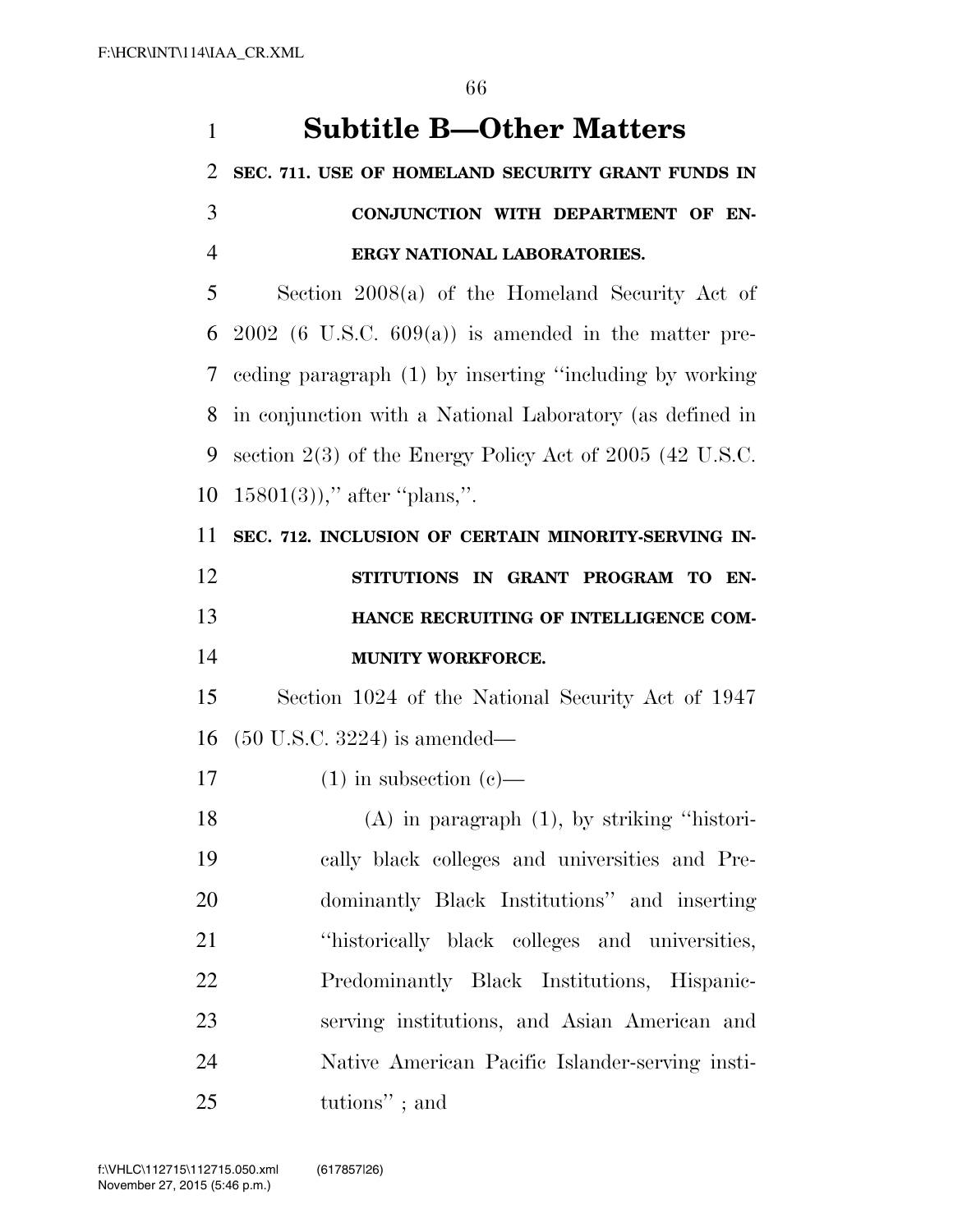## Subtitle B—Other Matters

**SEC. 711. USE OF HOMELAND SECURITY GRANT FUNDS IN CONJUNCTION WITH DEPARTMENT OF ENERGY NATIONAL LABORATORIES.**

Section 2008(a) of the Homeland Security Act of 2002 (6 U.S.C. 609(a)) is amended in the matter preceding paragraph (1) by inserting "including by working in conjunction with a National Laboratory (as defined in section 2(3) of the Energy Policy Act of 2005 (42 U.S.C. 15801(3))," after "plans,".

**SEC. 712. INCLUSION OF CERTAIN MINORITY-SERVING INSTITUTIONS IN GRANT PROGRAM TO ENHANCE RECRUITING OF INTELLIGENCE COMMUNITY WORKFORCE.**

Section 1024 of the National Security Act of 1947 (50 U.S.C. 3224) is amended—

(1) in subsection (c)—

(A) in paragraph (1), by striking "historically black colleges and universities and Predominantly Black Institutions" and inserting "historically black colleges and universities, Predominantly Black Institutions, Hispanic-serving institutions, and Asian American and Native American Pacific Islander-serving institutions" ; and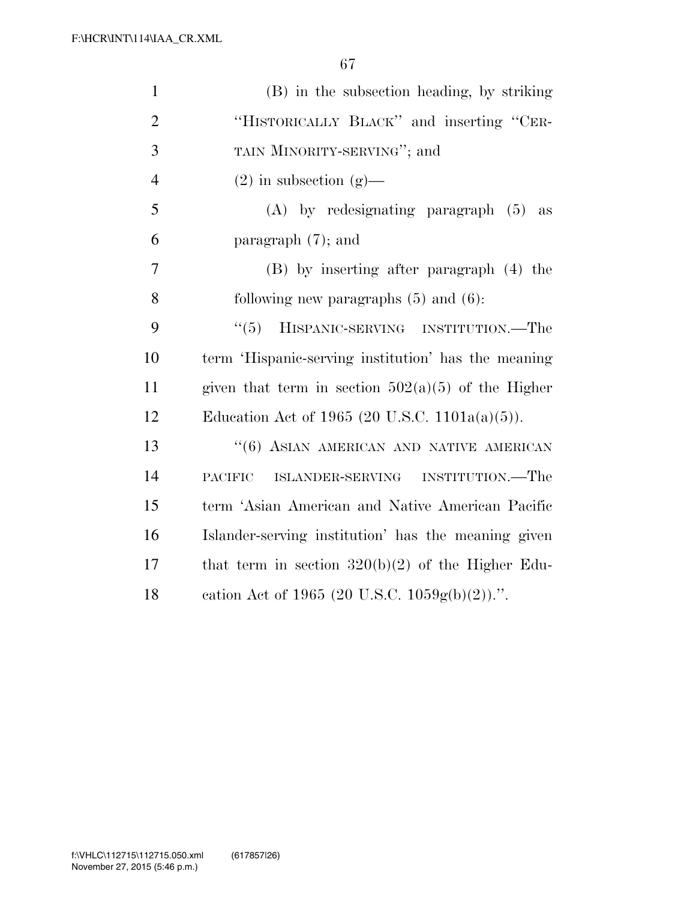(B) in the subsection heading, by striking "HISTORICALLY BLACK" and inserting "CERTAIN MINORITY-SERVING"; and

(2) in subsection (g)—

(A) by redesignating paragraph (5) as paragraph (7); and

(B) by inserting after paragraph (4) the following new paragraphs (5) and (6):

"(5) HISPANIC-SERVING INSTITUTION.—The term 'Hispanic-serving institution' has the meaning given that term in section 502(a)(5) of the Higher Education Act of 1965 (20 U.S.C. 1101a(a)(5)).

"(6) ASIAN AMERICAN AND NATIVE AMERICAN PACIFIC ISLANDER-SERVING INSTITUTION.—The term 'Asian American and Native American Pacific Islander-serving institution' has the meaning given that term in section 320(b)(2) of the Higher Education Act of 1965 (20 U.S.C. 1059g(b)(2)).".